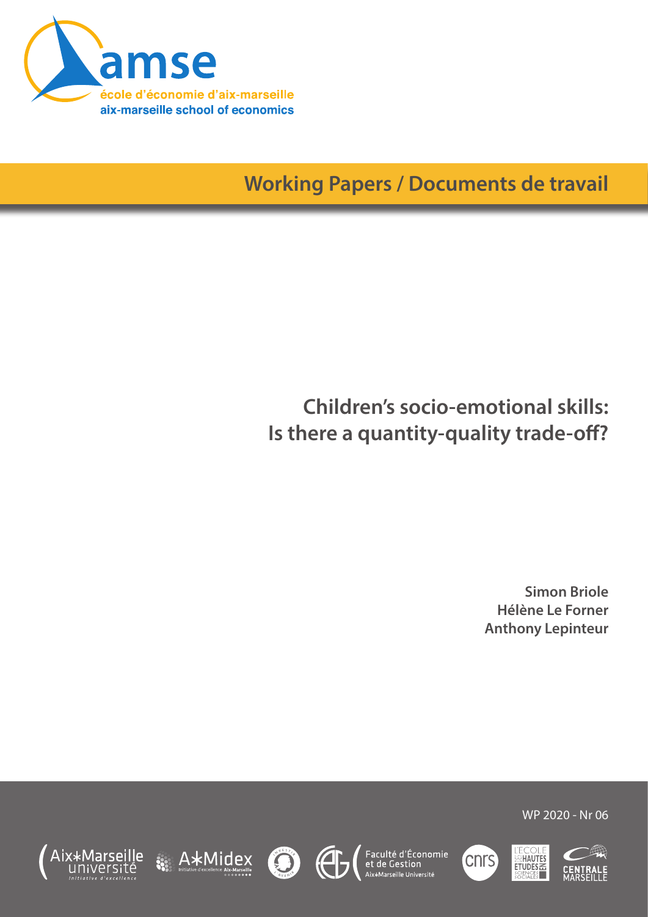amse

école d'économie d'aix-marseille

aix-marseille school of economics

**Working Papers / Documents de travail**

# Children's socio-emotional skills: Is there a quantity-quality trade-off?

**Simon Briole**

**Hélène Le Forner**

**Anthony Lepinteur**

WP 2020 - Nr 06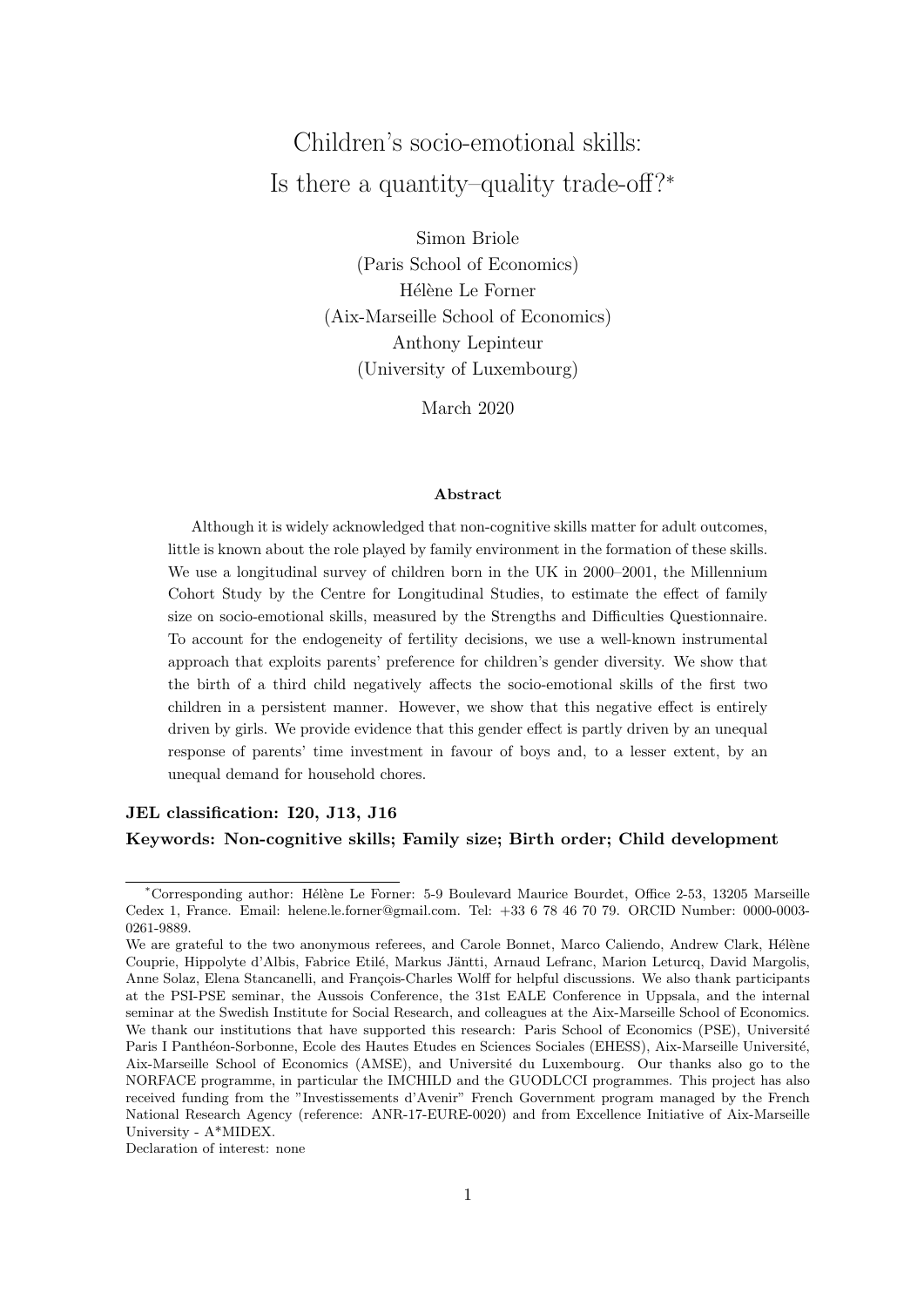# Children's socio-emotional skills: Is there a quantity–quality trade-off?*

Simon Briole
(Paris School of Economics)

Hélène Le Forner
(Aix-Marseille School of Economics)

Anthony Lepinteur
(University of Luxembourg)

March 2020

### Abstract

Although it is widely acknowledged that non-cognitive skills matter for adult outcomes, little is known about the role played by family environment in the formation of these skills. We use a longitudinal survey of children born in the UK in 2000–2001, the Millennium Cohort Study by the Centre for Longitudinal Studies, to estimate the effect of family size on socio-emotional skills, measured by the Strengths and Difficulties Questionnaire. To account for the endogeneity of fertility decisions, we use a well-known instrumental approach that exploits parents' preference for children's gender diversity. We show that the birth of a third child negatively affects the socio-emotional skills of the first two children in a persistent manner. However, we show that this negative effect is entirely driven by girls. We provide evidence that this gender effect is partly driven by an unequal response of parents' time investment in favour of boys and, to a lesser extent, by an unequal demand for household chores.

**JEL classification: I20, J13, J16**

**Keywords: Non-cognitive skills; Family size; Birth order; Child development**

---

*Corresponding author: Hélène Le Forner: 5-9 Boulevard Maurice Bourdet, Office 2-53, 13205 Marseille Cedex 1, France. Email: helene.le.forner@gmail.com. Tel: +33 6 78 46 70 79. ORCID Number: 0000-0003-0261-9889.

We are grateful to the two anonymous referees, and Carole Bonnet, Marco Caliendo, Andrew Clark, Hélène Couprie, Hippolyte d'Albis, Fabrice Etilé, Markus Jäntti, Arnaud Lefranc, Marion Leturcq, David Margolis, Anne Solaz, Elena Stancanelli, and François-Charles Wolff for helpful discussions. We also thank participants at the PSI-PSE seminar, the Aussois Conference, the 31st EALE Conference in Uppsala, and the internal seminar at the Swedish Institute for Social Research, and colleagues at the Aix-Marseille School of Economics. We thank our institutions that have supported this research: Paris School of Economics (PSE), Université Paris I Panthéon-Sorbonne, Ecole des Hautes Etudes en Sciences Sociales (EHESS), Aix-Marseille Université, Aix-Marseille School of Economics (AMSE), and Université du Luxembourg. Our thanks also go to the NORFACE programme, in particular the IMCHILD and the GUODLCCI programmes. This project has also received funding from the "Investissements d'Avenir" French Government program managed by the French National Research Agency (reference: ANR-17-EURE-0020) and from Excellence Initiative of Aix-Marseille University - A*MIDEX.

Declaration of interest: none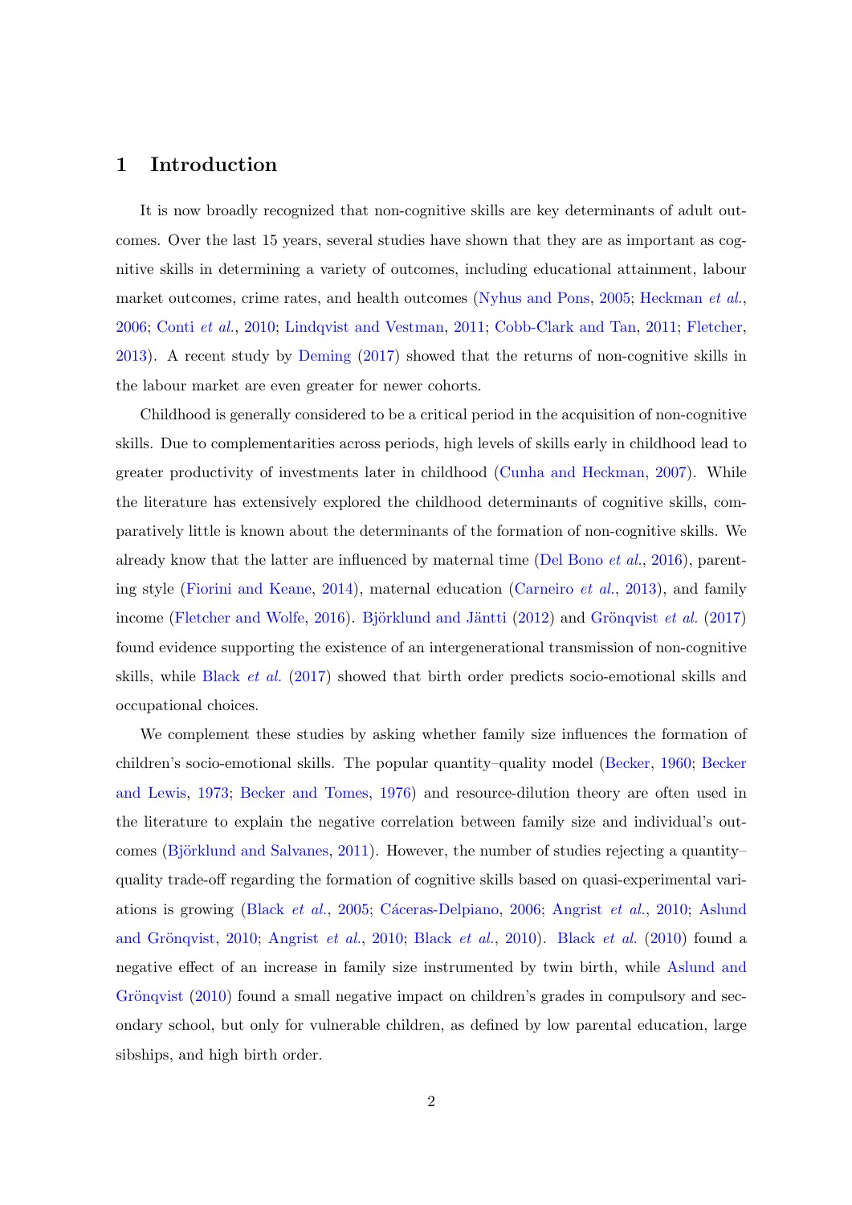# 1 Introduction

It is now broadly recognized that non-cognitive skills are key determinants of adult outcomes. Over the last 15 years, several studies have shown that they are as important as cognitive skills in determining a variety of outcomes, including educational attainment, labour market outcomes, crime rates, and health outcomes (Nyhus and Pons, 2005; Heckman *et al.*, 2006; Conti *et al.*, 2010; Lindqvist and Vestman, 2011; Cobb-Clark and Tan, 2011; Fletcher, 2013). A recent study by Deming (2017) showed that the returns of non-cognitive skills in the labour market are even greater for newer cohorts.

Childhood is generally considered to be a critical period in the acquisition of non-cognitive skills. Due to complementarities across periods, high levels of skills early in childhood lead to greater productivity of investments later in childhood (Cunha and Heckman, 2007). While the literature has extensively explored the childhood determinants of cognitive skills, comparatively little is known about the determinants of the formation of non-cognitive skills. We already know that the latter are influenced by maternal time (Del Bono *et al.*, 2016), parenting style (Fiorini and Keane, 2014), maternal education (Carneiro *et al.*, 2013), and family income (Fletcher and Wolfe, 2016). Björklund and Jäntti (2012) and Grönqvist *et al.* (2017) found evidence supporting the existence of an intergenerational transmission of non-cognitive skills, while Black *et al.* (2017) showed that birth order predicts socio-emotional skills and occupational choices.

We complement these studies by asking whether family size influences the formation of children's socio-emotional skills. The popular quantity–quality model (Becker, 1960; Becker and Lewis, 1973; Becker and Tomes, 1976) and resource-dilution theory are often used in the literature to explain the negative correlation between family size and individual's outcomes (Björklund and Salvanes, 2011). However, the number of studies rejecting a quantity–quality trade-off regarding the formation of cognitive skills based on quasi-experimental variations is growing (Black *et al.*, 2005; Cáceras-Delpiano, 2006; Angrist *et al.*, 2010; Aslund and Grönqvist, 2010; Angrist *et al.*, 2010; Black *et al.*, 2010). Black *et al.* (2010) found a negative effect of an increase in family size instrumented by twin birth, while Aslund and Grönqvist (2010) found a small negative impact on children's grades in compulsory and secondary school, but only for vulnerable children, as defined by low parental education, large sibships, and high birth order.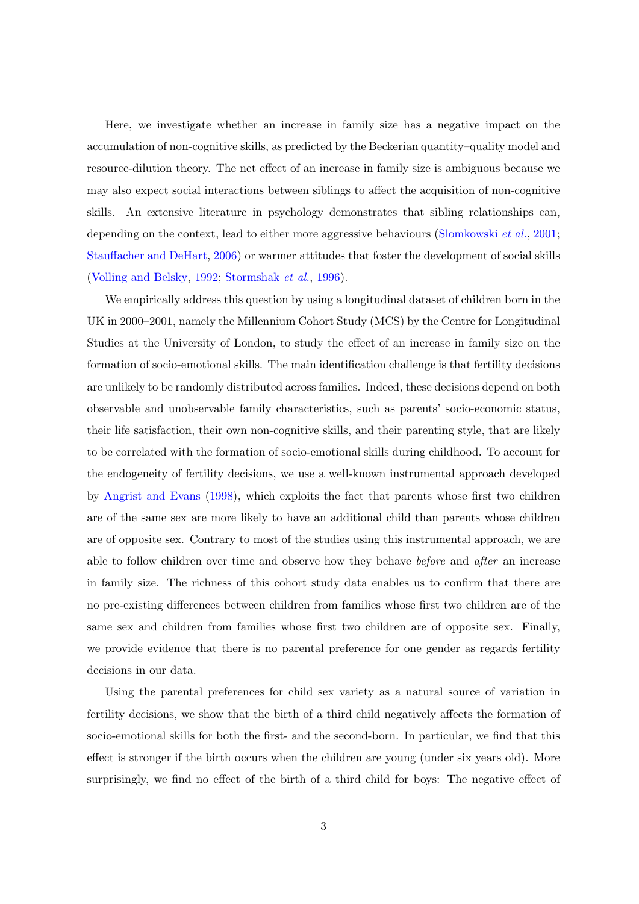Here, we investigate whether an increase in family size has a negative impact on the accumulation of non-cognitive skills, as predicted by the Beckerian quantity–quality model and resource-dilution theory. The net effect of an increase in family size is ambiguous because we may also expect social interactions between siblings to affect the acquisition of non-cognitive skills. An extensive literature in psychology demonstrates that sibling relationships can, depending on the context, lead to either more aggressive behaviours (Slomkowski *et al.*, 2001; Stauffacher and DeHart, 2006) or warmer attitudes that foster the development of social skills (Volling and Belsky, 1992; Stormshak *et al.*, 1996).

We empirically address this question by using a longitudinal dataset of children born in the UK in 2000–2001, namely the Millennium Cohort Study (MCS) by the Centre for Longitudinal Studies at the University of London, to study the effect of an increase in family size on the formation of socio-emotional skills. The main identification challenge is that fertility decisions are unlikely to be randomly distributed across families. Indeed, these decisions depend on both observable and unobservable family characteristics, such as parents' socio-economic status, their life satisfaction, their own non-cognitive skills, and their parenting style, that are likely to be correlated with the formation of socio-emotional skills during childhood. To account for the endogeneity of fertility decisions, we use a well-known instrumental approach developed by Angrist and Evans (1998), which exploits the fact that parents whose first two children are of the same sex are more likely to have an additional child than parents whose children are of opposite sex. Contrary to most of the studies using this instrumental approach, we are able to follow children over time and observe how they behave *before* and *after* an increase in family size. The richness of this cohort study data enables us to confirm that there are no pre-existing differences between children from families whose first two children are of the same sex and children from families whose first two children are of opposite sex. Finally, we provide evidence that there is no parental preference for one gender as regards fertility decisions in our data.

Using the parental preferences for child sex variety as a natural source of variation in fertility decisions, we show that the birth of a third child negatively affects the formation of socio-emotional skills for both the first- and the second-born. In particular, we find that this effect is stronger if the birth occurs when the children are young (under six years old). More surprisingly, we find no effect of the birth of a third child for boys: The negative effect of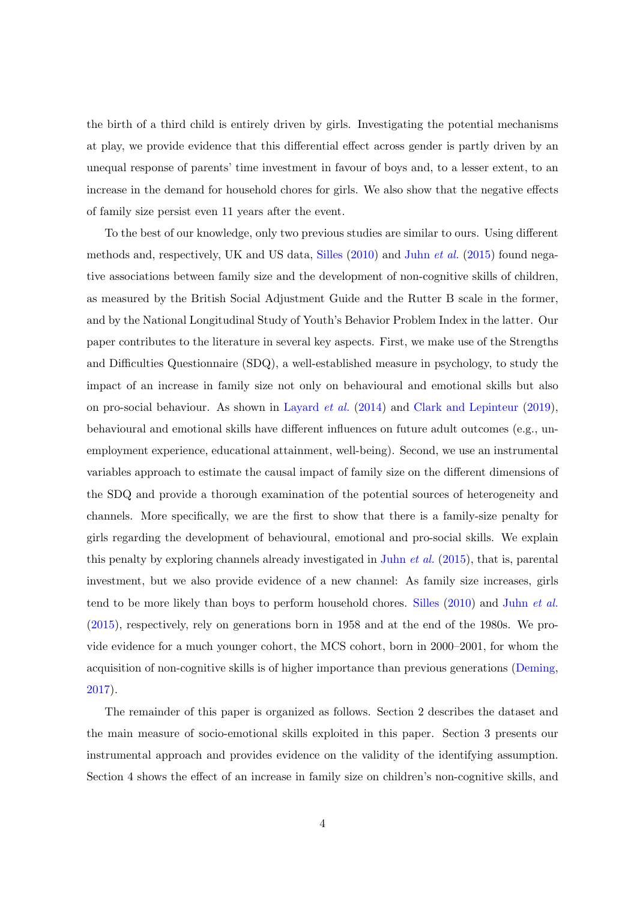the birth of a third child is entirely driven by girls. Investigating the potential mechanisms at play, we provide evidence that this differential effect across gender is partly driven by an unequal response of parents' time investment in favour of boys and, to a lesser extent, to an increase in the demand for household chores for girls. We also show that the negative effects of family size persist even 11 years after the event.

To the best of our knowledge, only two previous studies are similar to ours. Using different methods and, respectively, UK and US data, Silles (2010) and Juhn *et al.* (2015) found negative associations between family size and the development of non-cognitive skills of children, as measured by the British Social Adjustment Guide and the Rutter B scale in the former, and by the National Longitudinal Study of Youth's Behavior Problem Index in the latter. Our paper contributes to the literature in several key aspects. First, we make use of the Strengths and Difficulties Questionnaire (SDQ), a well-established measure in psychology, to study the impact of an increase in family size not only on behavioural and emotional skills but also on pro-social behaviour. As shown in Layard *et al.* (2014) and Clark and Lepinteur (2019), behavioural and emotional skills have different influences on future adult outcomes (e.g., unemployment experience, educational attainment, well-being). Second, we use an instrumental variables approach to estimate the causal impact of family size on the different dimensions of the SDQ and provide a thorough examination of the potential sources of heterogeneity and channels. More specifically, we are the first to show that there is a family-size penalty for girls regarding the development of behavioural, emotional and pro-social skills. We explain this penalty by exploring channels already investigated in Juhn *et al.* (2015), that is, parental investment, but we also provide evidence of a new channel: As family size increases, girls tend to be more likely than boys to perform household chores. Silles (2010) and Juhn *et al.* (2015), respectively, rely on generations born in 1958 and at the end of the 1980s. We provide evidence for a much younger cohort, the MCS cohort, born in 2000–2001, for whom the acquisition of non-cognitive skills is of higher importance than previous generations (Deming, 2017).

The remainder of this paper is organized as follows. Section 2 describes the dataset and the main measure of socio-emotional skills exploited in this paper. Section 3 presents our instrumental approach and provides evidence on the validity of the identifying assumption. Section 4 shows the effect of an increase in family size on children's non-cognitive skills, and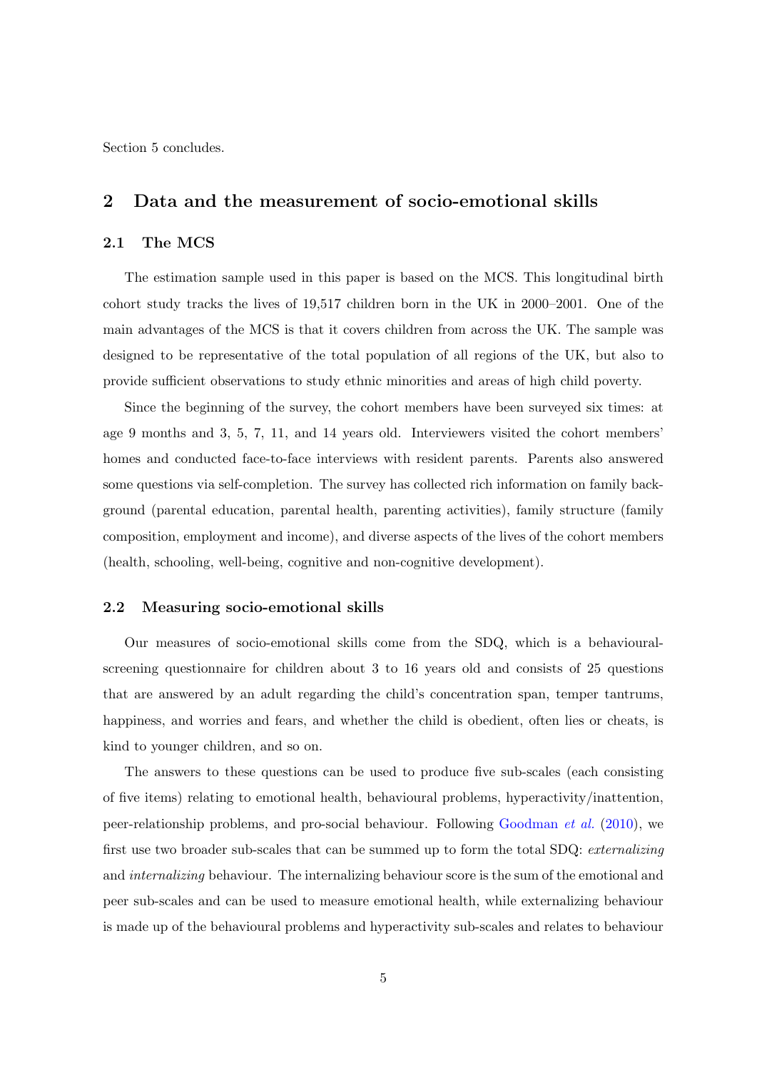Section 5 concludes.

## 2 Data and the measurement of socio-emotional skills

### 2.1 The MCS

The estimation sample used in this paper is based on the MCS. This longitudinal birth cohort study tracks the lives of 19,517 children born in the UK in 2000–2001. One of the main advantages of the MCS is that it covers children from across the UK. The sample was designed to be representative of the total population of all regions of the UK, but also to provide sufficient observations to study ethnic minorities and areas of high child poverty.

Since the beginning of the survey, the cohort members have been surveyed six times: at age 9 months and 3, 5, 7, 11, and 14 years old. Interviewers visited the cohort members' homes and conducted face-to-face interviews with resident parents. Parents also answered some questions via self-completion. The survey has collected rich information on family background (parental education, parental health, parenting activities), family structure (family composition, employment and income), and diverse aspects of the lives of the cohort members (health, schooling, well-being, cognitive and non-cognitive development).

### 2.2 Measuring socio-emotional skills

Our measures of socio-emotional skills come from the SDQ, which is a behavioural-screening questionnaire for children about 3 to 16 years old and consists of 25 questions that are answered by an adult regarding the child's concentration span, temper tantrums, happiness, and worries and fears, and whether the child is obedient, often lies or cheats, is kind to younger children, and so on.

The answers to these questions can be used to produce five sub-scales (each consisting of five items) relating to emotional health, behavioural problems, hyperactivity/inattention, peer-relationship problems, and pro-social behaviour. Following Goodman *et al.* (2010), we first use two broader sub-scales that can be summed up to form the total SDQ: *externalizing* and *internalizing* behaviour. The internalizing behaviour score is the sum of the emotional and peer sub-scales and can be used to measure emotional health, while externalizing behaviour is made up of the behavioural problems and hyperactivity sub-scales and relates to behaviour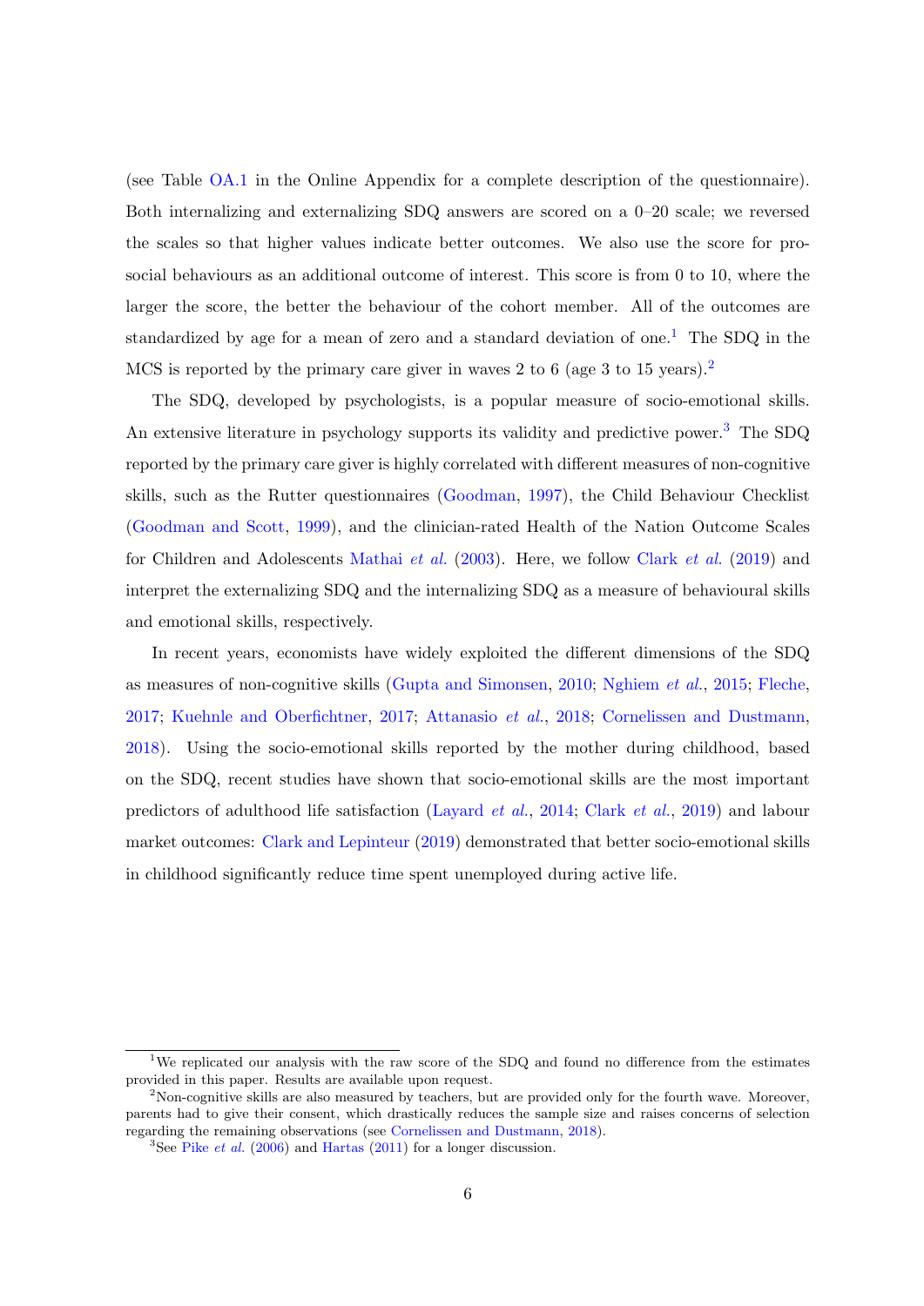(see Table OA.1 in the Online Appendix for a complete description of the questionnaire). Both internalizing and externalizing SDQ answers are scored on a 0–20 scale; we reversed the scales so that higher values indicate better outcomes. We also use the score for pro-social behaviours as an additional outcome of interest. This score is from 0 to 10, where the larger the score, the better the behaviour of the cohort member. All of the outcomes are standardized by age for a mean of zero and a standard deviation of one.[1] The SDQ in the MCS is reported by the primary care giver in waves 2 to 6 (age 3 to 15 years).[2]

The SDQ, developed by psychologists, is a popular measure of socio-emotional skills. An extensive literature in psychology supports its validity and predictive power.[3] The SDQ reported by the primary care giver is highly correlated with different measures of non-cognitive skills, such as the Rutter questionnaires (Goodman, 1997), the Child Behaviour Checklist (Goodman and Scott, 1999), and the clinician-rated Health of the Nation Outcome Scales for Children and Adolescents Mathai *et al.* (2003). Here, we follow Clark *et al.* (2019) and interpret the externalizing SDQ and the internalizing SDQ as a measure of behavioural skills and emotional skills, respectively.

In recent years, economists have widely exploited the different dimensions of the SDQ as measures of non-cognitive skills (Gupta and Simonsen, 2010; Nghiem *et al.*, 2015; Fleche, 2017; Kuehnle and Oberfichtner, 2017; Attanasio *et al.*, 2018; Cornelissen and Dustmann, 2018). Using the socio-emotional skills reported by the mother during childhood, based on the SDQ, recent studies have shown that socio-emotional skills are the most important predictors of adulthood life satisfaction (Layard *et al.*, 2014; Clark *et al.*, 2019) and labour market outcomes: Clark and Lepinteur (2019) demonstrated that better socio-emotional skills in childhood significantly reduce time spent unemployed during active life.

---

[1] We replicated our analysis with the raw score of the SDQ and found no difference from the estimates provided in this paper. Results are available upon request.

[2] Non-cognitive skills are also measured by teachers, but are provided only for the fourth wave. Moreover, parents had to give their consent, which drastically reduces the sample size and raises concerns of selection regarding the remaining observations (see Cornelissen and Dustmann, 2018).

[3] See Pike *et al.* (2006) and Hartas (2011) for a longer discussion.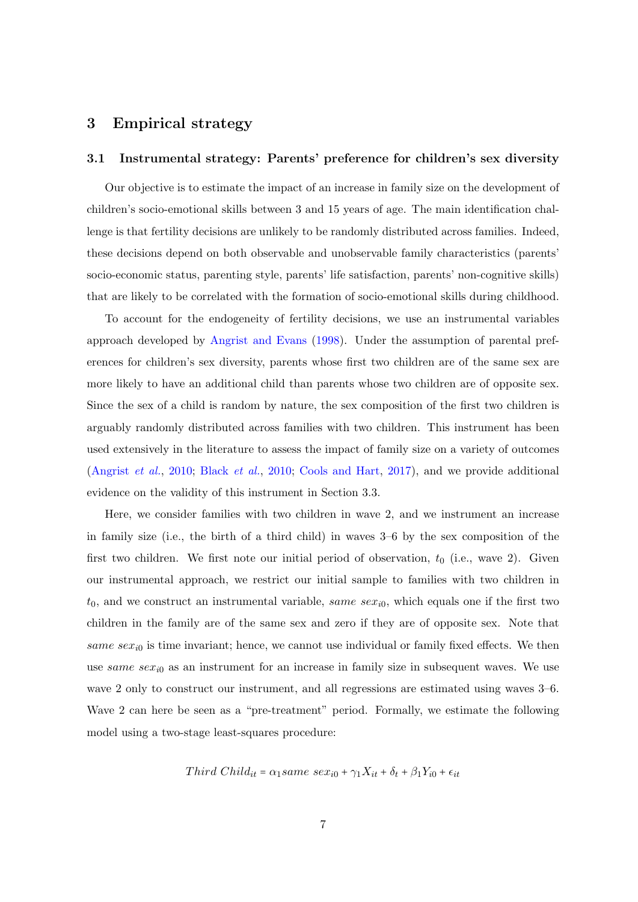## 3 Empirical strategy

### 3.1 Instrumental strategy: Parents' preference for children's sex diversity

Our objective is to estimate the impact of an increase in family size on the development of children's socio-emotional skills between 3 and 15 years of age. The main identification challenge is that fertility decisions are unlikely to be randomly distributed across families. Indeed, these decisions depend on both observable and unobservable family characteristics (parents' socio-economic status, parenting style, parents' life satisfaction, parents' non-cognitive skills) that are likely to be correlated with the formation of socio-emotional skills during childhood.

To account for the endogeneity of fertility decisions, we use an instrumental variables approach developed by Angrist and Evans (1998). Under the assumption of parental preferences for children's sex diversity, parents whose first two children are of the same sex are more likely to have an additional child than parents whose two children are of opposite sex. Since the sex of a child is random by nature, the sex composition of the first two children is arguably randomly distributed across families with two children. This instrument has been used extensively in the literature to assess the impact of family size on a variety of outcomes (Angrist *et al.*, 2010; Black *et al.*, 2010; Cools and Hart, 2017), and we provide additional evidence on the validity of this instrument in Section 3.3.

Here, we consider families with two children in wave 2, and we instrument an increase in family size (i.e., the birth of a third child) in waves 3–6 by the sex composition of the first two children. We first note our initial period of observation, $t_0$ (i.e., wave 2). Given our instrumental approach, we restrict our initial sample to families with two children in $t_0$, and we construct an instrumental variable, $same\ sex_{i0}$, which equals one if the first two children in the family are of the same sex and zero if they are of opposite sex. Note that $same\ sex_{i0}$ is time invariant; hence, we cannot use individual or family fixed effects. We then use $same\ sex_{i0}$ as an instrument for an increase in family size in subsequent waves. We use wave 2 only to construct our instrument, and all regressions are estimated using waves 3–6. Wave 2 can here be seen as a "pre-treatment" period. Formally, we estimate the following model using a two-stage least-squares procedure:

$$Third\ Child_{it} = \alpha_1 same\ sex_{i0} + \gamma_1 X_{it} + \delta_t + \beta_1 Y_{i0} + \epsilon_{it}$$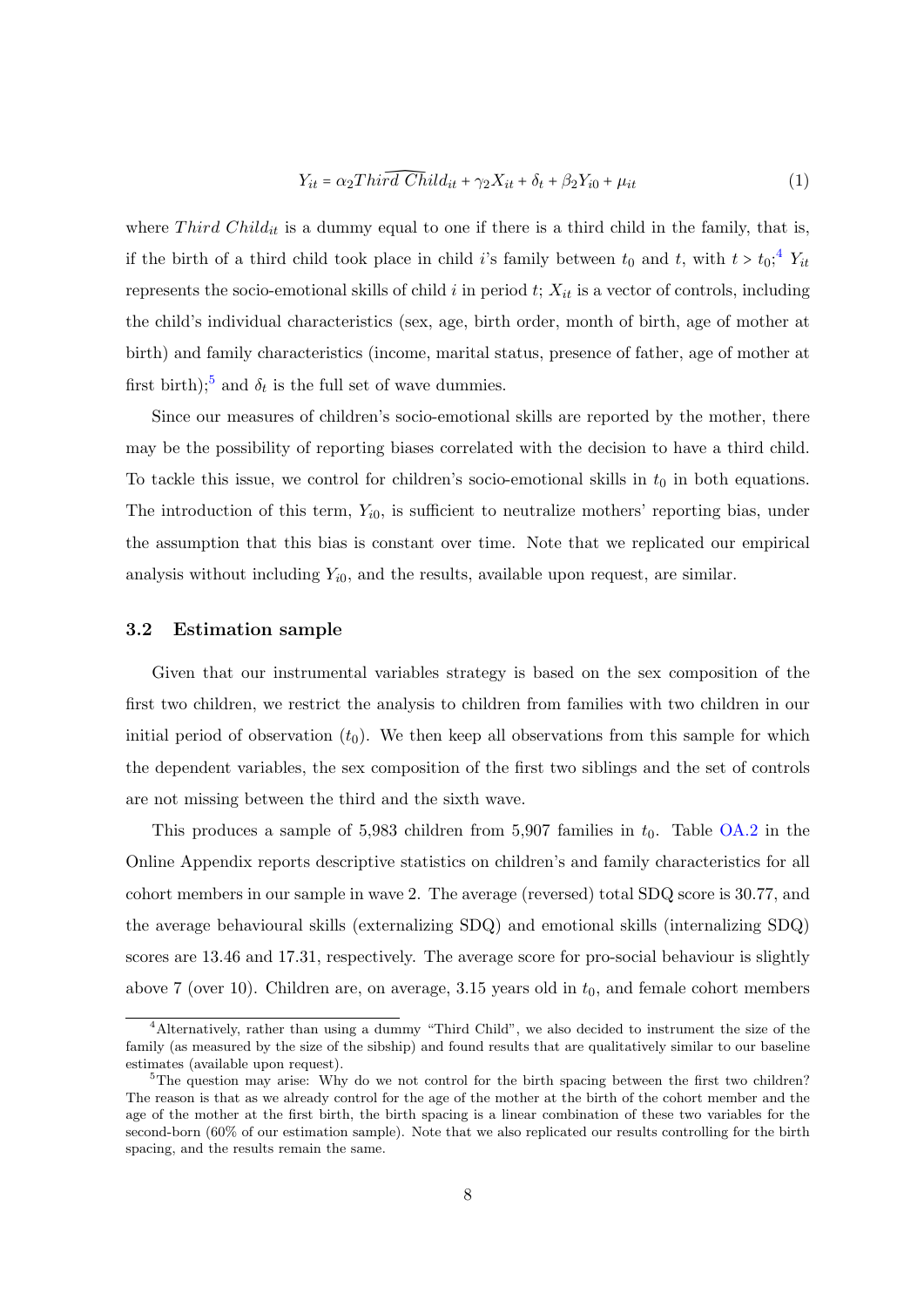$$Y_{it} = \alpha_2 \widehat{Third\ Child}_{it} + \gamma_2 X_{it} + \delta_t + \beta_2 Y_{i0} + \mu_{it} \tag{1}$$

where $Third\ Child_{it}$ is a dummy equal to one if there is a third child in the family, that is, if the birth of a third child took place in child $i$'s family between $t_0$ and $t$, with $t > t_0$;[4] $Y_{it}$ represents the socio-emotional skills of child $i$ in period $t$; $X_{it}$ is a vector of controls, including the child's individual characteristics (sex, age, birth order, month of birth, age of mother at birth) and family characteristics (income, marital status, presence of father, age of mother at first birth);[5] and $\delta_t$ is the full set of wave dummies.

Since our measures of children's socio-emotional skills are reported by the mother, there may be the possibility of reporting biases correlated with the decision to have a third child. To tackle this issue, we control for children's socio-emotional skills in $t_0$ in both equations. The introduction of this term, $Y_{i0}$, is sufficient to neutralize mothers' reporting bias, under the assumption that this bias is constant over time. Note that we replicated our empirical analysis without including $Y_{i0}$, and the results, available upon request, are similar.

### 3.2 Estimation sample

Given that our instrumental variables strategy is based on the sex composition of the first two children, we restrict the analysis to children from families with two children in our initial period of observation ($t_0$). We then keep all observations from this sample for which the dependent variables, the sex composition of the first two siblings and the set of controls are not missing between the third and the sixth wave.

This produces a sample of 5,983 children from 5,907 families in $t_0$. Table OA.2 in the Online Appendix reports descriptive statistics on children's and family characteristics for all cohort members in our sample in wave 2. The average (reversed) total SDQ score is 30.77, and the average behavioural skills (externalizing SDQ) and emotional skills (internalizing SDQ) scores are 13.46 and 17.31, respectively. The average score for pro-social behaviour is slightly above 7 (over 10). Children are, on average, 3.15 years old in $t_0$, and female cohort members

[4] Alternatively, rather than using a dummy "Third Child", we also decided to instrument the size of the family (as measured by the size of the sibship) and found results that are qualitatively similar to our baseline estimates (available upon request).

[5] The question may arise: Why do we not control for the birth spacing between the first two children? The reason is that as we already control for the age of the mother at the birth of the cohort member and the age of the mother at the first birth, the birth spacing is a linear combination of these two variables for the second-born (60% of our estimation sample). Note that we also replicated our results controlling for the birth spacing, and the results remain the same.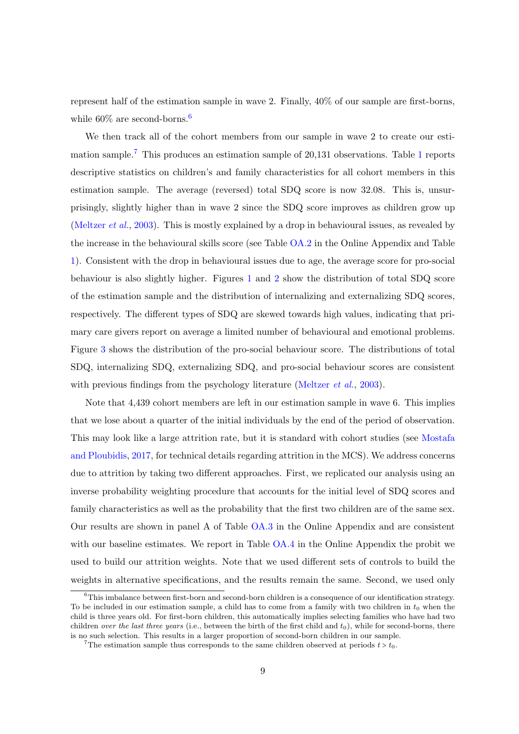represent half of the estimation sample in wave 2. Finally, 40% of our sample are first-borns, while 60% are second-borns.[6]

We then track all of the cohort members from our sample in wave 2 to create our estimation sample.[7] This produces an estimation sample of 20,131 observations. Table 1 reports descriptive statistics on children's and family characteristics for all cohort members in this estimation sample. The average (reversed) total SDQ score is now 32.08. This is, unsurprisingly, slightly higher than in wave 2 since the SDQ score improves as children grow up (Meltzer *et al.*, 2003). This is mostly explained by a drop in behavioural issues, as revealed by the increase in the behavioural skills score (see Table OA.2 in the Online Appendix and Table 1). Consistent with the drop in behavioural issues due to age, the average score for pro-social behaviour is also slightly higher. Figures 1 and 2 show the distribution of total SDQ score of the estimation sample and the distribution of internalizing and externalizing SDQ scores, respectively. The different types of SDQ are skewed towards high values, indicating that primary care givers report on average a limited number of behavioural and emotional problems. Figure 3 shows the distribution of the pro-social behaviour score. The distributions of total SDQ, internalizing SDQ, externalizing SDQ, and pro-social behaviour scores are consistent with previous findings from the psychology literature (Meltzer *et al.*, 2003).

Note that 4,439 cohort members are left in our estimation sample in wave 6. This implies that we lose about a quarter of the initial individuals by the end of the period of observation. This may look like a large attrition rate, but it is standard with cohort studies (see Mostafa and Ploubidis, 2017, for technical details regarding attrition in the MCS). We address concerns due to attrition by taking two different approaches. First, we replicated our analysis using an inverse probability weighting procedure that accounts for the initial level of SDQ scores and family characteristics as well as the probability that the first two children are of the same sex. Our results are shown in panel A of Table OA.3 in the Online Appendix and are consistent with our baseline estimates. We report in Table OA.4 in the Online Appendix the probit we used to build our attrition weights. Note that we used different sets of controls to build the weights in alternative specifications, and the results remain the same. Second, we used only

[6] This imbalance between first-born and second-born children is a consequence of our identification strategy. To be included in our estimation sample, a child has to come from a family with two children in $t_0$ when the child is three years old. For first-born children, this automatically implies selecting families who have had two children *over the last three years* (i.e., between the birth of the first child and $t_0$), while for second-borns, there is no such selection. This results in a larger proportion of second-born children in our sample.

[7] The estimation sample thus corresponds to the same children observed at periods $t > t_0$.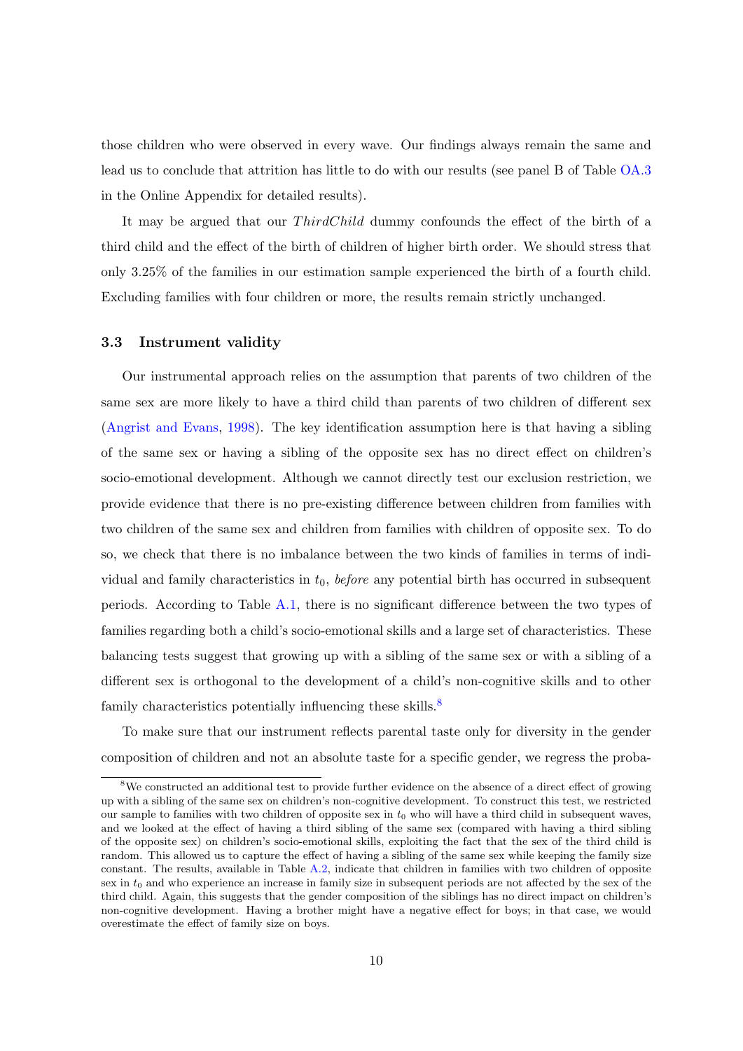those children who were observed in every wave. Our findings always remain the same and lead us to conclude that attrition has little to do with our results (see panel B of Table OA.3 in the Online Appendix for detailed results).

It may be argued that our *ThirdChild* dummy confounds the effect of the birth of a third child and the effect of the birth of children of higher birth order. We should stress that only 3.25% of the families in our estimation sample experienced the birth of a fourth child. Excluding families with four children or more, the results remain strictly unchanged.

### 3.3 Instrument validity

Our instrumental approach relies on the assumption that parents of two children of the same sex are more likely to have a third child than parents of two children of different sex (Angrist and Evans, 1998). The key identification assumption here is that having a sibling of the same sex or having a sibling of the opposite sex has no direct effect on children's socio-emotional development. Although we cannot directly test our exclusion restriction, we provide evidence that there is no pre-existing difference between children from families with two children of the same sex and children from families with children of opposite sex. To do so, we check that there is no imbalance between the two kinds of families in terms of individual and family characteristics in $t_0$, *before* any potential birth has occurred in subsequent periods. According to Table A.1, there is no significant difference between the two types of families regarding both a child's socio-emotional skills and a large set of characteristics. These balancing tests suggest that growing up with a sibling of the same sex or with a sibling of a different sex is orthogonal to the development of a child's non-cognitive skills and to other family characteristics potentially influencing these skills.[8]

To make sure that our instrument reflects parental taste only for diversity in the gender composition of children and not an absolute taste for a specific gender, we regress the proba-

[8] We constructed an additional test to provide further evidence on the absence of a direct effect of growing up with a sibling of the same sex on children's non-cognitive development. To construct this test, we restricted our sample to families with two children of opposite sex in $t_0$ who will have a third child in subsequent waves, and we looked at the effect of having a third sibling of the same sex (compared with having a third sibling of the opposite sex) on children's socio-emotional skills, exploiting the fact that the sex of the third child is random. This allowed us to capture the effect of having a sibling of the same sex while keeping the family size constant. The results, available in Table A.2, indicate that children in families with two children of opposite sex in $t_0$ and who experience an increase in family size in subsequent periods are not affected by the sex of the third child. Again, this suggests that the gender composition of the siblings has no direct impact on children's non-cognitive development. Having a brother might have a negative effect for boys; in that case, we would overestimate the effect of family size on boys.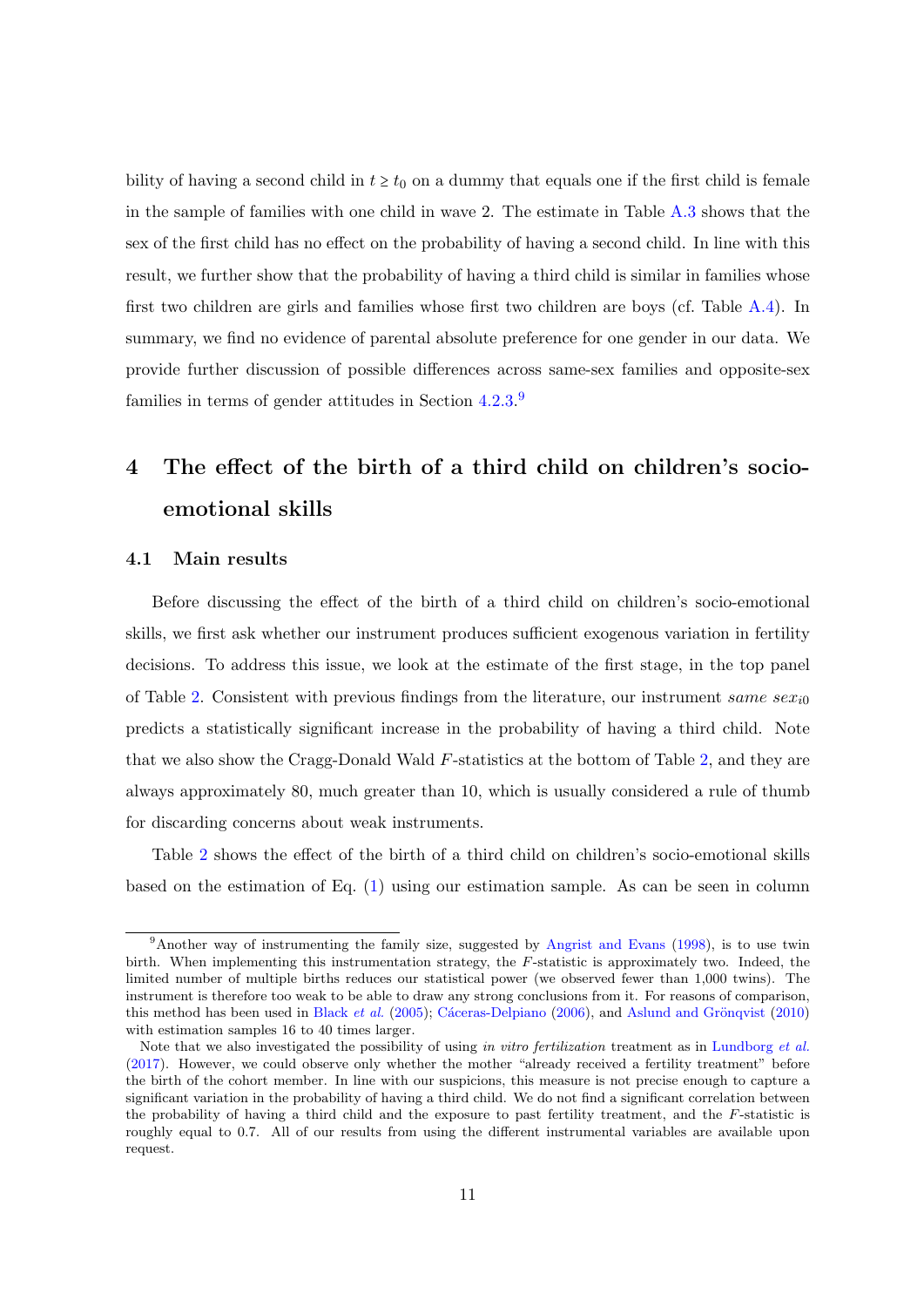bility of having a second child in $t \geq t_0$ on a dummy that equals one if the first child is female in the sample of families with one child in wave 2. The estimate in Table A.3 shows that the sex of the first child has no effect on the probability of having a second child. In line with this result, we further show that the probability of having a third child is similar in families whose first two children are girls and families whose first two children are boys (cf. Table A.4). In summary, we find no evidence of parental absolute preference for one gender in our data. We provide further discussion of possible differences across same-sex families and opposite-sex families in terms of gender attitudes in Section 4.2.3.[9]

# 4 The effect of the birth of a third child on children's socio-emotional skills

## 4.1 Main results

Before discussing the effect of the birth of a third child on children's socio-emotional skills, we first ask whether our instrument produces sufficient exogenous variation in fertility decisions. To address this issue, we look at the estimate of the first stage, in the top panel of Table 2. Consistent with previous findings from the literature, our instrument $\textit{same sex}_{i0}$ predicts a statistically significant increase in the probability of having a third child. Note that we also show the Cragg-Donald Wald $F$-statistics at the bottom of Table 2, and they are always approximately 80, much greater than 10, which is usually considered a rule of thumb for discarding concerns about weak instruments.

Table 2 shows the effect of the birth of a third child on children's socio-emotional skills based on the estimation of Eq. (1) using our estimation sample. As can be seen in column

[9] Another way of instrumenting the family size, suggested by Angrist and Evans (1998), is to use twin birth. When implementing this instrumentation strategy, the $F$-statistic is approximately two. Indeed, the limited number of multiple births reduces our statistical power (we observed fewer than 1,000 twins). The instrument is therefore too weak to be able to draw any strong conclusions from it. For reasons of comparison, this method has been used in Black *et al.* (2005); Cáceras-Delpiano (2006), and Aslund and Grönqvist (2010) with estimation samples 16 to 40 times larger.

Note that we also investigated the possibility of using *in vitro fertilization* treatment as in Lundborg *et al.* (2017). However, we could observe only whether the mother "already received a fertility treatment" before the birth of the cohort member. In line with our suspicions, this measure is not precise enough to capture a significant variation in the probability of having a third child. We do not find a significant correlation between the probability of having a third child and the exposure to past fertility treatment, and the $F$-statistic is roughly equal to 0.7. All of our results from using the different instrumental variables are available upon request.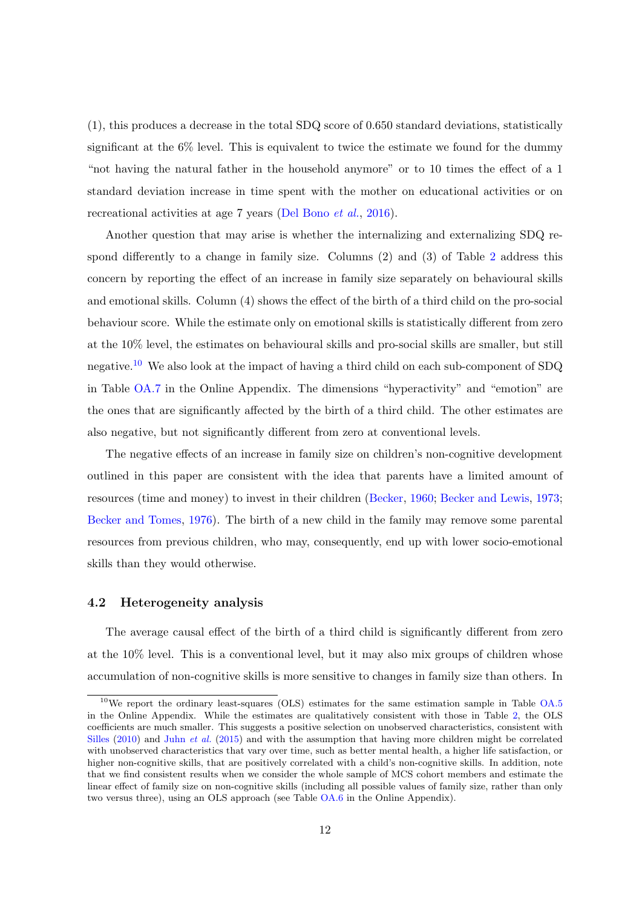(1), this produces a decrease in the total SDQ score of 0.650 standard deviations, statistically significant at the 6% level. This is equivalent to twice the estimate we found for the dummy "not having the natural father in the household anymore" or to 10 times the effect of a 1 standard deviation increase in time spent with the mother on educational activities or on recreational activities at age 7 years (Del Bono *et al.*, 2016).

Another question that may arise is whether the internalizing and externalizing SDQ respond differently to a change in family size. Columns (2) and (3) of Table 2 address this concern by reporting the effect of an increase in family size separately on behavioural skills and emotional skills. Column (4) shows the effect of the birth of a third child on the pro-social behaviour score. While the estimate only on emotional skills is statistically different from zero at the 10% level, the estimates on behavioural skills and pro-social skills are smaller, but still negative.[10] We also look at the impact of having a third child on each sub-component of SDQ in Table OA.7 in the Online Appendix. The dimensions "hyperactivity" and "emotion" are the ones that are significantly affected by the birth of a third child. The other estimates are also negative, but not significantly different from zero at conventional levels.

The negative effects of an increase in family size on children's non-cognitive development outlined in this paper are consistent with the idea that parents have a limited amount of resources (time and money) to invest in their children (Becker, 1960; Becker and Lewis, 1973; Becker and Tomes, 1976). The birth of a new child in the family may remove some parental resources from previous children, who may, consequently, end up with lower socio-emotional skills than they would otherwise.

### 4.2 Heterogeneity analysis

The average causal effect of the birth of a third child is significantly different from zero at the 10% level. This is a conventional level, but it may also mix groups of children whose accumulation of non-cognitive skills is more sensitive to changes in family size than others. In

[10] We report the ordinary least-squares (OLS) estimates for the same estimation sample in Table OA.5 in the Online Appendix. While the estimates are qualitatively consistent with those in Table 2, the OLS coefficients are much smaller. This suggests a positive selection on unobserved characteristics, consistent with Silles (2010) and Juhn *et al.* (2015) and with the assumption that having more children might be correlated with unobserved characteristics that vary over time, such as better mental health, a higher life satisfaction, or higher non-cognitive skills, that are positively correlated with a child's non-cognitive skills. In addition, note that we find consistent results when we consider the whole sample of MCS cohort members and estimate the linear effect of family size on non-cognitive skills (including all possible values of family size, rather than only two versus three), using an OLS approach (see Table OA.6 in the Online Appendix).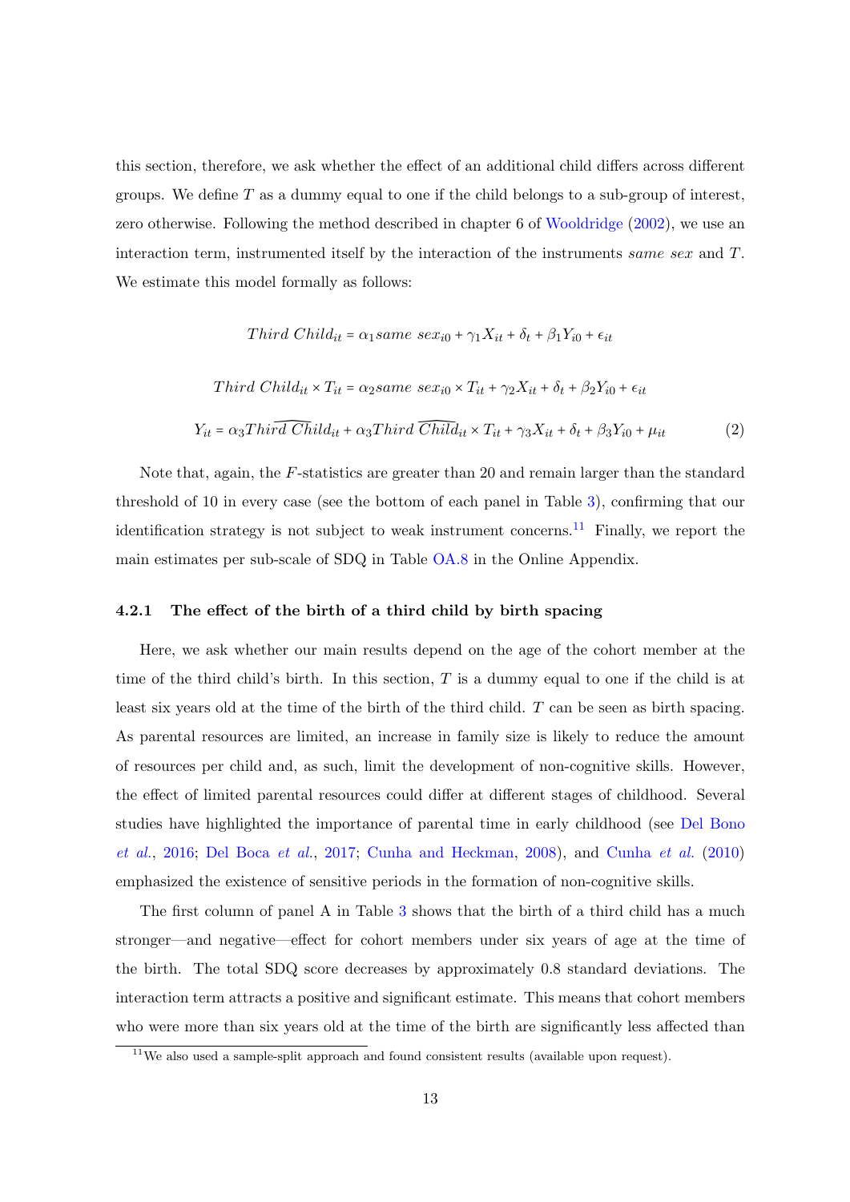this section, therefore, we ask whether the effect of an additional child differs across different groups. We define $T$ as a dummy equal to one if the child belongs to a sub-group of interest, zero otherwise. Following the method described in chapter 6 of Wooldridge (2002), we use an interaction term, instrumented itself by the interaction of the instruments *same sex* and $T$. We estimate this model formally as follows:

$$Third\ Child_{it} = \alpha_1 same\ sex_{i0} + \gamma_1 X_{it} + \delta_t + \beta_1 Y_{i0} + \epsilon_{it}$$

$$Third\ Child_{it} \times T_{it} = \alpha_2 same\ sex_{i0} \times T_{it} + \gamma_2 X_{it} + \delta_t + \beta_2 Y_{i0} + \epsilon_{it}$$

$$Y_{it} = \alpha_3 \widehat{Third\ Child}_{it} + \alpha_3 \widehat{Third\ Child}_{it} \times T_{it} + \gamma_3 X_{it} + \delta_t + \beta_3 Y_{i0} + \mu_{it} \tag{2}$$

Note that, again, the $F$-statistics are greater than 20 and remain larger than the standard threshold of 10 in every case (see the bottom of each panel in Table 3), confirming that our identification strategy is not subject to weak instrument concerns.[11] Finally, we report the main estimates per sub-scale of SDQ in Table OA.8 in the Online Appendix.

### 4.2.1 The effect of the birth of a third child by birth spacing

Here, we ask whether our main results depend on the age of the cohort member at the time of the third child's birth. In this section, $T$ is a dummy equal to one if the child is at least six years old at the time of the birth of the third child. $T$ can be seen as birth spacing. As parental resources are limited, an increase in family size is likely to reduce the amount of resources per child and, as such, limit the development of non-cognitive skills. However, the effect of limited parental resources could differ at different stages of childhood. Several studies have highlighted the importance of parental time in early childhood (see Del Bono *et al.*, 2016; Del Boca *et al.*, 2017; Cunha and Heckman, 2008), and Cunha *et al.* (2010) emphasized the existence of sensitive periods in the formation of non-cognitive skills.

The first column of panel A in Table 3 shows that the birth of a third child has a much stronger—and negative—effect for cohort members under six years of age at the time of the birth. The total SDQ score decreases by approximately 0.8 standard deviations. The interaction term attracts a positive and significant estimate. This means that cohort members who were more than six years old at the time of the birth are significantly less affected than

[11] We also used a sample-split approach and found consistent results (available upon request).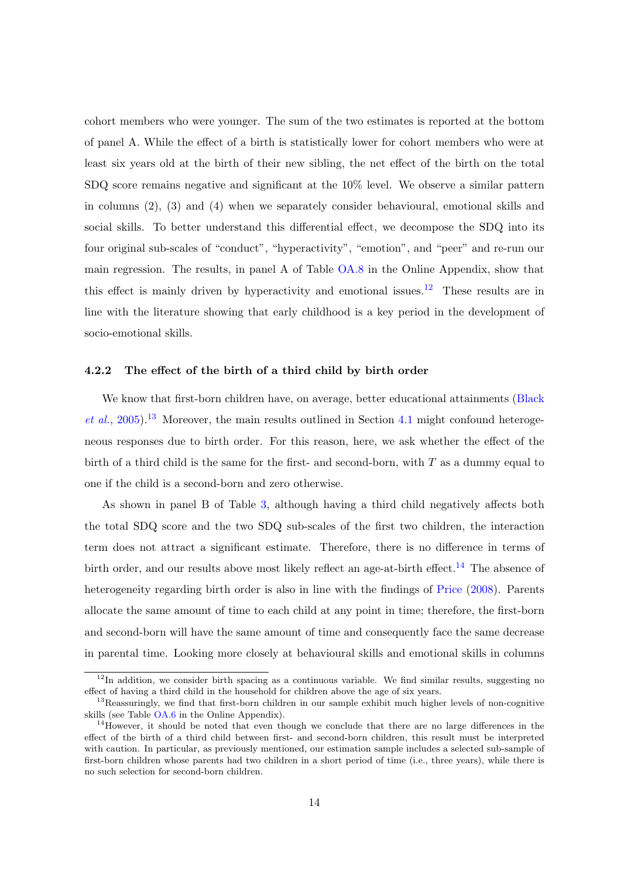cohort members who were younger. The sum of the two estimates is reported at the bottom of panel A. While the effect of a birth is statistically lower for cohort members who were at least six years old at the birth of their new sibling, the net effect of the birth on the total SDQ score remains negative and significant at the 10% level. We observe a similar pattern in columns (2), (3) and (4) when we separately consider behavioural, emotional skills and social skills. To better understand this differential effect, we decompose the SDQ into its four original sub-scales of "conduct", "hyperactivity", "emotion", and "peer" and re-run our main regression. The results, in panel A of Table OA.8 in the Online Appendix, show that this effect is mainly driven by hyperactivity and emotional issues.[12] These results are in line with the literature showing that early childhood is a key period in the development of socio-emotional skills.

### 4.2.2 The effect of the birth of a third child by birth order

We know that first-born children have, on average, better educational attainments (Black *et al.*, 2005).[13] Moreover, the main results outlined in Section 4.1 might confound heterogeneous responses due to birth order. For this reason, here, we ask whether the effect of the birth of a third child is the same for the first- and second-born, with $T$ as a dummy equal to one if the child is a second-born and zero otherwise.

As shown in panel B of Table 3, although having a third child negatively affects both the total SDQ score and the two SDQ sub-scales of the first two children, the interaction term does not attract a significant estimate. Therefore, there is no difference in terms of birth order, and our results above most likely reflect an age-at-birth effect.[14] The absence of heterogeneity regarding birth order is also in line with the findings of Price (2008). Parents allocate the same amount of time to each child at any point in time; therefore, the first-born and second-born will have the same amount of time and consequently face the same decrease in parental time. Looking more closely at behavioural skills and emotional skills in columns

---

[12] In addition, we consider birth spacing as a continuous variable. We find similar results, suggesting no effect of having a third child in the household for children above the age of six years.

[13] Reassuringly, we find that first-born children in our sample exhibit much higher levels of non-cognitive skills (see Table OA.6 in the Online Appendix).

[14] However, it should be noted that even though we conclude that there are no large differences in the effect of the birth of a third child between first- and second-born children, this result must be interpreted with caution. In particular, as previously mentioned, our estimation sample includes a selected sub-sample of first-born children whose parents had two children in a short period of time (i.e., three years), while there is no such selection for second-born children.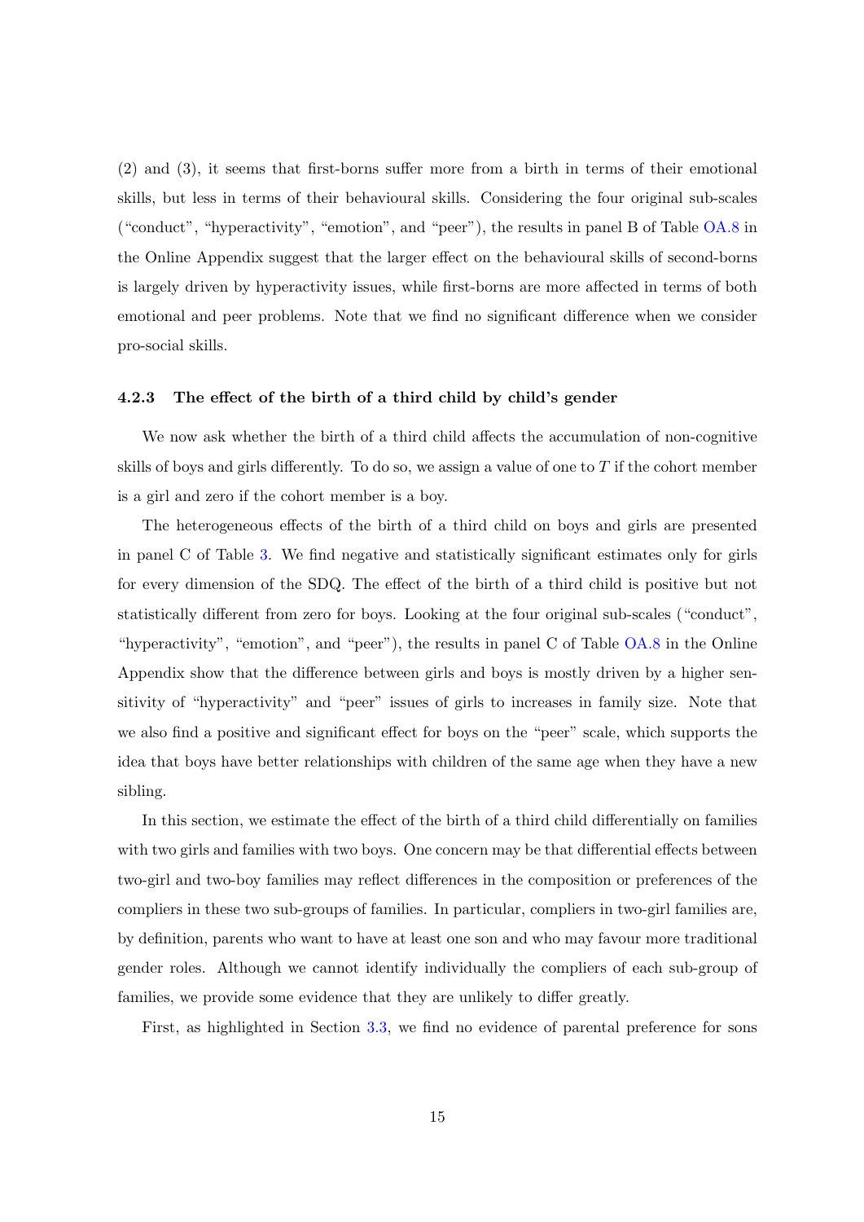(2) and (3), it seems that first-borns suffer more from a birth in terms of their emotional skills, but less in terms of their behavioural skills. Considering the four original sub-scales ("conduct", "hyperactivity", "emotion", and "peer"), the results in panel B of Table OA.8 in the Online Appendix suggest that the larger effect on the behavioural skills of second-borns is largely driven by hyperactivity issues, while first-borns are more affected in terms of both emotional and peer problems. Note that we find no significant difference when we consider pro-social skills.

#### 4.2.3 The effect of the birth of a third child by child's gender

We now ask whether the birth of a third child affects the accumulation of non-cognitive skills of boys and girls differently. To do so, we assign a value of one to $T$ if the cohort member is a girl and zero if the cohort member is a boy.

The heterogeneous effects of the birth of a third child on boys and girls are presented in panel C of Table 3. We find negative and statistically significant estimates only for girls for every dimension of the SDQ. The effect of the birth of a third child is positive but not statistically different from zero for boys. Looking at the four original sub-scales ("conduct", "hyperactivity", "emotion", and "peer"), the results in panel C of Table OA.8 in the Online Appendix show that the difference between girls and boys is mostly driven by a higher sensitivity of "hyperactivity" and "peer" issues of girls to increases in family size. Note that we also find a positive and significant effect for boys on the "peer" scale, which supports the idea that boys have better relationships with children of the same age when they have a new sibling.

In this section, we estimate the effect of the birth of a third child differentially on families with two girls and families with two boys. One concern may be that differential effects between two-girl and two-boy families may reflect differences in the composition or preferences of the compliers in these two sub-groups of families. In particular, compliers in two-girl families are, by definition, parents who want to have at least one son and who may favour more traditional gender roles. Although we cannot identify individually the compliers of each sub-group of families, we provide some evidence that they are unlikely to differ greatly.

First, as highlighted in Section 3.3, we find no evidence of parental preference for sons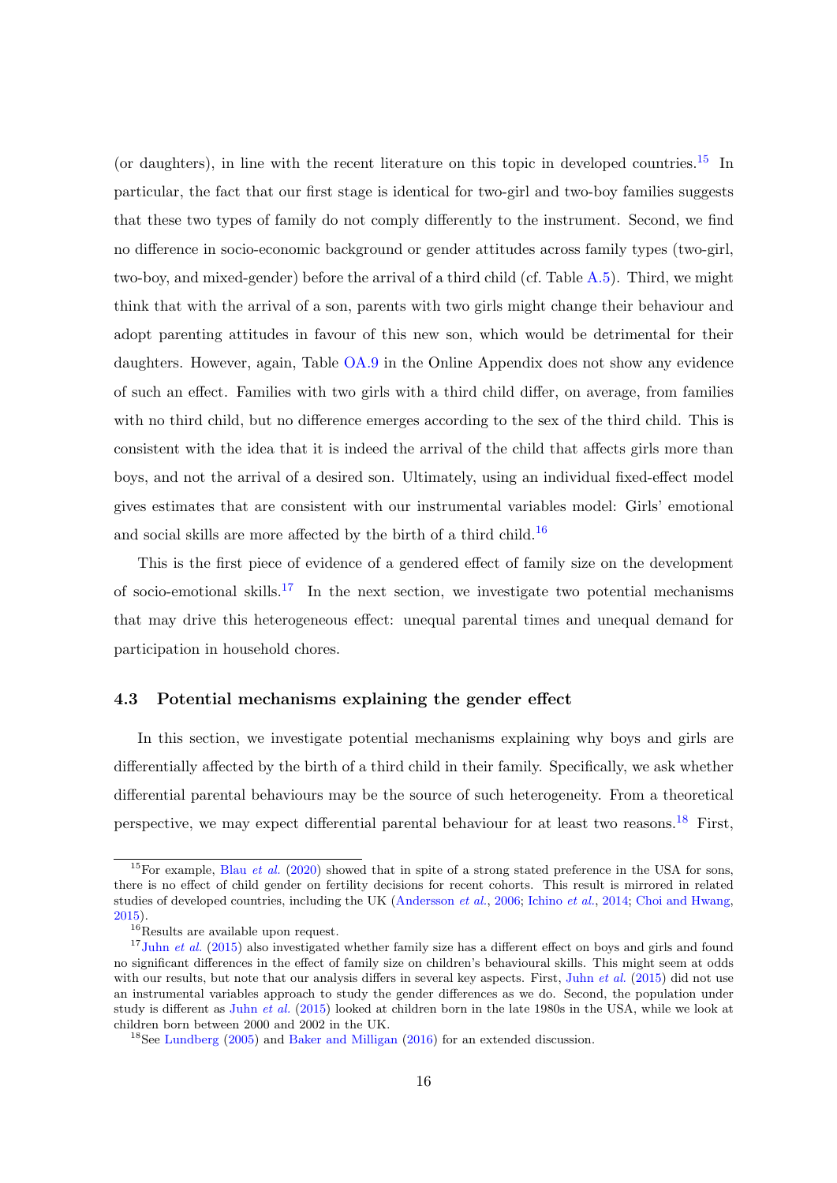(or daughters), in line with the recent literature on this topic in developed countries.[15] In particular, the fact that our first stage is identical for two-girl and two-boy families suggests that these two types of family do not comply differently to the instrument. Second, we find no difference in socio-economic background or gender attitudes across family types (two-girl, two-boy, and mixed-gender) before the arrival of a third child (cf. Table A.5). Third, we might think that with the arrival of a son, parents with two girls might change their behaviour and adopt parenting attitudes in favour of this new son, which would be detrimental for their daughters. However, again, Table OA.9 in the Online Appendix does not show any evidence of such an effect. Families with two girls with a third child differ, on average, from families with no third child, but no difference emerges according to the sex of the third child. This is consistent with the idea that it is indeed the arrival of the child that affects girls more than boys, and not the arrival of a desired son. Ultimately, using an individual fixed-effect model gives estimates that are consistent with our instrumental variables model: Girls' emotional and social skills are more affected by the birth of a third child.[16]

This is the first piece of evidence of a gendered effect of family size on the development of socio-emotional skills.[17] In the next section, we investigate two potential mechanisms that may drive this heterogeneous effect: unequal parental times and unequal demand for participation in household chores.

### 4.3 Potential mechanisms explaining the gender effect

In this section, we investigate potential mechanisms explaining why boys and girls are differentially affected by the birth of a third child in their family. Specifically, we ask whether differential parental behaviours may be the source of such heterogeneity. From a theoretical perspective, we may expect differential parental behaviour for at least two reasons.[18] First,

---

[15] For example, Blau *et al.* (2020) showed that in spite of a strong stated preference in the USA for sons, there is no effect of child gender on fertility decisions for recent cohorts. This result is mirrored in related studies of developed countries, including the UK (Andersson *et al.*, 2006; Ichino *et al.*, 2014; Choi and Hwang, 2015).

[16] Results are available upon request.

[17] Juhn *et al.* (2015) also investigated whether family size has a different effect on boys and girls and found no significant differences in the effect of family size on children's behavioural skills. This might seem at odds with our results, but note that our analysis differs in several key aspects. First, Juhn *et al.* (2015) did not use an instrumental variables approach to study the gender differences as we do. Second, the population under study is different as Juhn *et al.* (2015) looked at children born in the late 1980s in the USA, while we look at children born between 2000 and 2002 in the UK.

[18] See Lundberg (2005) and Baker and Milligan (2016) for an extended discussion.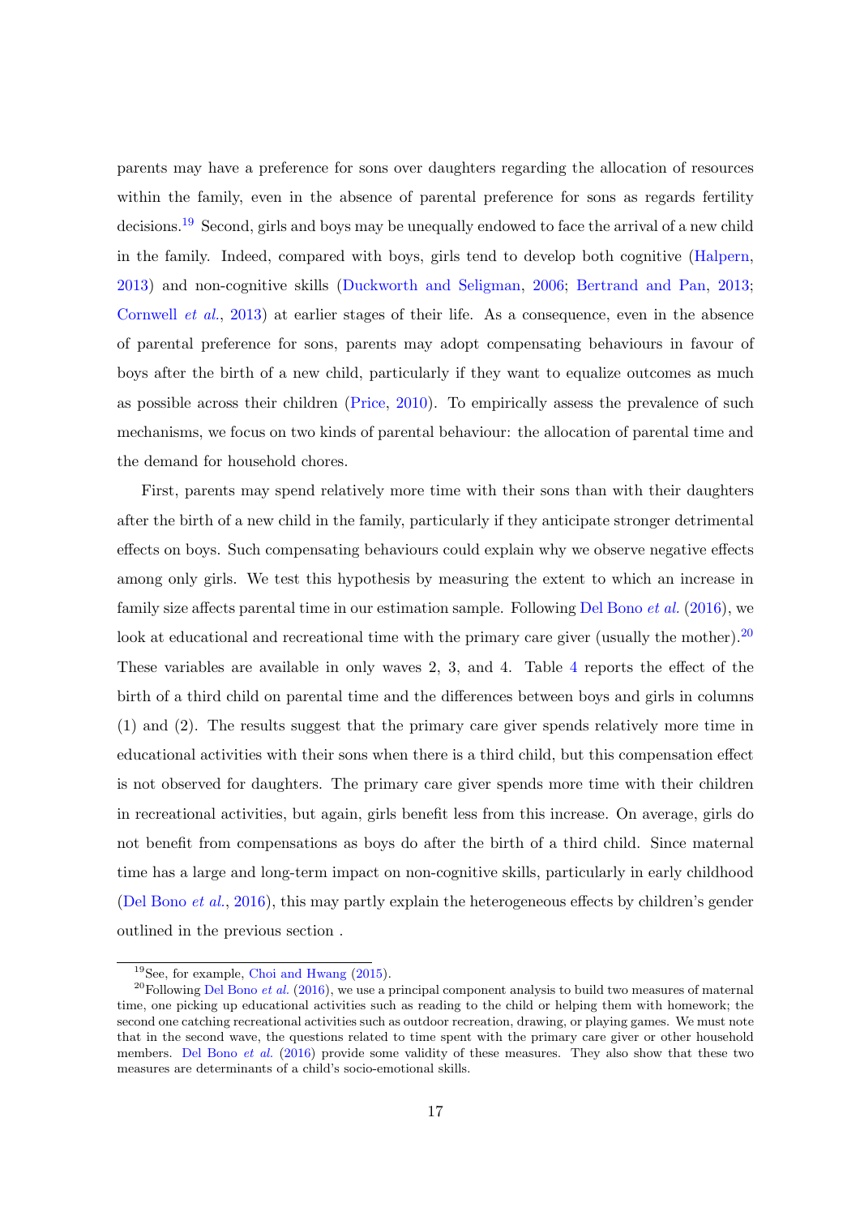parents may have a preference for sons over daughters regarding the allocation of resources within the family, even in the absence of parental preference for sons as regards fertility decisions.[19] Second, girls and boys may be unequally endowed to face the arrival of a new child in the family. Indeed, compared with boys, girls tend to develop both cognitive (Halpern, 2013) and non-cognitive skills (Duckworth and Seligman, 2006; Bertrand and Pan, 2013; Cornwell *et al.*, 2013) at earlier stages of their life. As a consequence, even in the absence of parental preference for sons, parents may adopt compensating behaviours in favour of boys after the birth of a new child, particularly if they want to equalize outcomes as much as possible across their children (Price, 2010). To empirically assess the prevalence of such mechanisms, we focus on two kinds of parental behaviour: the allocation of parental time and the demand for household chores.

First, parents may spend relatively more time with their sons than with their daughters after the birth of a new child in the family, particularly if they anticipate stronger detrimental effects on boys. Such compensating behaviours could explain why we observe negative effects among only girls. We test this hypothesis by measuring the extent to which an increase in family size affects parental time in our estimation sample. Following Del Bono *et al.* (2016), we look at educational and recreational time with the primary care giver (usually the mother).[20] These variables are available in only waves 2, 3, and 4. Table 4 reports the effect of the birth of a third child on parental time and the differences between boys and girls in columns (1) and (2). The results suggest that the primary care giver spends relatively more time in educational activities with their sons when there is a third child, but this compensation effect is not observed for daughters. The primary care giver spends more time with their children in recreational activities, but again, girls benefit less from this increase. On average, girls do not benefit from compensations as boys do after the birth of a third child. Since maternal time has a large and long-term impact on non-cognitive skills, particularly in early childhood (Del Bono *et al.*, 2016), this may partly explain the heterogeneous effects by children's gender outlined in the previous section .

[19] See, for example, Choi and Hwang (2015).

[20] Following Del Bono *et al.* (2016), we use a principal component analysis to build two measures of maternal time, one picking up educational activities such as reading to the child or helping them with homework; the second one catching recreational activities such as outdoor recreation, drawing, or playing games. We must note that in the second wave, the questions related to time spent with the primary care giver or other household members. Del Bono *et al.* (2016) provide some validity of these measures. They also show that these two measures are determinants of a child's socio-emotional skills.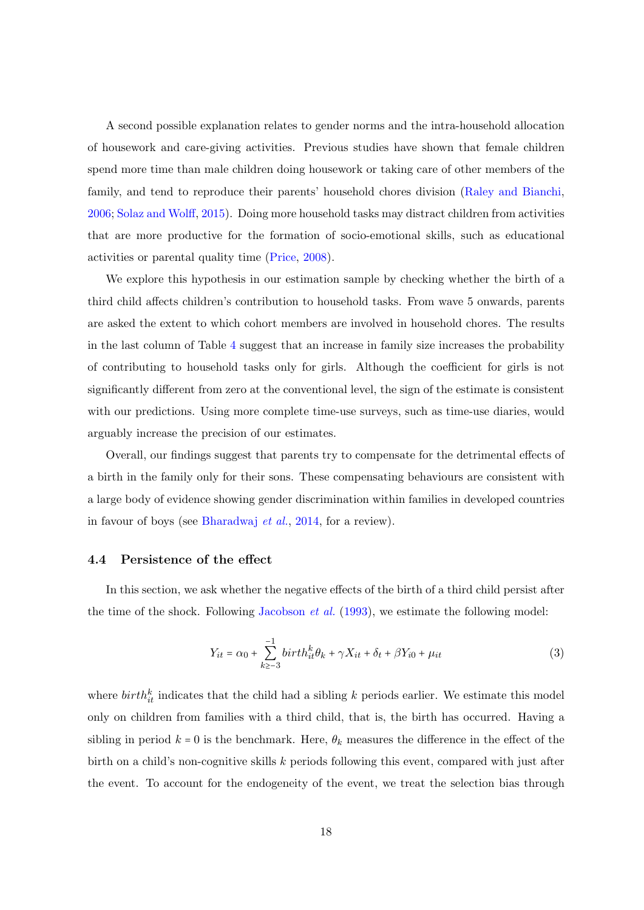A second possible explanation relates to gender norms and the intra-household allocation of housework and care-giving activities. Previous studies have shown that female children spend more time than male children doing housework or taking care of other members of the family, and tend to reproduce their parents' household chores division (Raley and Bianchi, 2006; Solaz and Wolff, 2015). Doing more household tasks may distract children from activities that are more productive for the formation of socio-emotional skills, such as educational activities or parental quality time (Price, 2008).

We explore this hypothesis in our estimation sample by checking whether the birth of a third child affects children's contribution to household tasks. From wave 5 onwards, parents are asked the extent to which cohort members are involved in household chores. The results in the last column of Table 4 suggest that an increase in family size increases the probability of contributing to household tasks only for girls. Although the coefficient for girls is not significantly different from zero at the conventional level, the sign of the estimate is consistent with our predictions. Using more complete time-use surveys, such as time-use diaries, would arguably increase the precision of our estimates.

Overall, our findings suggest that parents try to compensate for the detrimental effects of a birth in the family only for their sons. These compensating behaviours are consistent with a large body of evidence showing gender discrimination within families in developed countries in favour of boys (see Bharadwaj *et al.*, 2014, for a review).

### 4.4 Persistence of the effect

In this section, we ask whether the negative effects of the birth of a third child persist after the time of the shock. Following Jacobson *et al.* (1993), we estimate the following model:

$$Y_{it} = \alpha_0 + \sum_{k \geq -3}^{-1} birth_{it}^{k} \theta_k + \gamma X_{it} + \delta_t + \beta Y_{i0} + \mu_{it} \tag{3}$$

where $birth_{it}^{k}$ indicates that the child had a sibling $k$ periods earlier. We estimate this model only on children from families with a third child, that is, the birth has occurred. Having a sibling in period $k = 0$ is the benchmark. Here, $\theta_k$ measures the difference in the effect of the birth on a child's non-cognitive skills $k$ periods following this event, compared with just after the event. To account for the endogeneity of the event, we treat the selection bias through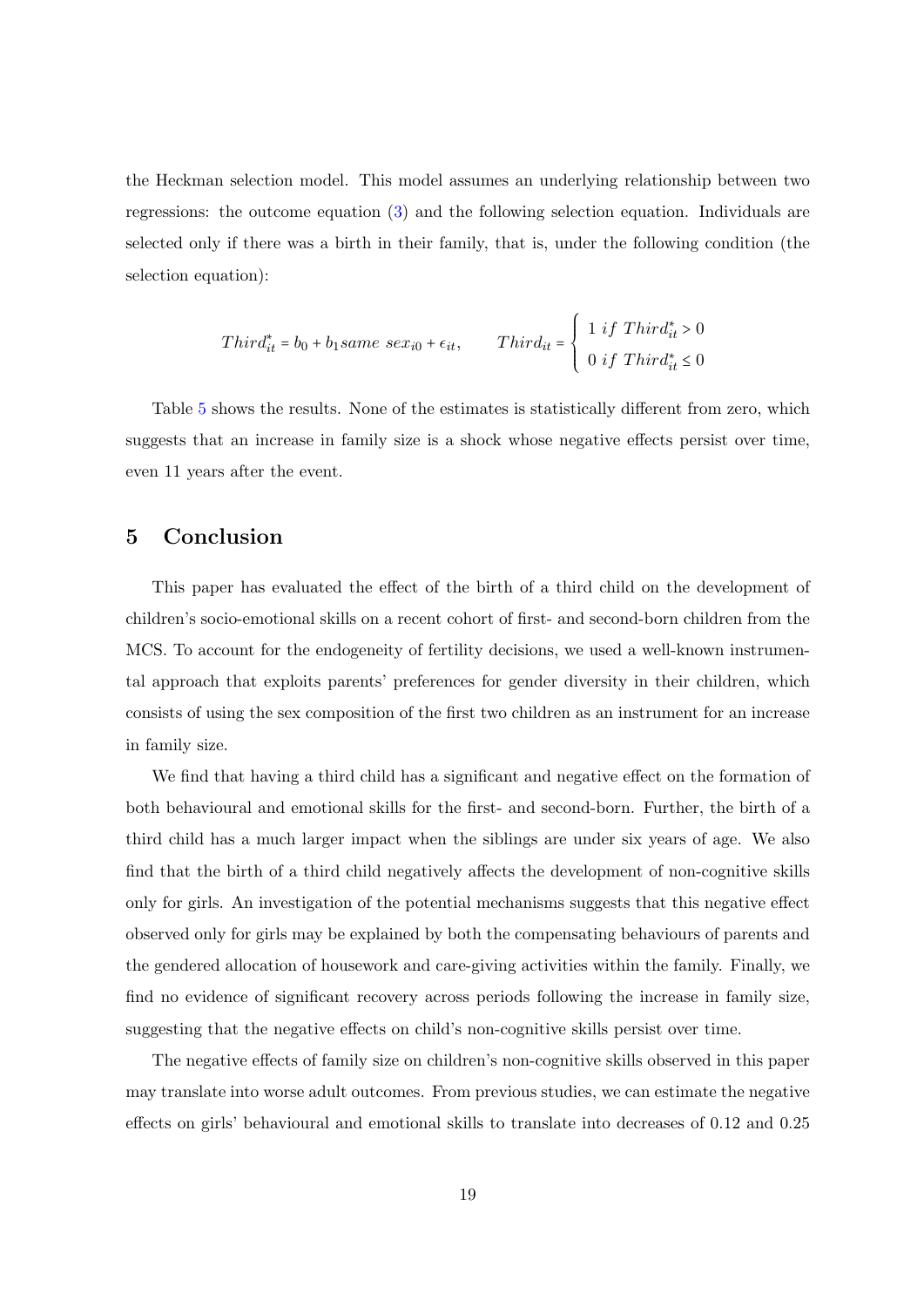the Heckman selection model. This model assumes an underlying relationship between two regressions: the outcome equation (3) and the following selection equation. Individuals are selected only if there was a birth in their family, that is, under the following condition (the selection equation):

$$Third^*_{it} = b_0 + b_1 same\ sex_{i0} + \epsilon_{it}, \qquad Third_{it} = \begin{cases} 1\ if\ Third^*_{it} > 0 \\ 0\ if\ Third^*_{it} \leq 0 \end{cases}$$

Table 5 shows the results. None of the estimates is statistically different from zero, which suggests that an increase in family size is a shock whose negative effects persist over time, even 11 years after the event.

## 5 Conclusion

This paper has evaluated the effect of the birth of a third child on the development of children's socio-emotional skills on a recent cohort of first- and second-born children from the MCS. To account for the endogeneity of fertility decisions, we used a well-known instrumental approach that exploits parents' preferences for gender diversity in their children, which consists of using the sex composition of the first two children as an instrument for an increase in family size.

We find that having a third child has a significant and negative effect on the formation of both behavioural and emotional skills for the first- and second-born. Further, the birth of a third child has a much larger impact when the siblings are under six years of age. We also find that the birth of a third child negatively affects the development of non-cognitive skills only for girls. An investigation of the potential mechanisms suggests that this negative effect observed only for girls may be explained by both the compensating behaviours of parents and the gendered allocation of housework and care-giving activities within the family. Finally, we find no evidence of significant recovery across periods following the increase in family size, suggesting that the negative effects on child's non-cognitive skills persist over time.

The negative effects of family size on children's non-cognitive skills observed in this paper may translate into worse adult outcomes. From previous studies, we can estimate the negative effects on girls' behavioural and emotional skills to translate into decreases of 0.12 and 0.25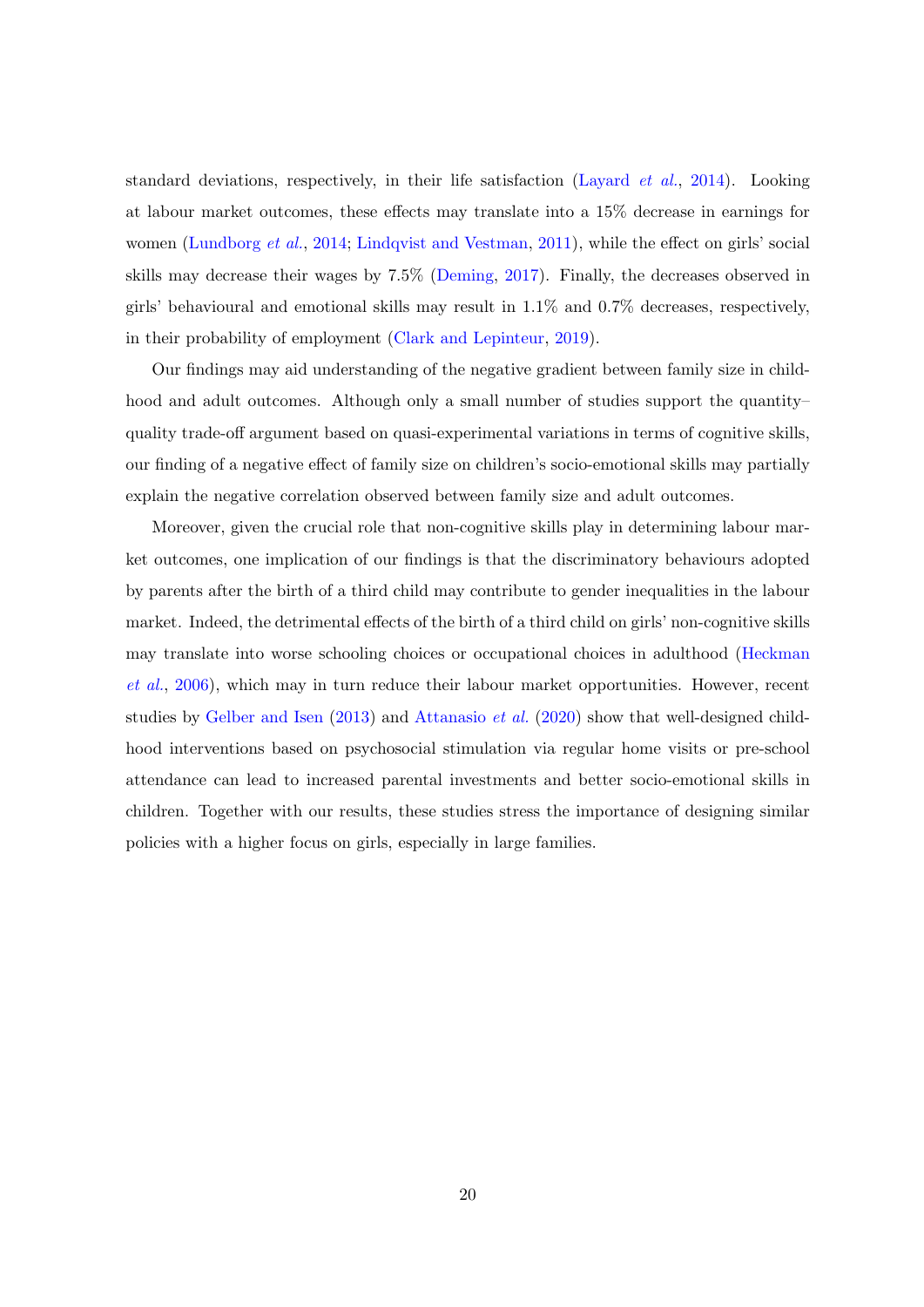standard deviations, respectively, in their life satisfaction (Layard *et al.*, 2014). Looking at labour market outcomes, these effects may translate into a 15% decrease in earnings for women (Lundborg *et al.*, 2014; Lindqvist and Vestman, 2011), while the effect on girls' social skills may decrease their wages by 7.5% (Deming, 2017). Finally, the decreases observed in girls' behavioural and emotional skills may result in 1.1% and 0.7% decreases, respectively, in their probability of employment (Clark and Lepinteur, 2019).

Our findings may aid understanding of the negative gradient between family size in childhood and adult outcomes. Although only a small number of studies support the quantity–quality trade-off argument based on quasi-experimental variations in terms of cognitive skills, our finding of a negative effect of family size on children's socio-emotional skills may partially explain the negative correlation observed between family size and adult outcomes.

Moreover, given the crucial role that non-cognitive skills play in determining labour market outcomes, one implication of our findings is that the discriminatory behaviours adopted by parents after the birth of a third child may contribute to gender inequalities in the labour market. Indeed, the detrimental effects of the birth of a third child on girls' non-cognitive skills may translate into worse schooling choices or occupational choices in adulthood (Heckman *et al.*, 2006), which may in turn reduce their labour market opportunities. However, recent studies by Gelber and Isen (2013) and Attanasio *et al.* (2020) show that well-designed childhood interventions based on psychosocial stimulation via regular home visits or pre-school attendance can lead to increased parental investments and better socio-emotional skills in children. Together with our results, these studies stress the importance of designing similar policies with a higher focus on girls, especially in large families.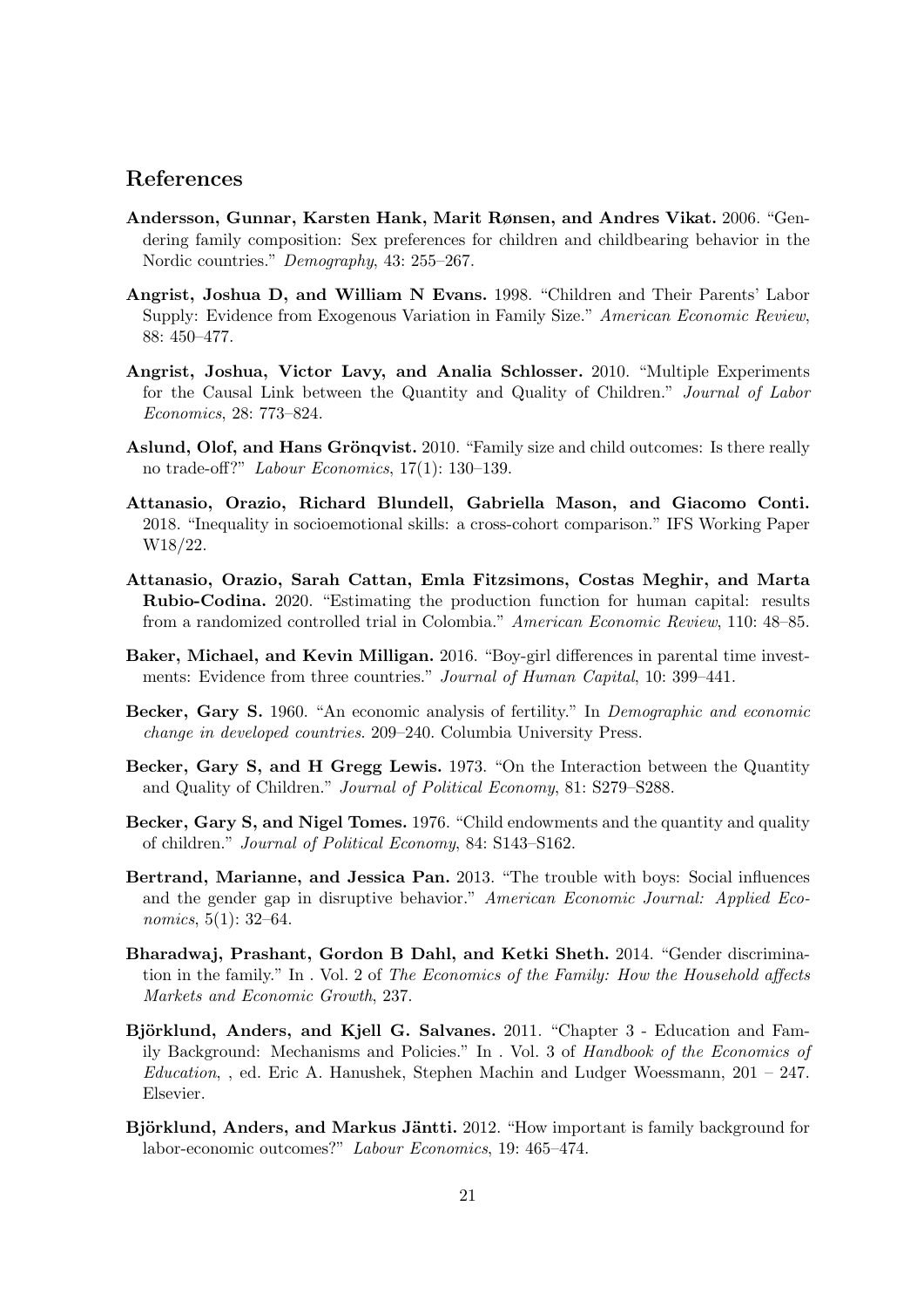## References

**Andersson, Gunnar, Karsten Hank, Marit Rønsen, and Andres Vikat.** 2006. "Gendering family composition: Sex preferences for children and childbearing behavior in the Nordic countries." *Demography*, 43: 255–267.

**Angrist, Joshua D, and William N Evans.** 1998. "Children and Their Parents' Labor Supply: Evidence from Exogenous Variation in Family Size." *American Economic Review*, 88: 450–477.

**Angrist, Joshua, Victor Lavy, and Analia Schlosser.** 2010. "Multiple Experiments for the Causal Link between the Quantity and Quality of Children." *Journal of Labor Economics*, 28: 773–824.

**Aslund, Olof, and Hans Grönqvist.** 2010. "Family size and child outcomes: Is there really no trade-off?" *Labour Economics*, 17(1): 130–139.

**Attanasio, Orazio, Richard Blundell, Gabriella Mason, and Giacomo Conti.** 2018. "Inequality in socioemotional skills: a cross-cohort comparison." IFS Working Paper W18/22.

**Attanasio, Orazio, Sarah Cattan, Emla Fitzsimons, Costas Meghir, and Marta Rubio-Codina.** 2020. "Estimating the production function for human capital: results from a randomized controlled trial in Colombia." *American Economic Review*, 110: 48–85.

**Baker, Michael, and Kevin Milligan.** 2016. "Boy-girl differences in parental time investments: Evidence from three countries." *Journal of Human Capital*, 10: 399–441.

**Becker, Gary S.** 1960. "An economic analysis of fertility." In *Demographic and economic change in developed countries*. 209–240. Columbia University Press.

**Becker, Gary S, and H Gregg Lewis.** 1973. "On the Interaction between the Quantity and Quality of Children." *Journal of Political Economy*, 81: S279–S288.

**Becker, Gary S, and Nigel Tomes.** 1976. "Child endowments and the quantity and quality of children." *Journal of Political Economy*, 84: S143–S162.

**Bertrand, Marianne, and Jessica Pan.** 2013. "The trouble with boys: Social influences and the gender gap in disruptive behavior." *American Economic Journal: Applied Economics*, 5(1): 32–64.

**Bharadwaj, Prashant, Gordon B Dahl, and Ketki Sheth.** 2014. "Gender discrimination in the family." In . Vol. 2 of *The Economics of the Family: How the Household affects Markets and Economic Growth*, 237.

**Björklund, Anders, and Kjell G. Salvanes.** 2011. "Chapter 3 - Education and Family Background: Mechanisms and Policies." In . Vol. 3 of *Handbook of the Economics of Education*, , ed. Eric A. Hanushek, Stephen Machin and Ludger Woessmann, 201 – 247. Elsevier.

**Björklund, Anders, and Markus Jäntti.** 2012. "How important is family background for labor-economic outcomes?" *Labour Economics*, 19: 465–474.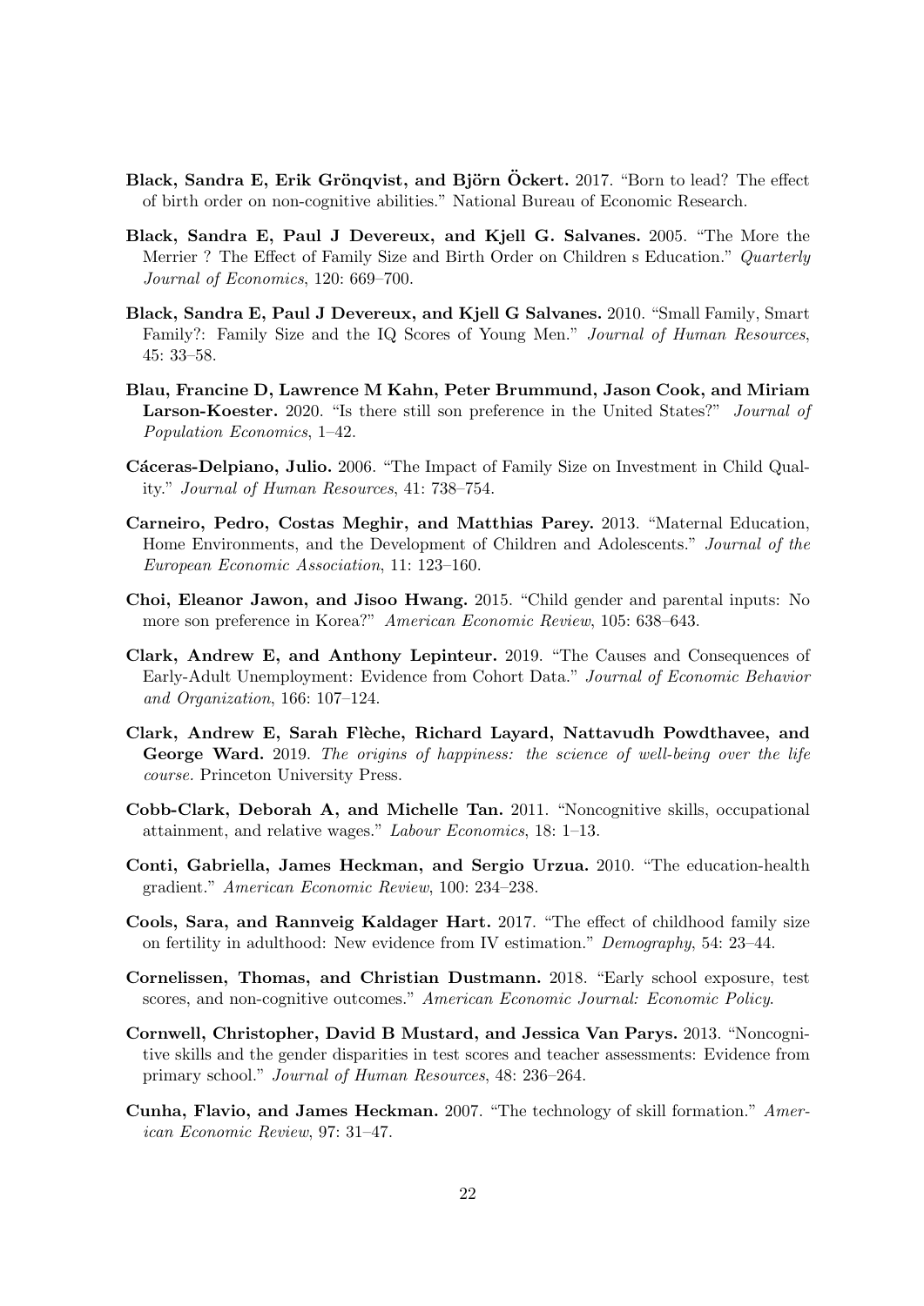**Black, Sandra E, Erik Grönqvist, and Björn Öckert.** 2017. "Born to lead? The effect of birth order on non-cognitive abilities." National Bureau of Economic Research.

**Black, Sandra E, Paul J Devereux, and Kjell G. Salvanes.** 2005. "The More the Merrier ? The Effect of Family Size and Birth Order on Children s Education." *Quarterly Journal of Economics*, 120: 669–700.

**Black, Sandra E, Paul J Devereux, and Kjell G Salvanes.** 2010. "Small Family, Smart Family?: Family Size and the IQ Scores of Young Men." *Journal of Human Resources*, 45: 33–58.

**Blau, Francine D, Lawrence M Kahn, Peter Brummund, Jason Cook, and Miriam Larson-Koester.** 2020. "Is there still son preference in the United States?" *Journal of Population Economics*, 1–42.

**Cáceras-Delpiano, Julio.** 2006. "The Impact of Family Size on Investment in Child Quality." *Journal of Human Resources*, 41: 738–754.

**Carneiro, Pedro, Costas Meghir, and Matthias Parey.** 2013. "Maternal Education, Home Environments, and the Development of Children and Adolescents." *Journal of the European Economic Association*, 11: 123–160.

**Choi, Eleanor Jawon, and Jisoo Hwang.** 2015. "Child gender and parental inputs: No more son preference in Korea?" *American Economic Review*, 105: 638–643.

**Clark, Andrew E, and Anthony Lepinteur.** 2019. "The Causes and Consequences of Early-Adult Unemployment: Evidence from Cohort Data." *Journal of Economic Behavior and Organization*, 166: 107–124.

**Clark, Andrew E, Sarah Flèche, Richard Layard, Nattavudh Powdthavee, and George Ward.** 2019. *The origins of happiness: the science of well-being over the life course.* Princeton University Press.

**Cobb-Clark, Deborah A, and Michelle Tan.** 2011. "Noncognitive skills, occupational attainment, and relative wages." *Labour Economics*, 18: 1–13.

**Conti, Gabriella, James Heckman, and Sergio Urzua.** 2010. "The education-health gradient." *American Economic Review*, 100: 234–238.

**Cools, Sara, and Rannveig Kaldager Hart.** 2017. "The effect of childhood family size on fertility in adulthood: New evidence from IV estimation." *Demography*, 54: 23–44.

**Cornelissen, Thomas, and Christian Dustmann.** 2018. "Early school exposure, test scores, and non-cognitive outcomes." *American Economic Journal: Economic Policy*.

**Cornwell, Christopher, David B Mustard, and Jessica Van Parys.** 2013. "Noncognitive skills and the gender disparities in test scores and teacher assessments: Evidence from primary school." *Journal of Human Resources*, 48: 236–264.

**Cunha, Flavio, and James Heckman.** 2007. "The technology of skill formation." *American Economic Review*, 97: 31–47.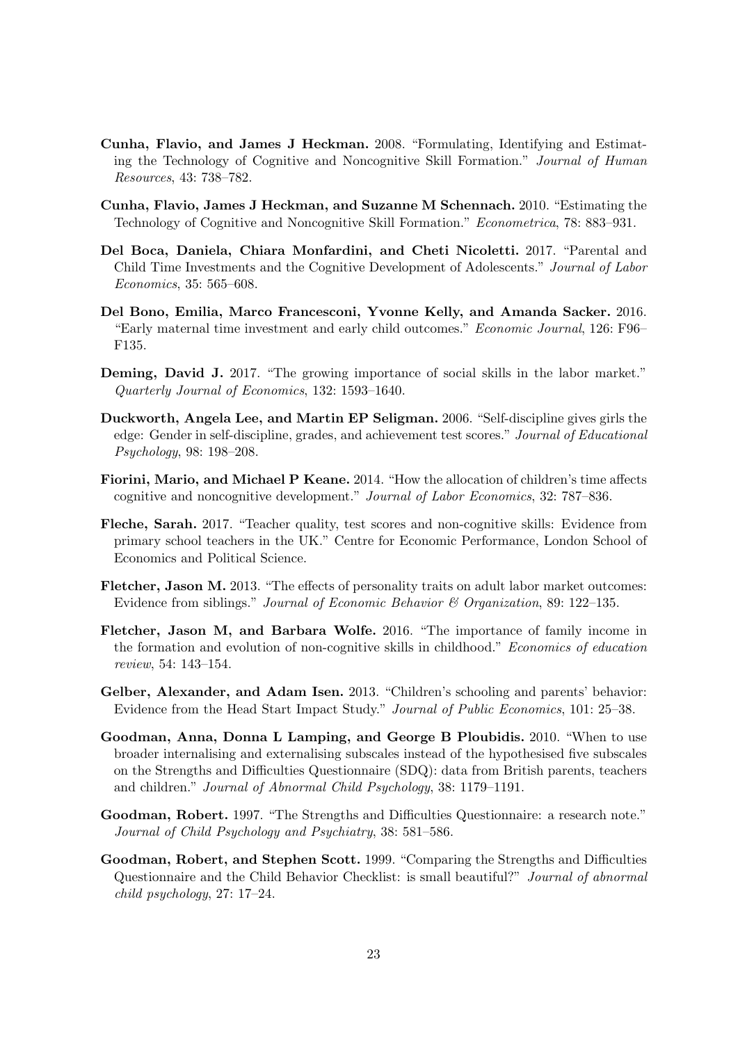**Cunha, Flavio, and James J Heckman.** 2008. "Formulating, Identifying and Estimating the Technology of Cognitive and Noncognitive Skill Formation." *Journal of Human Resources*, 43: 738–782.

**Cunha, Flavio, James J Heckman, and Suzanne M Schennach.** 2010. "Estimating the Technology of Cognitive and Noncognitive Skill Formation." *Econometrica*, 78: 883–931.

**Del Boca, Daniela, Chiara Monfardini, and Cheti Nicoletti.** 2017. "Parental and Child Time Investments and the Cognitive Development of Adolescents." *Journal of Labor Economics*, 35: 565–608.

**Del Bono, Emilia, Marco Francesconi, Yvonne Kelly, and Amanda Sacker.** 2016. "Early maternal time investment and early child outcomes." *Economic Journal*, 126: F96–F135.

**Deming, David J.** 2017. "The growing importance of social skills in the labor market." *Quarterly Journal of Economics*, 132: 1593–1640.

**Duckworth, Angela Lee, and Martin EP Seligman.** 2006. "Self-discipline gives girls the edge: Gender in self-discipline, grades, and achievement test scores." *Journal of Educational Psychology*, 98: 198–208.

**Fiorini, Mario, and Michael P Keane.** 2014. "How the allocation of children's time affects cognitive and noncognitive development." *Journal of Labor Economics*, 32: 787–836.

**Fleche, Sarah.** 2017. "Teacher quality, test scores and non-cognitive skills: Evidence from primary school teachers in the UK." Centre for Economic Performance, London School of Economics and Political Science.

**Fletcher, Jason M.** 2013. "The effects of personality traits on adult labor market outcomes: Evidence from siblings." *Journal of Economic Behavior & Organization*, 89: 122–135.

**Fletcher, Jason M, and Barbara Wolfe.** 2016. "The importance of family income in the formation and evolution of non-cognitive skills in childhood." *Economics of education review*, 54: 143–154.

**Gelber, Alexander, and Adam Isen.** 2013. "Children's schooling and parents' behavior: Evidence from the Head Start Impact Study." *Journal of Public Economics*, 101: 25–38.

**Goodman, Anna, Donna L Lamping, and George B Ploubidis.** 2010. "When to use broader internalising and externalising subscales instead of the hypothesised five subscales on the Strengths and Difficulties Questionnaire (SDQ): data from British parents, teachers and children." *Journal of Abnormal Child Psychology*, 38: 1179–1191.

**Goodman, Robert.** 1997. "The Strengths and Difficulties Questionnaire: a research note." *Journal of Child Psychology and Psychiatry*, 38: 581–586.

**Goodman, Robert, and Stephen Scott.** 1999. "Comparing the Strengths and Difficulties Questionnaire and the Child Behavior Checklist: is small beautiful?" *Journal of abnormal child psychology*, 27: 17–24.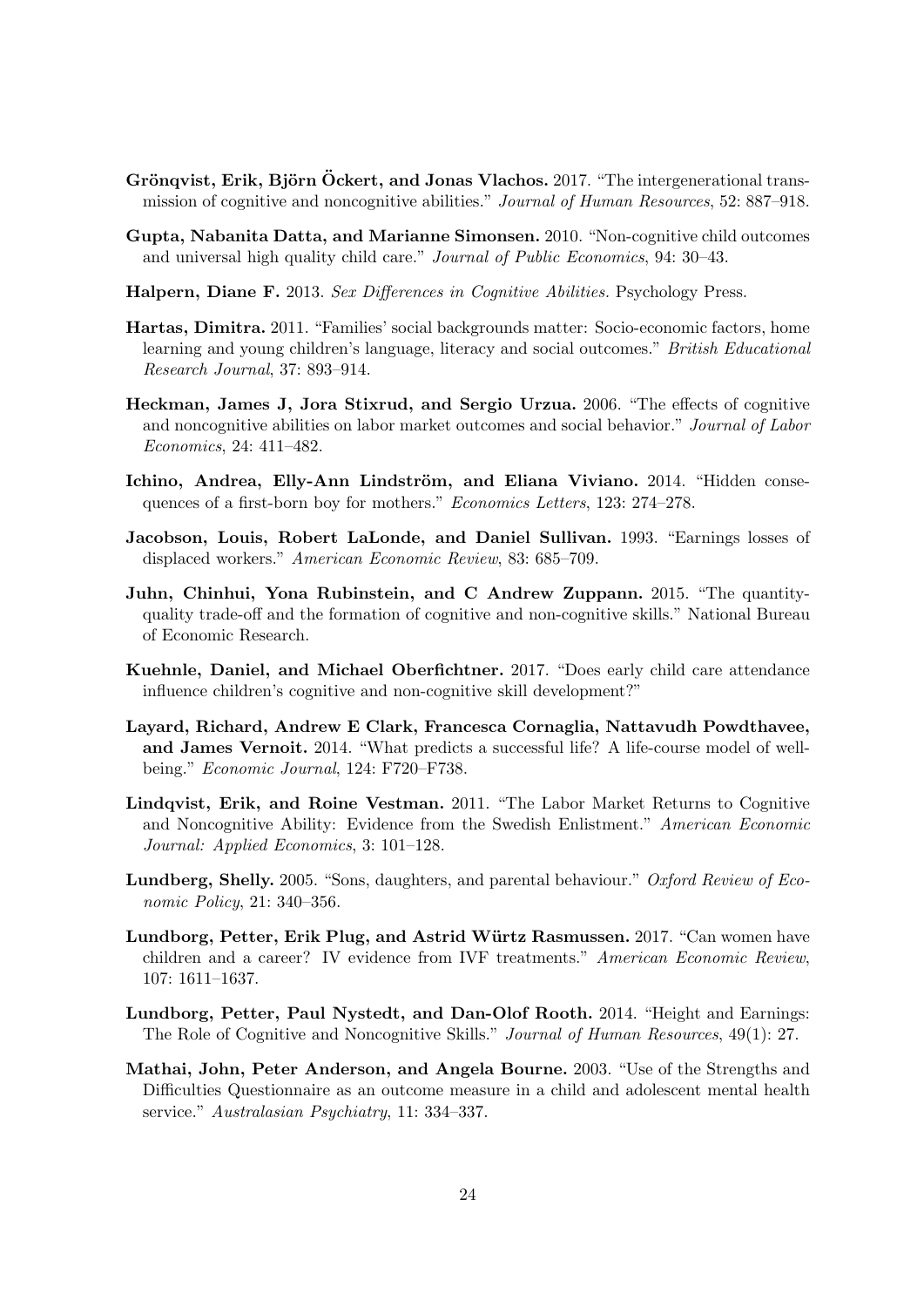**Grönqvist, Erik, Björn Öckert, and Jonas Vlachos.** 2017. "The intergenerational transmission of cognitive and noncognitive abilities." *Journal of Human Resources*, 52: 887–918.

**Gupta, Nabanita Datta, and Marianne Simonsen.** 2010. "Non-cognitive child outcomes and universal high quality child care." *Journal of Public Economics*, 94: 30–43.

**Halpern, Diane F.** 2013. *Sex Differences in Cognitive Abilities.* Psychology Press.

**Hartas, Dimitra.** 2011. "Families' social backgrounds matter: Socio-economic factors, home learning and young children's language, literacy and social outcomes." *British Educational Research Journal*, 37: 893–914.

**Heckman, James J, Jora Stixrud, and Sergio Urzua.** 2006. "The effects of cognitive and noncognitive abilities on labor market outcomes and social behavior." *Journal of Labor Economics*, 24: 411–482.

**Ichino, Andrea, Elly-Ann Lindström, and Eliana Viviano.** 2014. "Hidden consequences of a first-born boy for mothers." *Economics Letters*, 123: 274–278.

**Jacobson, Louis, Robert LaLonde, and Daniel Sullivan.** 1993. "Earnings losses of displaced workers." *American Economic Review*, 83: 685–709.

**Juhn, Chinhui, Yona Rubinstein, and C Andrew Zuppann.** 2015. "The quantity-quality trade-off and the formation of cognitive and non-cognitive skills." National Bureau of Economic Research.

**Kuehnle, Daniel, and Michael Oberfichtner.** 2017. "Does early child care attendance influence children's cognitive and non-cognitive skill development?"

**Layard, Richard, Andrew E Clark, Francesca Cornaglia, Nattavudh Powdthavee, and James Vernoit.** 2014. "What predicts a successful life? A life-course model of well-being." *Economic Journal*, 124: F720–F738.

**Lindqvist, Erik, and Roine Vestman.** 2011. "The Labor Market Returns to Cognitive and Noncognitive Ability: Evidence from the Swedish Enlistment." *American Economic Journal: Applied Economics*, 3: 101–128.

**Lundberg, Shelly.** 2005. "Sons, daughters, and parental behaviour." *Oxford Review of Economic Policy*, 21: 340–356.

**Lundborg, Petter, Erik Plug, and Astrid Würtz Rasmussen.** 2017. "Can women have children and a career? IV evidence from IVF treatments." *American Economic Review*, 107: 1611–1637.

**Lundborg, Petter, Paul Nystedt, and Dan-Olof Rooth.** 2014. "Height and Earnings: The Role of Cognitive and Noncognitive Skills." *Journal of Human Resources*, 49(1): 27.

**Mathai, John, Peter Anderson, and Angela Bourne.** 2003. "Use of the Strengths and Difficulties Questionnaire as an outcome measure in a child and adolescent mental health service." *Australasian Psychiatry*, 11: 334–337.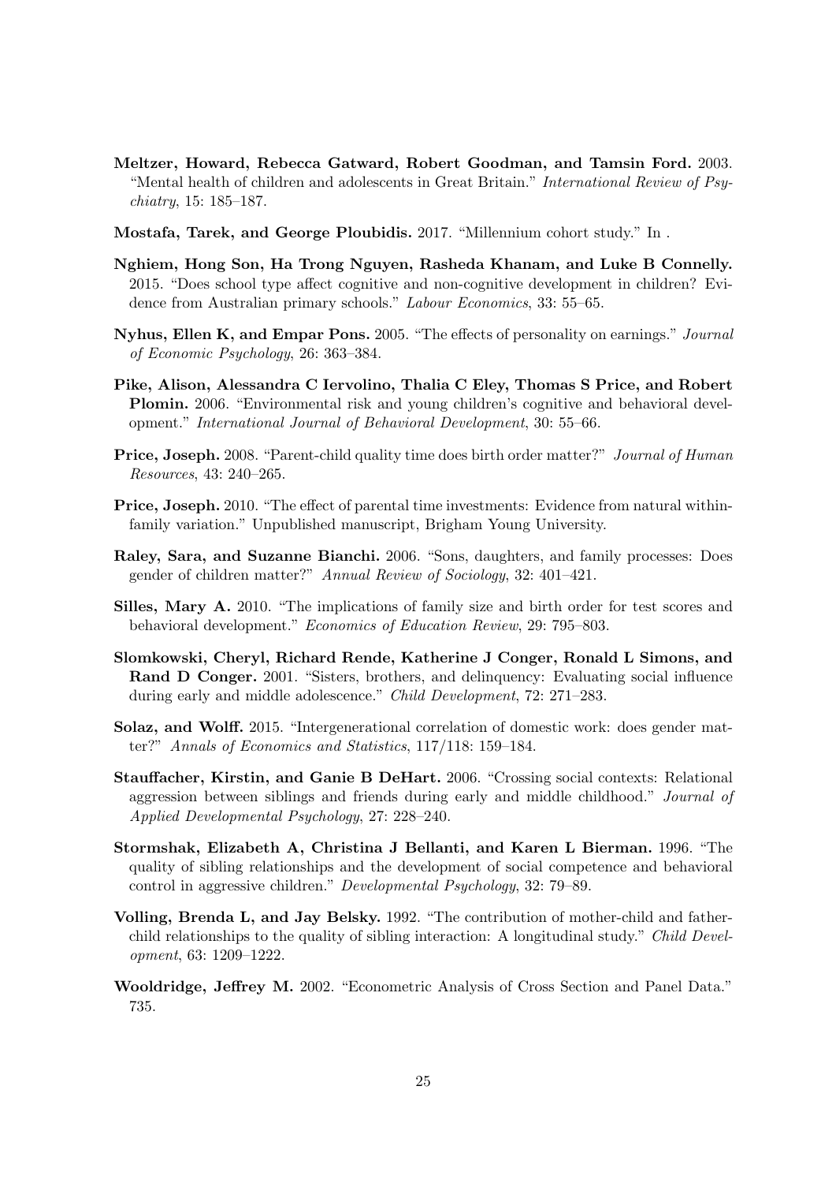**Meltzer, Howard, Rebecca Gatward, Robert Goodman, and Tamsin Ford.** 2003. "Mental health of children and adolescents in Great Britain." *International Review of Psychiatry*, 15: 185–187.

**Mostafa, Tarek, and George Ploubidis.** 2017. "Millennium cohort study." In .

**Nghiem, Hong Son, Ha Trong Nguyen, Rasheda Khanam, and Luke B Connelly.** 2015. "Does school type affect cognitive and non-cognitive development in children? Evidence from Australian primary schools." *Labour Economics*, 33: 55–65.

**Nyhus, Ellen K, and Empar Pons.** 2005. "The effects of personality on earnings." *Journal of Economic Psychology*, 26: 363–384.

**Pike, Alison, Alessandra C Iervolino, Thalia C Eley, Thomas S Price, and Robert Plomin.** 2006. "Environmental risk and young children's cognitive and behavioral development." *International Journal of Behavioral Development*, 30: 55–66.

**Price, Joseph.** 2008. "Parent-child quality time does birth order matter?" *Journal of Human Resources*, 43: 240–265.

**Price, Joseph.** 2010. "The effect of parental time investments: Evidence from natural within-family variation." Unpublished manuscript, Brigham Young University.

**Raley, Sara, and Suzanne Bianchi.** 2006. "Sons, daughters, and family processes: Does gender of children matter?" *Annual Review of Sociology*, 32: 401–421.

**Silles, Mary A.** 2010. "The implications of family size and birth order for test scores and behavioral development." *Economics of Education Review*, 29: 795–803.

**Slomkowski, Cheryl, Richard Rende, Katherine J Conger, Ronald L Simons, and Rand D Conger.** 2001. "Sisters, brothers, and delinquency: Evaluating social influence during early and middle adolescence." *Child Development*, 72: 271–283.

**Solaz, and Wolff.** 2015. "Intergenerational correlation of domestic work: does gender matter?" *Annals of Economics and Statistics*, 117/118: 159–184.

**Stauffacher, Kirstin, and Ganie B DeHart.** 2006. "Crossing social contexts: Relational aggression between siblings and friends during early and middle childhood." *Journal of Applied Developmental Psychology*, 27: 228–240.

**Stormshak, Elizabeth A, Christina J Bellanti, and Karen L Bierman.** 1996. "The quality of sibling relationships and the development of social competence and behavioral control in aggressive children." *Developmental Psychology*, 32: 79–89.

**Volling, Brenda L, and Jay Belsky.** 1992. "The contribution of mother-child and father-child relationships to the quality of sibling interaction: A longitudinal study." *Child Development*, 63: 1209–1222.

**Wooldridge, Jeffrey M.** 2002. "Econometric Analysis of Cross Section and Panel Data." 735.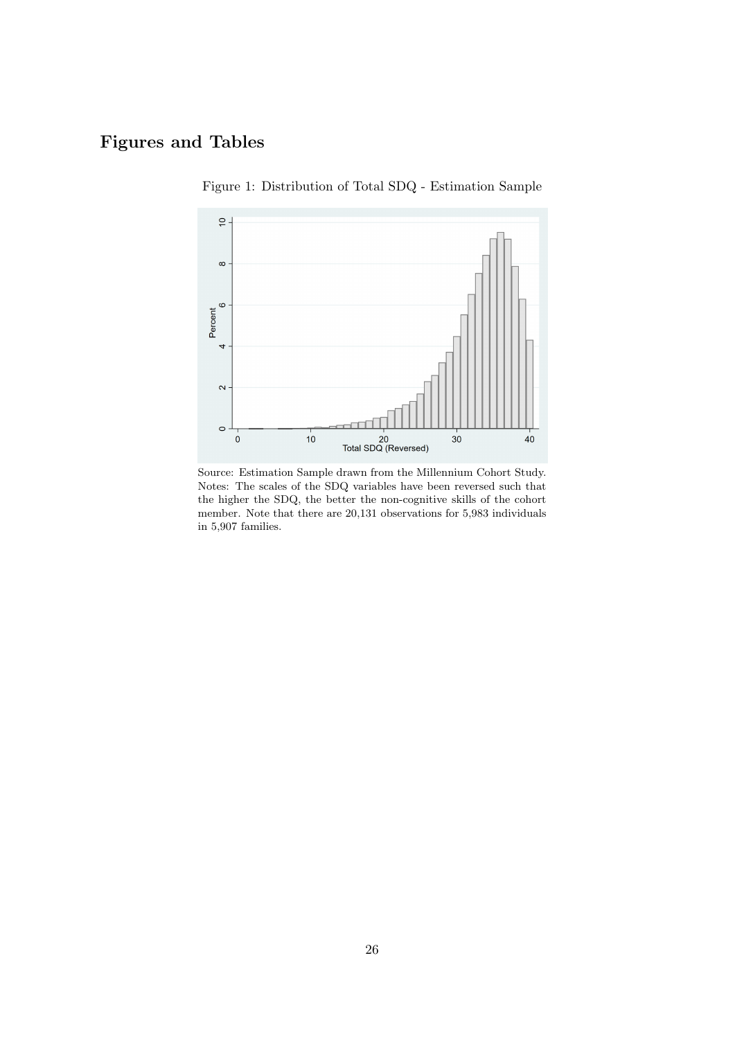# Figures and Tables

Figure 1: Distribution of Total SDQ - Estimation Sample

Source: Estimation Sample drawn from the Millennium Cohort Study. Notes: The scales of the SDQ variables have been reversed such that the higher the SDQ, the better the non-cognitive skills of the cohort member. Note that there are 20,131 observations for 5,983 individuals in 5,907 families.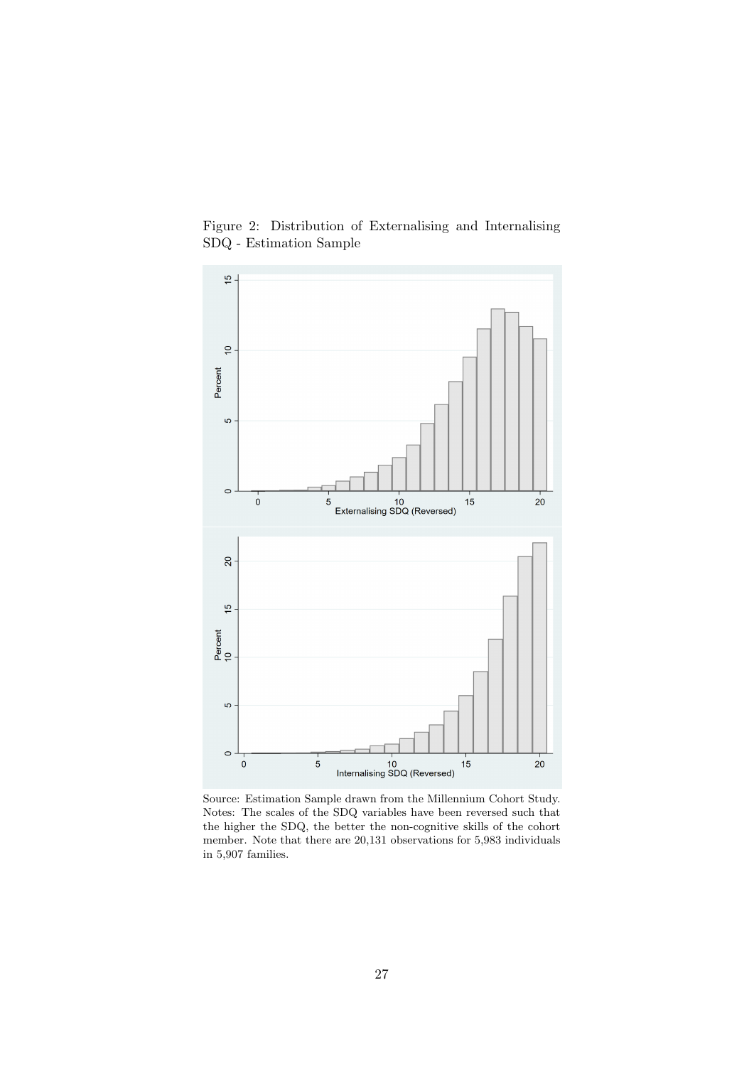Figure 2: Distribution of Externalising and Internalising SDQ - Estimation Sample

Source: Estimation Sample drawn from the Millennium Cohort Study. Notes: The scales of the SDQ variables have been reversed such that the higher the SDQ, the better the non-cognitive skills of the cohort member. Note that there are 20,131 observations for 5,983 individuals in 5,907 families.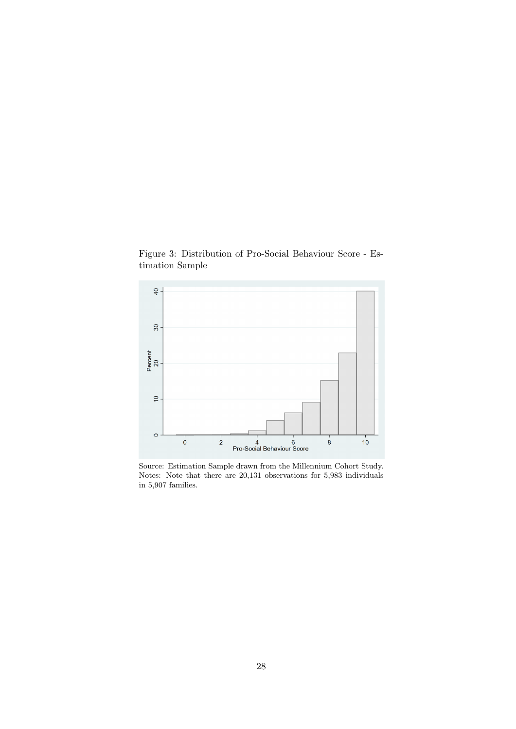Figure 3: Distribution of Pro-Social Behaviour Score - Estimation Sample

Source: Estimation Sample drawn from the Millennium Cohort Study.
Notes: Note that there are 20,131 observations for 5,983 individuals in 5,907 families.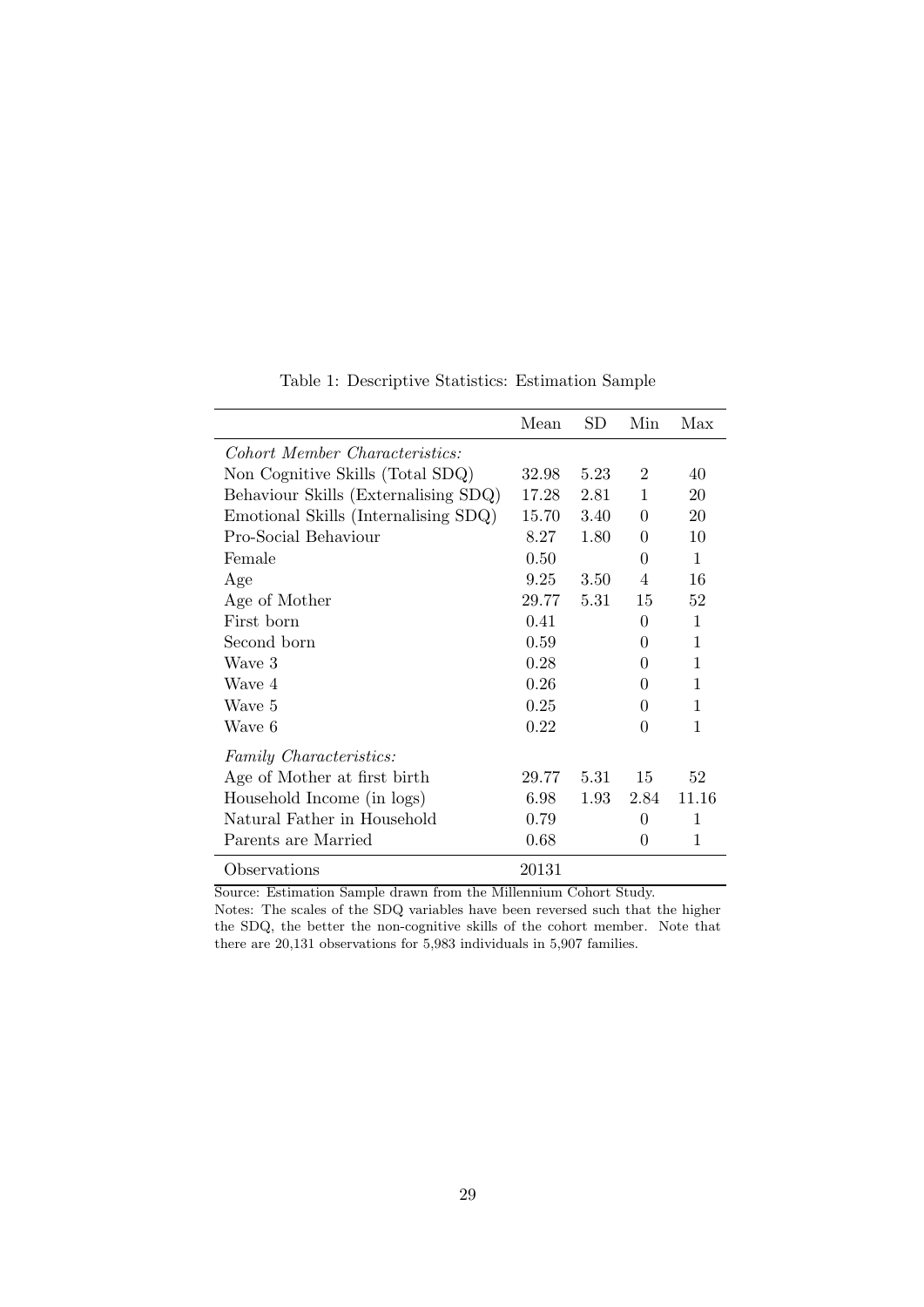Table 1: Descriptive Statistics: Estimation Sample

| | Mean | SD | Min | Max |
|---|---|---|---|---|
| *Cohort Member Characteristics:* | | | | |
| Non Cognitive Skills (Total SDQ) | 32.98 | 5.23 | 2 | 40 |
| Behaviour Skills (Externalising SDQ) | 17.28 | 2.81 | 1 | 20 |
| Emotional Skills (Internalising SDQ) | 15.70 | 3.40 | 0 | 20 |
| Pro-Social Behaviour | 8.27 | 1.80 | 0 | 10 |
| Female | 0.50 | | 0 | 1 |
| Age | 9.25 | 3.50 | 4 | 16 |
| Age of Mother | 29.77 | 5.31 | 15 | 52 |
| First born | 0.41 | | 0 | 1 |
| Second born | 0.59 | | 0 | 1 |
| Wave 3 | 0.28 | | 0 | 1 |
| Wave 4 | 0.26 | | 0 | 1 |
| Wave 5 | 0.25 | | 0 | 1 |
| Wave 6 | 0.22 | | 0 | 1 |
| *Family Characteristics:* | | | | |
| Age of Mother at first birth | 29.77 | 5.31 | 15 | 52 |
| Household Income (in logs) | 6.98 | 1.93 | 2.84 | 11.16 |
| Natural Father in Household | 0.79 | | 0 | 1 |
| Parents are Married | 0.68 | | 0 | 1 |
| Observations | 20131 | | | |

Source: Estimation Sample drawn from the Millennium Cohort Study.
Notes: The scales of the SDQ variables have been reversed such that the higher the SDQ, the better the non-cognitive skills of the cohort member. Note that there are 20,131 observations for 5,983 individuals in 5,907 families.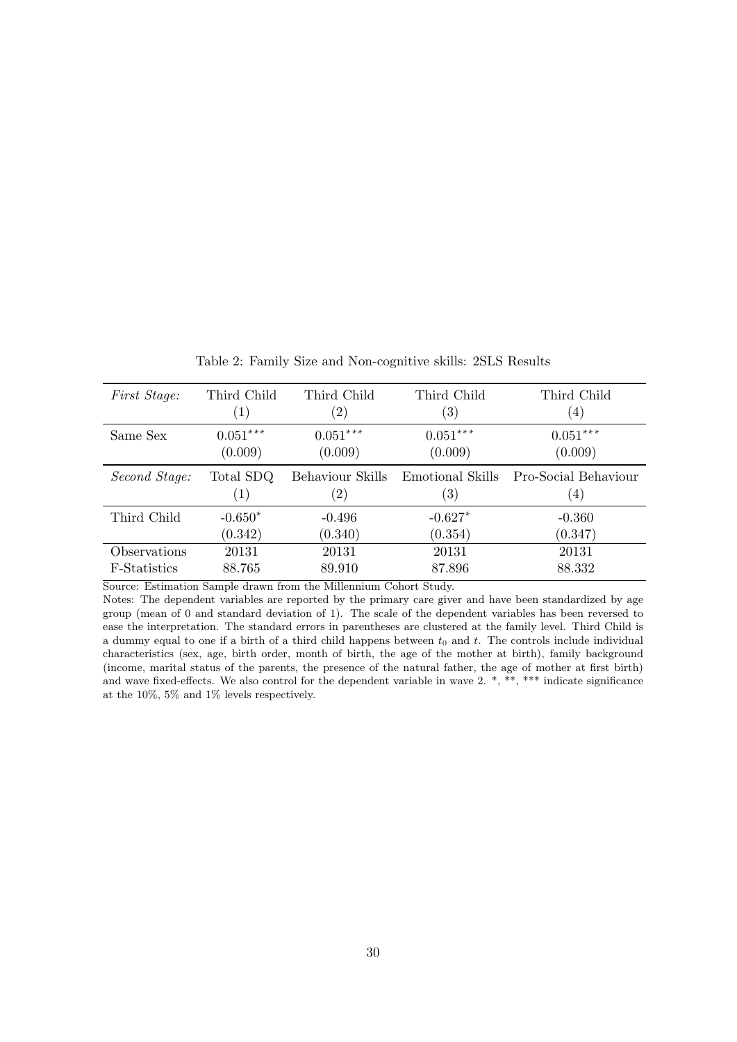Table 2: Family Size and Non-cognitive skills: 2SLS Results

| *First Stage:* | Third Child (1) | Third Child (2) | Third Child (3) | Third Child (4) |
|---|---|---|---|---|
| Same Sex | $0.051^{***}$ | $0.051^{***}$ | $0.051^{***}$ | $0.051^{***}$ |
| | (0.009) | (0.009) | (0.009) | (0.009) |
| *Second Stage:* | Total SDQ (1) | Behaviour Skills (2) | Emotional Skills (3) | Pro-Social Behaviour (4) |
| Third Child | $-0.650^{*}$ | -0.496 | $-0.627^{*}$ | -0.360 |
| | (0.342) | (0.340) | (0.354) | (0.347) |
| Observations | 20131 | 20131 | 20131 | 20131 |
| F-Statistics | 88.765 | 89.910 | 87.896 | 88.332 |

Source: Estimation Sample drawn from the Millennium Cohort Study.

Notes: The dependent variables are reported by the primary care giver and have been standardized by age group (mean of 0 and standard deviation of 1). The scale of the dependent variables has been reversed to ease the interpretation. The standard errors in parentheses are clustered at the family level. Third Child is a dummy equal to one if a birth of a third child happens between $t_0$ and $t$. The controls include individual characteristics (sex, age, birth order, month of birth, the age of the mother at birth), family background (income, marital status of the parents, the presence of the natural father, the age of mother at first birth) and wave fixed-effects. We also control for the dependent variable in wave 2. *, **, *** indicate significance at the 10%, 5% and 1% levels respectively.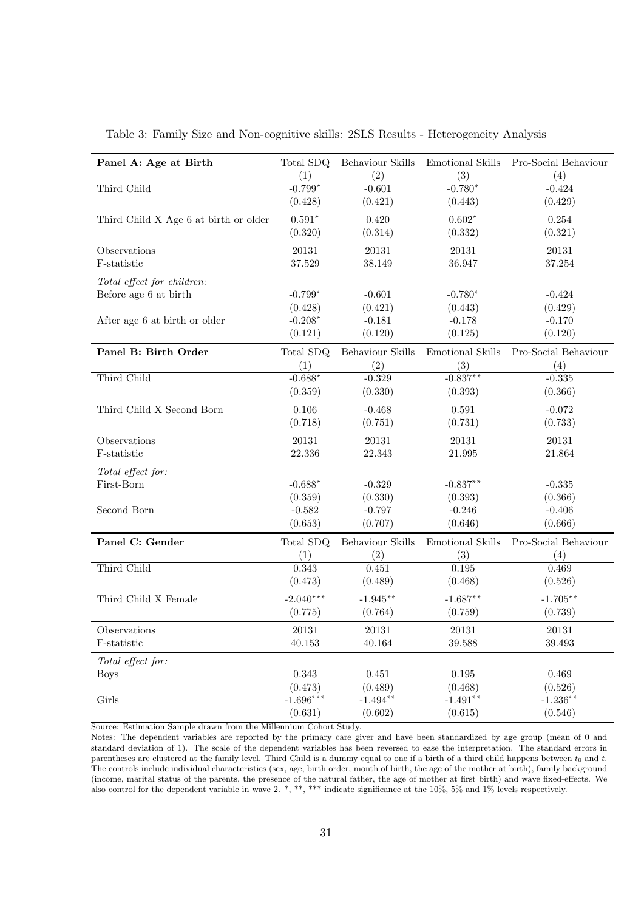Table 3: Family Size and Non-cognitive skills: 2SLS Results - Heterogeneity Analysis

| **Panel A: Age at Birth** | Total SDQ | Behaviour Skills | Emotional Skills | Pro-Social Behaviour |
|---|---|---|---|---|
| | (1) | (2) | (3) | (4) |
| Third Child | -0.799* | -0.601 | -0.780* | -0.424 |
| | (0.428) | (0.421) | (0.443) | (0.429) |
| Third Child X Age 6 at birth or older | 0.591* | 0.420 | 0.602* | 0.254 |
| | (0.320) | (0.314) | (0.332) | (0.321) |
| Observations | 20131 | 20131 | 20131 | 20131 |
| F-statistic | 37.529 | 38.149 | 36.947 | 37.254 |
| *Total effect for children:* | | | | |
| Before age 6 at birth | -0.799* | -0.601 | -0.780* | -0.424 |
| | (0.428) | (0.421) | (0.443) | (0.429) |
| After age 6 at birth or older | -0.208* | -0.181 | -0.178 | -0.170 |
| | (0.121) | (0.120) | (0.125) | (0.120) |
| **Panel B: Birth Order** | Total SDQ | Behaviour Skills | Emotional Skills | Pro-Social Behaviour |
| | (1) | (2) | (3) | (4) |
| Third Child | -0.688* | -0.329 | -0.837** | -0.335 |
| | (0.359) | (0.330) | (0.393) | (0.366) |
| Third Child X Second Born | 0.106 | -0.468 | 0.591 | -0.072 |
| | (0.718) | (0.751) | (0.731) | (0.733) |
| Observations | 20131 | 20131 | 20131 | 20131 |
| F-statistic | 22.336 | 22.343 | 21.995 | 21.864 |
| *Total effect for:* | | | | |
| First-Born | -0.688* | -0.329 | -0.837** | -0.335 |
| | (0.359) | (0.330) | (0.393) | (0.366) |
| Second Born | -0.582 | -0.797 | -0.246 | -0.406 |
| | (0.653) | (0.707) | (0.646) | (0.666) |
| **Panel C: Gender** | Total SDQ | Behaviour Skills | Emotional Skills | Pro-Social Behaviour |
| | (1) | (2) | (3) | (4) |
| Third Child | 0.343 | 0.451 | 0.195 | 0.469 |
| | (0.473) | (0.489) | (0.468) | (0.526) |
| Third Child X Female | -2.040*** | -1.945** | -1.687** | -1.705** |
| | (0.775) | (0.764) | (0.759) | (0.739) |
| Observations | 20131 | 20131 | 20131 | 20131 |
| F-statistic | 40.153 | 40.164 | 39.588 | 39.493 |
| *Total effect for:* | | | | |
| Boys | 0.343 | 0.451 | 0.195 | 0.469 |
| | (0.473) | (0.489) | (0.468) | (0.526) |
| Girls | -1.696*** | -1.494** | -1.491** | -1.236** |
| | (0.631) | (0.602) | (0.615) | (0.546) |

Source: Estimation Sample drawn from the Millennium Cohort Study.

Notes: The dependent variables are reported by the primary care giver and have been standardized by age group (mean of 0 and standard deviation of 1). The scale of the dependent variables has been reversed to ease the interpretation. The standard errors in parentheses are clustered at the family level. Third Child is a dummy equal to one if a birth of a third child happens between $t_0$ and $t$. The controls include individual characteristics (sex, age, birth order, month of birth, the age of the mother at birth), family background (income, marital status of the parents, the presence of the natural father, the age of mother at first birth) and wave fixed-effects. We also control for the dependent variable in wave 2. *, **, *** indicate significance at the 10%, 5% and 1% levels respectively.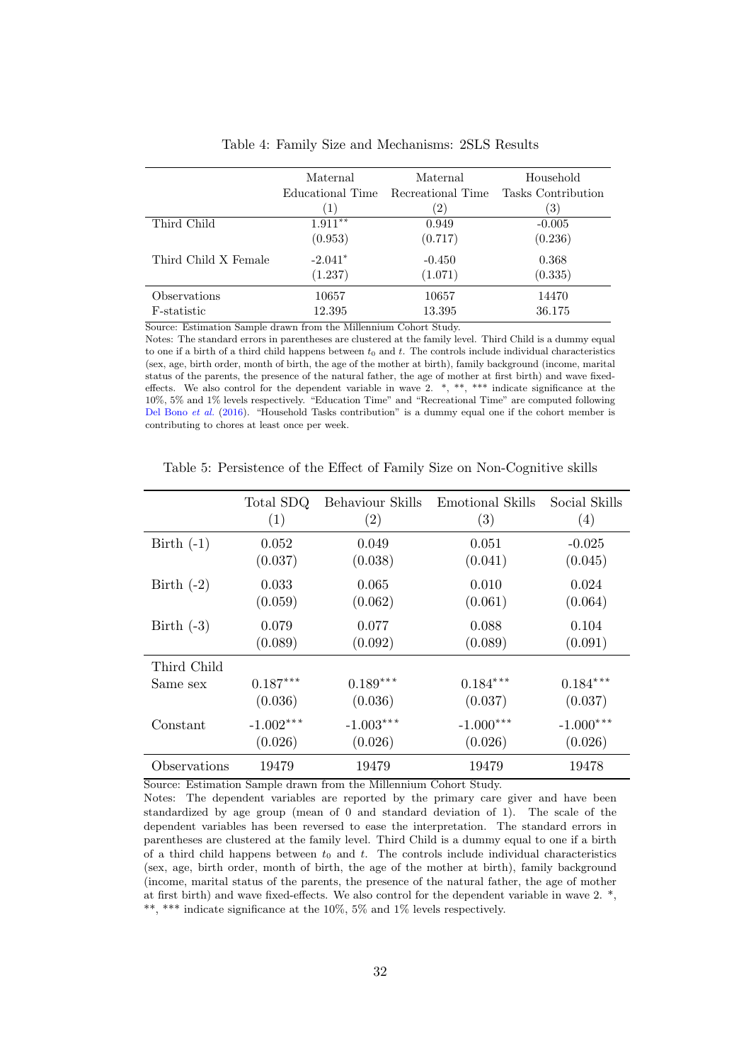Table 4: Family Size and Mechanisms: 2SLS Results

| | Maternal Educational Time | Maternal Recreational Time | Household Tasks Contribution |
|---|---|---|---|
| | (1) | (2) | (3) |
| Third Child | 1.911** | 0.949 | -0.005 |
| | (0.953) | (0.717) | (0.236) |
| Third Child X Female | -2.041* | -0.450 | 0.368 |
| | (1.237) | (1.071) | (0.335) |
| Observations | 10657 | 10657 | 14470 |
| F-statistic | 12.395 | 13.395 | 36.175 |

Source: Estimation Sample drawn from the Millennium Cohort Study.

Notes: The standard errors in parentheses are clustered at the family level. Third Child is a dummy equal to one if a birth of a third child happens between $t_0$ and $t$. The controls include individual characteristics (sex, age, birth order, month of birth, the age of the mother at birth), family background (income, marital status of the parents, the presence of the natural father, the age of mother at first birth) and wave fixed-effects. We also control for the dependent variable in wave 2. *, **, *** indicate significance at the 10%, 5% and 1% levels respectively. "Education Time" and "Recreational Time" are computed following Del Bono *et al.* (2016). "Household Tasks contribution" is a dummy equal one if the cohort member is contributing to chores at least once per week.

Table 5: Persistence of the Effect of Family Size on Non-Cognitive skills

| | Total SDQ | Behaviour Skills | Emotional Skills | Social Skills |
|---|---|---|---|---|
| | (1) | (2) | (3) | (4) |
| Birth (-1) | 0.052 | 0.049 | 0.051 | -0.025 |
| | (0.037) | (0.038) | (0.041) | (0.045) |
| Birth (-2) | 0.033 | 0.065 | 0.010 | 0.024 |
| | (0.059) | (0.062) | (0.061) | (0.064) |
| Birth (-3) | 0.079 | 0.077 | 0.088 | 0.104 |
| | (0.089) | (0.092) | (0.089) | (0.091) |
| Third Child Same sex | 0.187*** | 0.189*** | 0.184*** | 0.184*** |
| | (0.036) | (0.036) | (0.037) | (0.037) |
| Constant | -1.002*** | -1.003*** | -1.000*** | -1.000*** |
| | (0.026) | (0.026) | (0.026) | (0.026) |
| Observations | 19479 | 19479 | 19479 | 19478 |

Source: Estimation Sample drawn from the Millennium Cohort Study.

Notes: The dependent variables are reported by the primary care giver and have been standardized by age group (mean of 0 and standard deviation of 1). The scale of the dependent variables has been reversed to ease the interpretation. The standard errors in parentheses are clustered at the family level. Third Child is a dummy equal to one if a birth of a third child happens between $t_0$ and $t$. The controls include individual characteristics (sex, age, birth order, month of birth, the age of the mother at birth), family background (income, marital status of the parents, the presence of the natural father, the age of mother at first birth) and wave fixed-effects. We also control for the dependent variable in wave 2. *, **, *** indicate significance at the 10%, 5% and 1% levels respectively.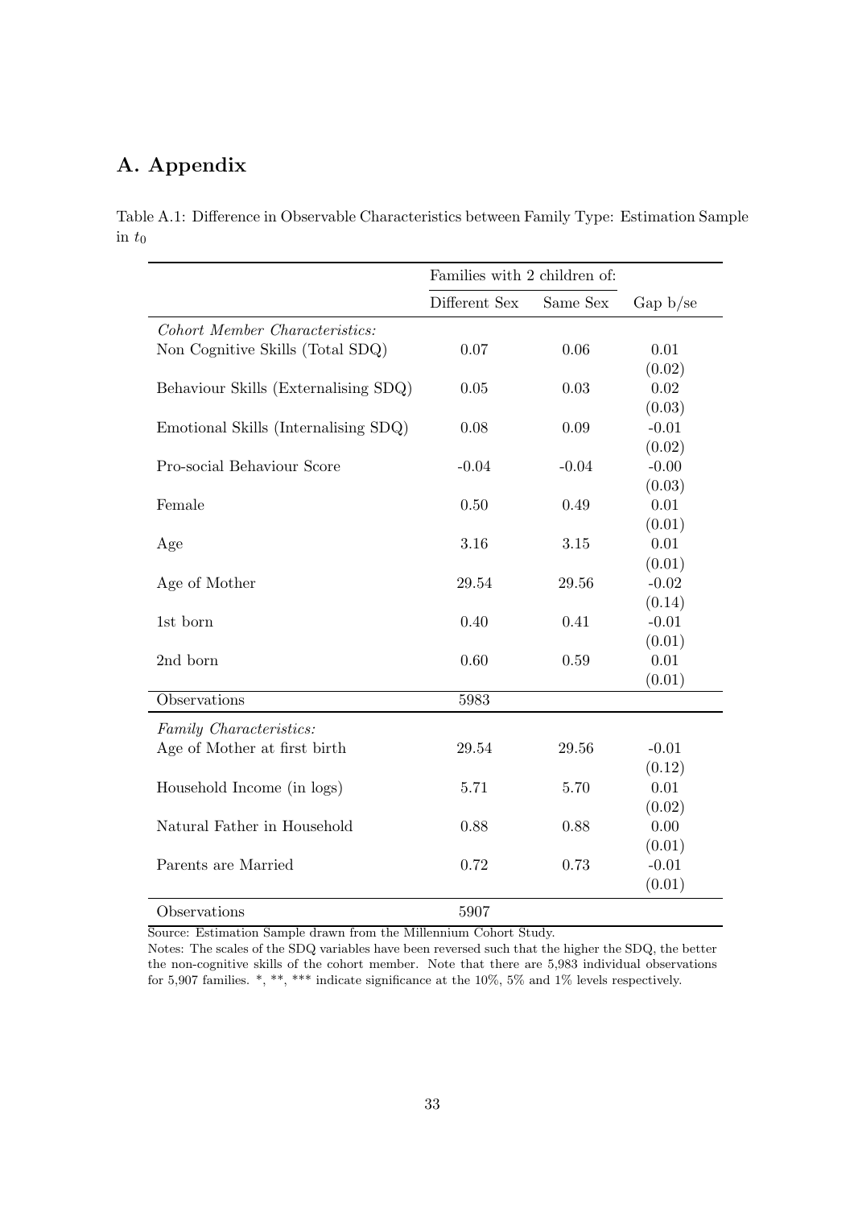# A. Appendix

Table A.1: Difference in Observable Characteristics between Family Type: Estimation Sample in $t_0$

| | Families with 2 children of: | | |
|---|---|---|---|
| | Different Sex | Same Sex | Gap b/se |
| *Cohort Member Characteristics:* | | | |
| Non Cognitive Skills (Total SDQ) | 0.07 | 0.06 | 0.01 |
| | | | (0.02) |
| Behaviour Skills (Externalising SDQ) | 0.05 | 0.03 | 0.02 |
| | | | (0.03) |
| Emotional Skills (Internalising SDQ) | 0.08 | 0.09 | -0.01 |
| | | | (0.02) |
| Pro-social Behaviour Score | -0.04 | -0.04 | -0.00 |
| | | | (0.03) |
| Female | 0.50 | 0.49 | 0.01 |
| | | | (0.01) |
| Age | 3.16 | 3.15 | 0.01 |
| | | | (0.01) |
| Age of Mother | 29.54 | 29.56 | -0.02 |
| | | | (0.14) |
| 1st born | 0.40 | 0.41 | -0.01 |
| | | | (0.01) |
| 2nd born | 0.60 | 0.59 | 0.01 |
| | | | (0.01) |
| Observations | 5983 | | |
| *Family Characteristics:* | | | |
| Age of Mother at first birth | 29.54 | 29.56 | -0.01 |
| | | | (0.12) |
| Household Income (in logs) | 5.71 | 5.70 | 0.01 |
| | | | (0.02) |
| Natural Father in Household | 0.88 | 0.88 | 0.00 |
| | | | (0.01) |
| Parents are Married | 0.72 | 0.73 | -0.01 |
| | | | (0.01) |
| Observations | 5907 | | |

Source: Estimation Sample drawn from the Millennium Cohort Study.

Notes: The scales of the SDQ variables have been reversed such that the higher the SDQ, the better the non-cognitive skills of the cohort member. Note that there are 5,983 individual observations for 5,907 families. *, **, *** indicate significance at the 10%, 5% and 1% levels respectively.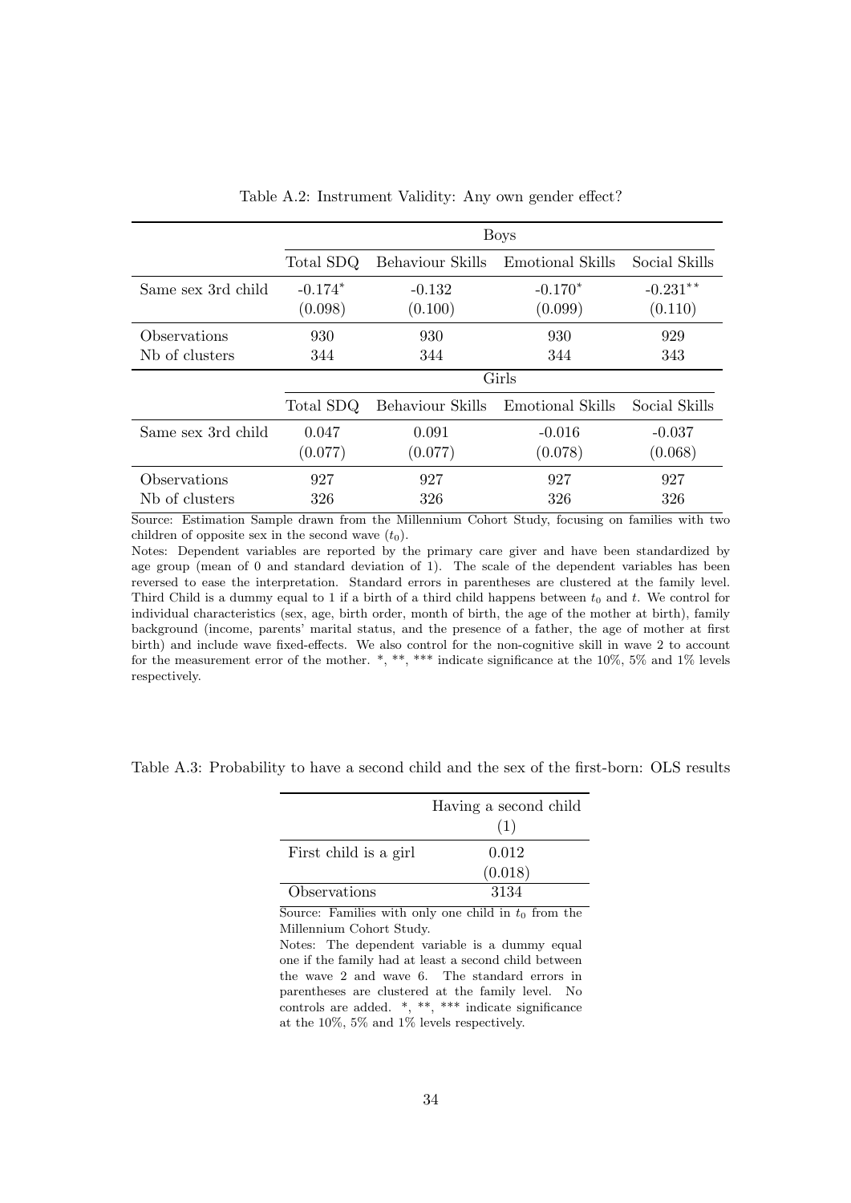Table A.2: Instrument Validity: Any own gender effect?

| | Boys | | | |
|---|---|---|---|---|
| | Total SDQ | Behaviour Skills | Emotional Skills | Social Skills |
| Same sex 3rd child | -0.174* | -0.132 | -0.170* | -0.231** |
| | (0.098) | (0.100) | (0.099) | (0.110) |
| Observations | 930 | 930 | 930 | 929 |
| Nb of clusters | 344 | 344 | 344 | 343 |
| | Girls | | | |
| | Total SDQ | Behaviour Skills | Emotional Skills | Social Skills |
| Same sex 3rd child | 0.047 | 0.091 | -0.016 | -0.037 |
| | (0.077) | (0.077) | (0.078) | (0.068) |
| Observations | 927 | 927 | 927 | 927 |
| Nb of clusters | 326 | 326 | 326 | 326 |

Source: Estimation Sample drawn from the Millennium Cohort Study, focusing on families with two children of opposite sex in the second wave ($t_0$).

Notes: Dependent variables are reported by the primary care giver and have been standardized by age group (mean of 0 and standard deviation of 1). The scale of the dependent variables has been reversed to ease the interpretation. Standard errors in parentheses are clustered at the family level. Third Child is a dummy equal to 1 if a birth of a third child happens between $t_0$ and $t$. We control for individual characteristics (sex, age, birth order, month of birth, the age of the mother at birth), family background (income, parents' marital status, and the presence of a father, the age of mother at first birth) and include wave fixed-effects. We also control for the non-cognitive skill in wave 2 to account for the measurement error of the mother. *, **, *** indicate significance at the 10%, 5% and 1% levels respectively.

Table A.3: Probability to have a second child and the sex of the first-born: OLS results

| | Having a second child |
|---|---|
| | (1) |
| First child is a girl | 0.012 |
| | (0.018) |
| Observations | 3134 |

Source: Families with only one child in $t_0$ from the Millennium Cohort Study.

Notes: The dependent variable is a dummy equal one if the family had at least a second child between the wave 2 and wave 6. The standard errors in parentheses are clustered at the family level. No controls are added. *, **, *** indicate significance at the 10%, 5% and 1% levels respectively.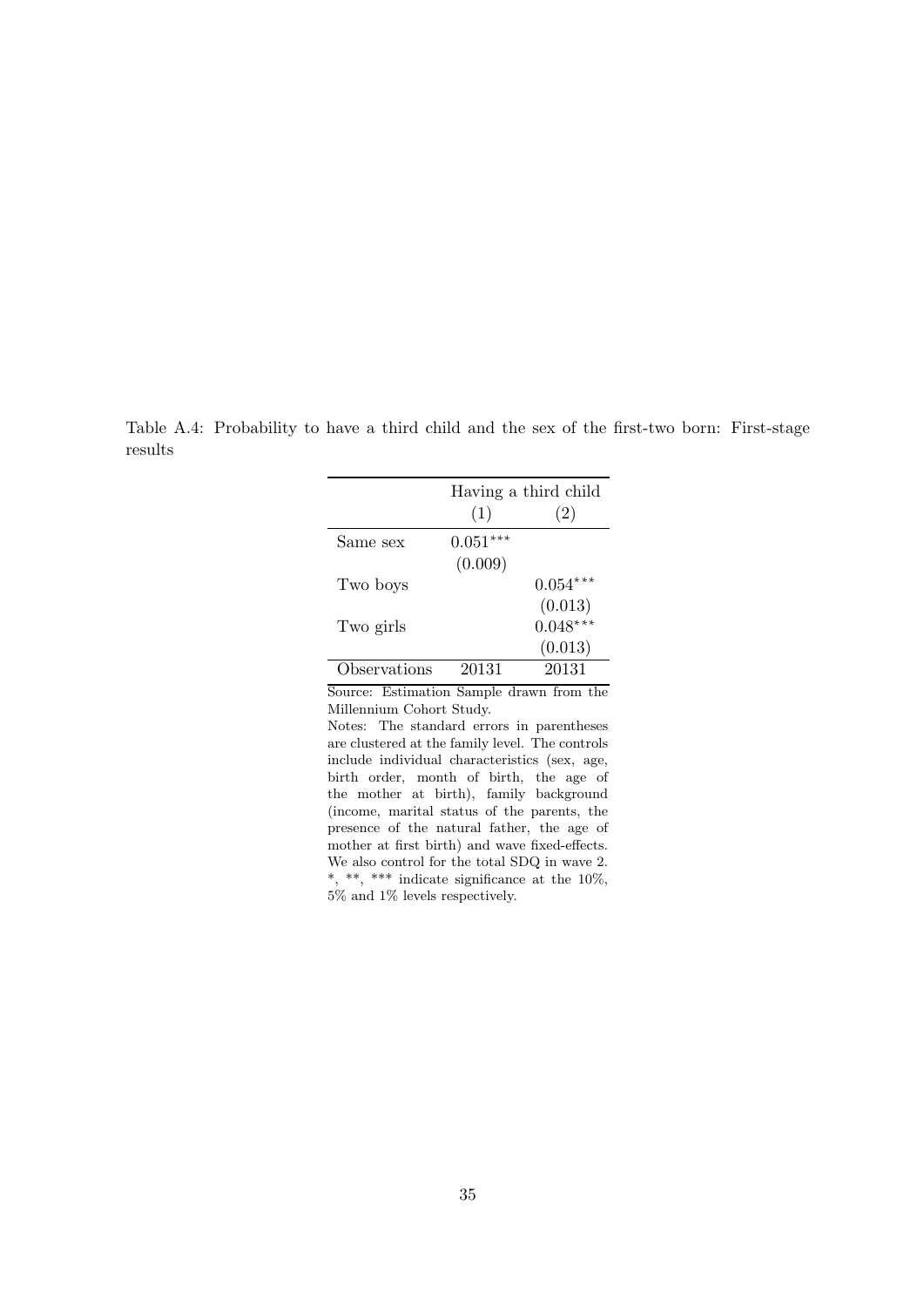Table A.4: Probability to have a third child and the sex of the first-two born: First-stage results

| | Having a third child | |
|---|---|---|
| | (1) | (2) |
| Same sex | $0.051^{***}$ | |
| | (0.009) | |
| Two boys | | $0.054^{***}$ |
| | | (0.013) |
| Two girls | | $0.048^{***}$ |
| | | (0.013) |
| Observations | 20131 | 20131 |

Source: Estimation Sample drawn from the Millennium Cohort Study.

Notes: The standard errors in parentheses are clustered at the family level. The controls include individual characteristics (sex, age, birth order, month of birth, the age of the mother at birth), family background (income, marital status of the parents, the presence of the natural father, the age of mother at first birth) and wave fixed-effects. We also control for the total SDQ in wave 2. *, **, *** indicate significance at the 10%, 5% and 1% levels respectively.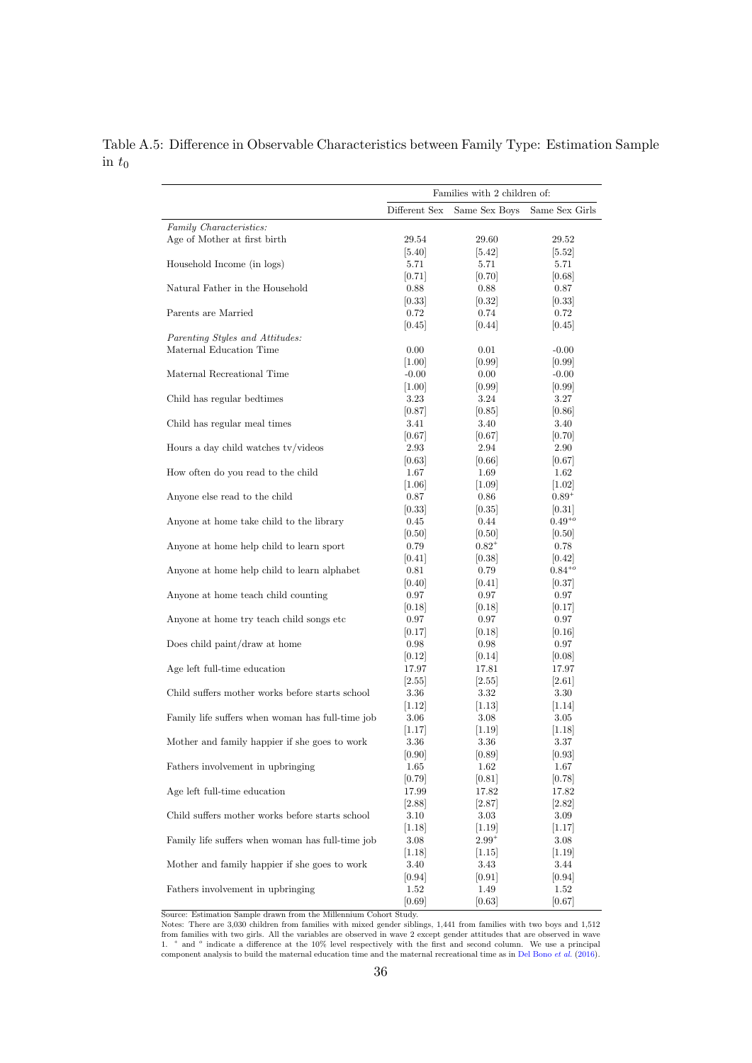Table A.5: Difference in Observable Characteristics between Family Type: Estimation Sample in $t_0$

| | Families with 2 children of: | | |
|---|---|---|---|
| | Different Sex | Same Sex Boys | Same Sex Girls |
| *Family Characteristics:* | | | |
| Age of Mother at first birth | 29.54 | 29.60 | 29.52 |
| | [5.40] | [5.42] | [5.52] |
| Household Income (in logs) | 5.71 | 5.71 | 5.71 |
| | [0.71] | [0.70] | [0.68] |
| Natural Father in the Household | 0.88 | 0.88 | 0.87 |
| | [0.33] | [0.32] | [0.33] |
| Parents are Married | 0.72 | 0.74 | 0.72 |
| | [0.45] | [0.44] | [0.45] |
| *Parenting Styles and Attitudes:* | | | |
| Maternal Education Time | 0.00 | 0.01 | -0.00 |
| | [1.00] | [0.99] | [0.99] |
| Maternal Recreational Time | -0.00 | 0.00 | -0.00 |
| | [1.00] | [0.99] | [0.99] |
| Child has regular bedtimes | 3.23 | 3.24 | 3.27 |
| | [0.87] | [0.85] | [0.86] |
| Child has regular meal times | 3.41 | 3.40 | 3.40 |
| | [0.67] | [0.67] | [0.70] |
| Hours a day child watches tv/videos | 2.93 | 2.94 | 2.90 |
| | [0.63] | [0.66] | [0.67] |
| How often do you read to the child | 1.67 | 1.69 | 1.62 |
| | [1.06] | [1.09] | [1.02] |
| Anyone else read to the child | 0.87 | 0.86 | $0.89^{+}$ |
| | [0.33] | [0.35] | [0.31] |
| Anyone at home take child to the library | 0.45 | 0.44 | $0.49^{+o}$ |
| | [0.50] | [0.50] | [0.50] |
| Anyone at home help child to learn sport | 0.79 | $0.82^{+}$ | 0.78 |
| | [0.41] | [0.38] | [0.42] |
| Anyone at home help child to learn alphabet | 0.81 | 0.79 | $0.84^{+o}$ |
| | [0.40] | [0.41] | [0.37] |
| Anyone at home teach child counting | 0.97 | 0.97 | 0.97 |
| | [0.18] | [0.18] | [0.17] |
| Anyone at home try teach child songs etc | 0.97 | 0.97 | 0.97 |
| | [0.17] | [0.18] | [0.16] |
| Does child paint/draw at home | 0.98 | 0.98 | 0.97 |
| | [0.12] | [0.14] | [0.08] |
| Age left full-time education | 17.97 | 17.81 | 17.97 |
| | [2.55] | [2.55] | [2.61] |
| Child suffers mother works before starts school | 3.36 | 3.32 | 3.30 |
| | [1.12] | [1.13] | [1.14] |
| Family life suffers when woman has full-time job | 3.06 | 3.08 | 3.05 |
| | [1.17] | [1.19] | [1.18] |
| Mother and family happier if she goes to work | 3.36 | 3.36 | 3.37 |
| | [0.90] | [0.89] | [0.93] |
| Fathers involvement in upbringing | 1.65 | 1.62 | 1.67 |
| | [0.79] | [0.81] | [0.78] |
| Age left full-time education | 17.99 | 17.82 | 17.82 |
| | [2.88] | [2.87] | [2.82] |
| Child suffers mother works before starts school | 3.10 | 3.03 | 3.09 |
| | [1.18] | [1.19] | [1.17] |
| Family life suffers when woman has full-time job | 3.08 | $2.99^{+}$ | 3.08 |
| | [1.18] | [1.15] | [1.19] |
| Mother and family happier if she goes to work | 3.40 | 3.43 | 3.44 |
| | [0.94] | [0.91] | [0.94] |
| Fathers involvement in upbringing | 1.52 | 1.49 | 1.52 |
| | [0.69] | [0.63] | [0.67] |

Source: Estimation Sample drawn from the Millennium Cohort Study.
Notes: There are 3,030 children from families with mixed gender siblings, 1,441 from families with two boys and 1,512 from families with two girls. All the variables are observed in wave 2 except gender attitudes that are observed in wave 1. $^{+}$ and $^{o}$ indicate a difference at the 10% level respectively with the first and second column. We use a principal component analysis to build the maternal education time and the maternal recreational time as in Del Bono *et al.* (2016).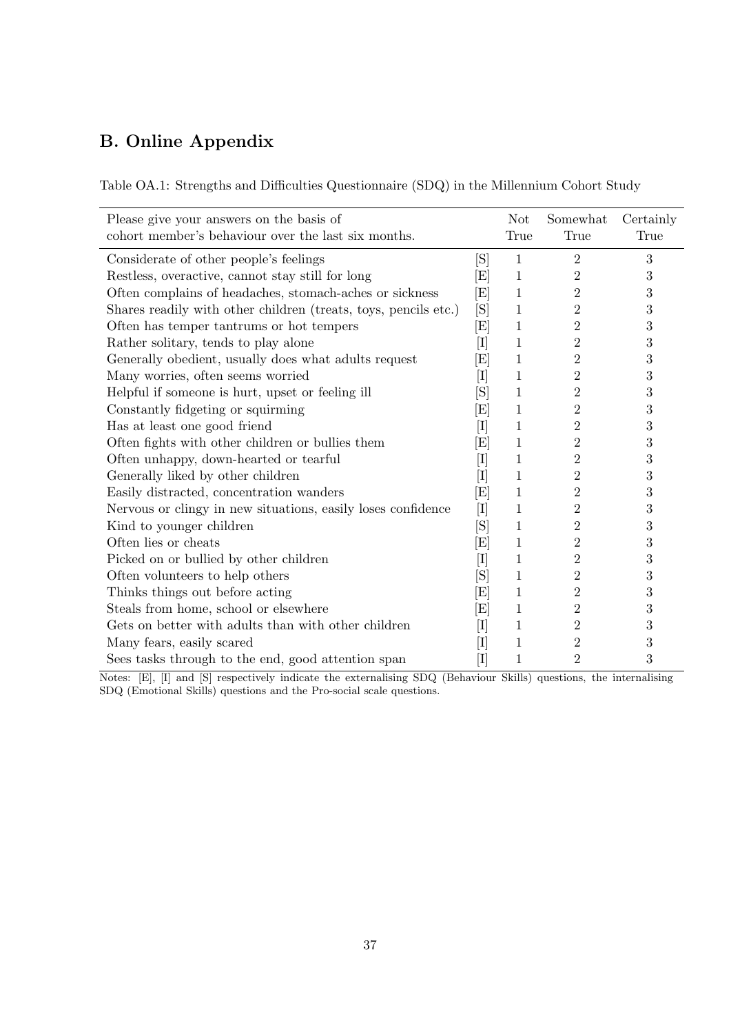## B. Online Appendix

Table OA.1: Strengths and Difficulties Questionnaire (SDQ) in the Millennium Cohort Study

| Please give your answers on the basis of cohort member's behaviour over the last six months. | | Not True | Somewhat True | Certainly True |
|---|---|---|---|---|
| Considerate of other people's feelings | [S] | 1 | 2 | 3 |
| Restless, overactive, cannot stay still for long | [E] | 1 | 2 | 3 |
| Often complains of headaches, stomach-aches or sickness | [E] | 1 | 2 | 3 |
| Shares readily with other children (treats, toys, pencils etc.) | [S] | 1 | 2 | 3 |
| Often has temper tantrums or hot tempers | [E] | 1 | 2 | 3 |
| Rather solitary, tends to play alone | [I] | 1 | 2 | 3 |
| Generally obedient, usually does what adults request | [E] | 1 | 2 | 3 |
| Many worries, often seems worried | [I] | 1 | 2 | 3 |
| Helpful if someone is hurt, upset or feeling ill | [S] | 1 | 2 | 3 |
| Constantly fidgeting or squirming | [E] | 1 | 2 | 3 |
| Has at least one good friend | [I] | 1 | 2 | 3 |
| Often fights with other children or bullies them | [E] | 1 | 2 | 3 |
| Often unhappy, down-hearted or tearful | [I] | 1 | 2 | 3 |
| Generally liked by other children | [I] | 1 | 2 | 3 |
| Easily distracted, concentration wanders | [E] | 1 | 2 | 3 |
| Nervous or clingy in new situations, easily loses confidence | [I] | 1 | 2 | 3 |
| Kind to younger children | [S] | 1 | 2 | 3 |
| Often lies or cheats | [E] | 1 | 2 | 3 |
| Picked on or bullied by other children | [I] | 1 | 2 | 3 |
| Often volunteers to help others | [S] | 1 | 2 | 3 |
| Thinks things out before acting | [E] | 1 | 2 | 3 |
| Steals from home, school or elsewhere | [E] | 1 | 2 | 3 |
| Gets on better with adults than with other children | [I] | 1 | 2 | 3 |
| Many fears, easily scared | [I] | 1 | 2 | 3 |
| Sees tasks through to the end, good attention span | [I] | 1 | 2 | 3 |

Notes: [E], [I] and [S] respectively indicate the externalising SDQ (Behaviour Skills) questions, the internalising SDQ (Emotional Skills) questions and the Pro-social scale questions.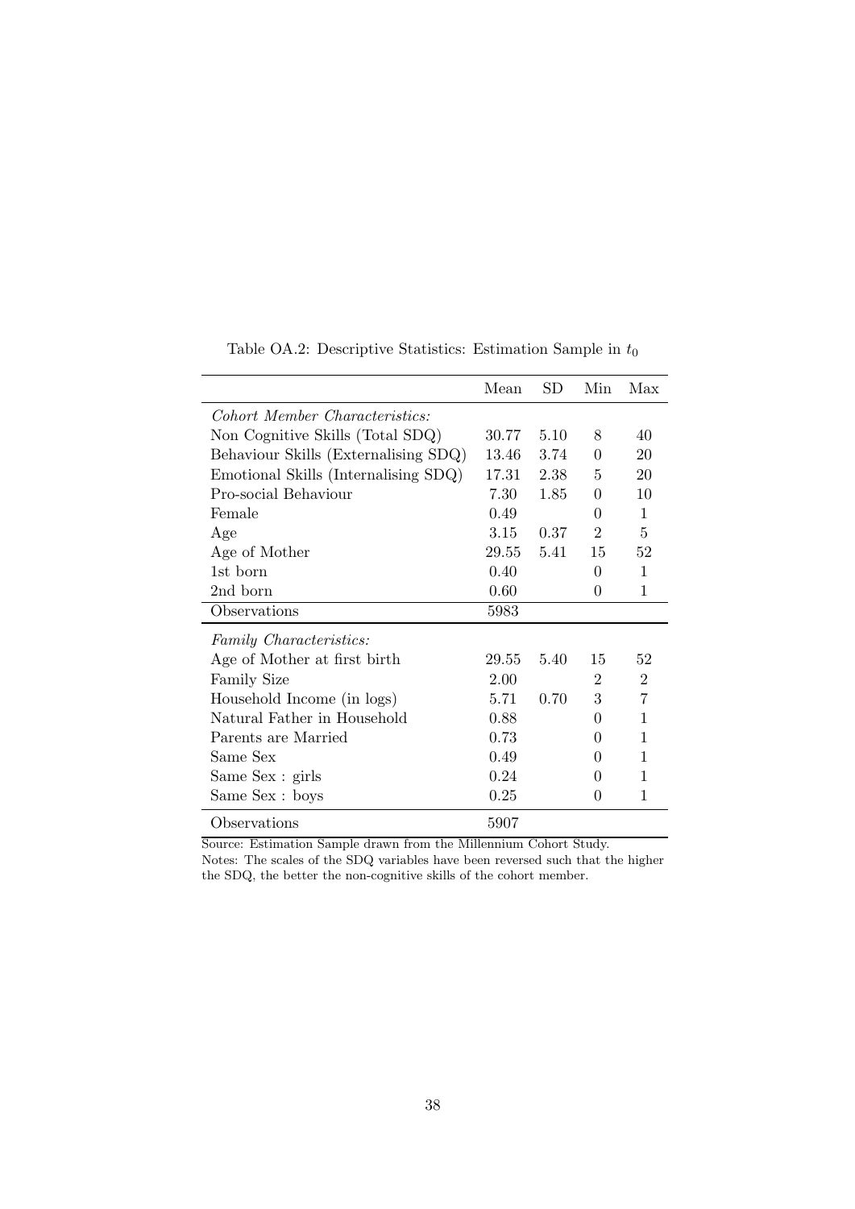Table OA.2: Descriptive Statistics: Estimation Sample in $t_0$

| | Mean | SD | Min | Max |
|---|---|---|---|---|
| *Cohort Member Characteristics:* | | | | |
| Non Cognitive Skills (Total SDQ) | 30.77 | 5.10 | 8 | 40 |
| Behaviour Skills (Externalising SDQ) | 13.46 | 3.74 | 0 | 20 |
| Emotional Skills (Internalising SDQ) | 17.31 | 2.38 | 5 | 20 |
| Pro-social Behaviour | 7.30 | 1.85 | 0 | 10 |
| Female | 0.49 | | 0 | 1 |
| Age | 3.15 | 0.37 | 2 | 5 |
| Age of Mother | 29.55 | 5.41 | 15 | 52 |
| 1st born | 0.40 | | 0 | 1 |
| 2nd born | 0.60 | | 0 | 1 |
| Observations | 5983 | | | |
| *Family Characteristics:* | | | | |
| Age of Mother at first birth | 29.55 | 5.40 | 15 | 52 |
| Family Size | 2.00 | | 2 | 2 |
| Household Income (in logs) | 5.71 | 0.70 | 3 | 7 |
| Natural Father in Household | 0.88 | | 0 | 1 |
| Parents are Married | 0.73 | | 0 | 1 |
| Same Sex | 0.49 | | 0 | 1 |
| Same Sex : girls | 0.24 | | 0 | 1 |
| Same Sex : boys | 0.25 | | 0 | 1 |
| Observations | 5907 | | | |

Source: Estimation Sample drawn from the Millennium Cohort Study.
Notes: The scales of the SDQ variables have been reversed such that the higher the SDQ, the better the non-cognitive skills of the cohort member.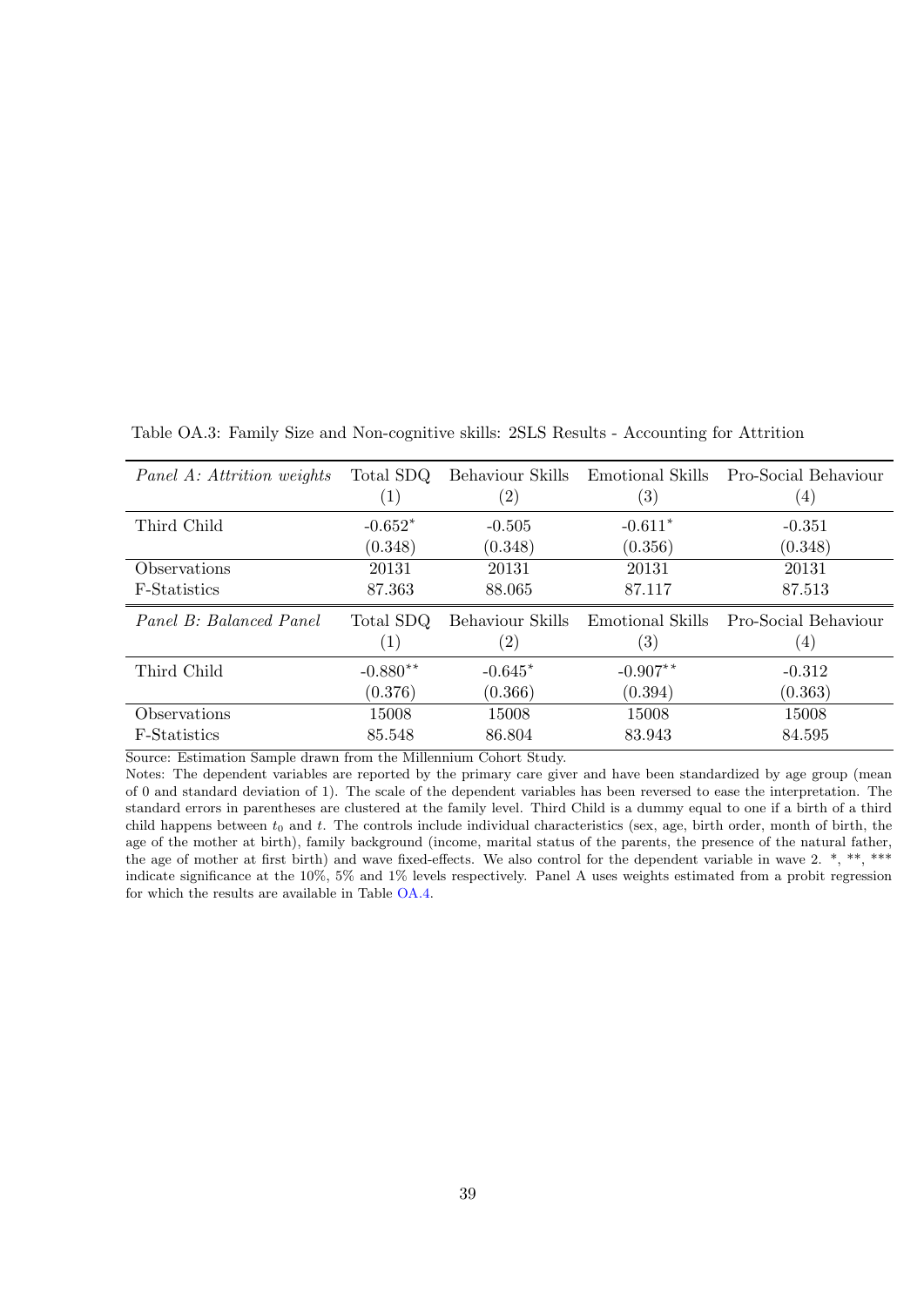Table OA.3: Family Size and Non-cognitive skills: 2SLS Results - Accounting for Attrition

| *Panel A: Attrition weights* | Total SDQ (1) | Behaviour Skills (2) | Emotional Skills (3) | Pro-Social Behaviour (4) |
|---|---|---|---|---|
| Third Child | -0.652* | -0.505 | -0.611* | -0.351 |
| | (0.348) | (0.348) | (0.356) | (0.348) |
| Observations | 20131 | 20131 | 20131 | 20131 |
| F-Statistics | 87.363 | 88.065 | 87.117 | 87.513 |
| *Panel B: Balanced Panel* | Total SDQ (1) | Behaviour Skills (2) | Emotional Skills (3) | Pro-Social Behaviour (4) |
| Third Child | -0.880** | -0.645* | -0.907** | -0.312 |
| | (0.376) | (0.366) | (0.394) | (0.363) |
| Observations | 15008 | 15008 | 15008 | 15008 |
| F-Statistics | 85.548 | 86.804 | 83.943 | 84.595 |

Source: Estimation Sample drawn from the Millennium Cohort Study.

Notes: The dependent variables are reported by the primary care giver and have been standardized by age group (mean of 0 and standard deviation of 1). The scale of the dependent variables has been reversed to ease the interpretation. The standard errors in parentheses are clustered at the family level. Third Child is a dummy equal to one if a birth of a third child happens between $t_0$ and $t$. The controls include individual characteristics (sex, age, birth order, month of birth, the age of the mother at birth), family background (income, marital status of the parents, the presence of the natural father, the age of mother at first birth) and wave fixed-effects. We also control for the dependent variable in wave 2. *, **, *** indicate significance at the 10%, 5% and 1% levels respectively. Panel A uses weights estimated from a probit regression for which the results are available in Table OA.4.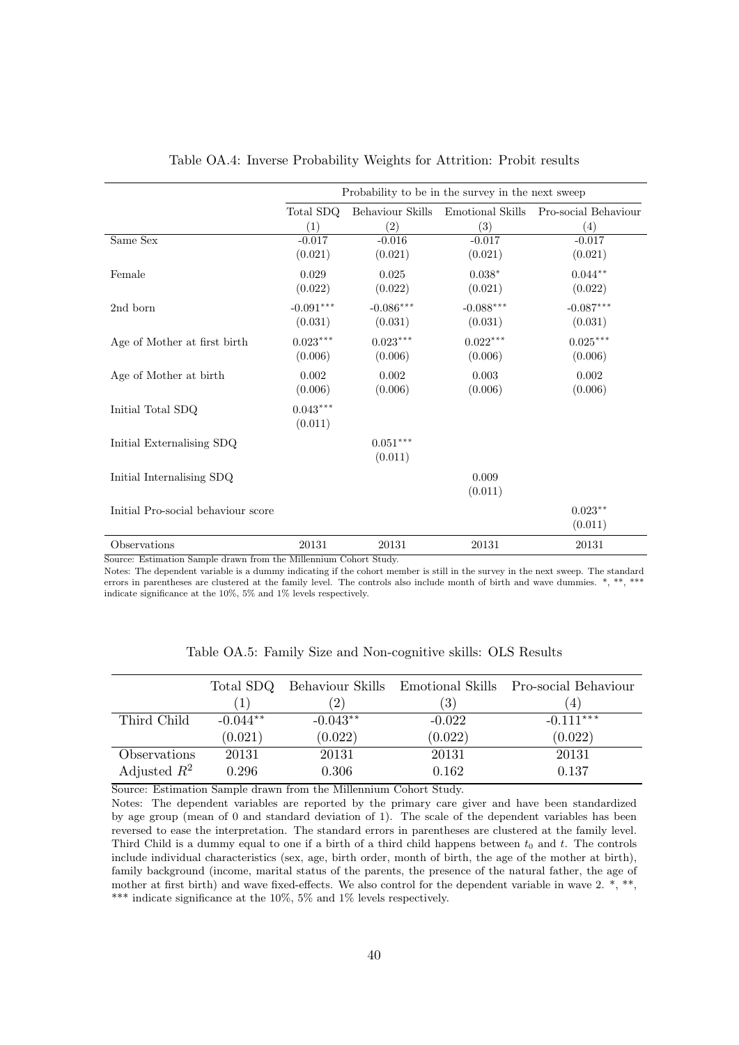Table OA.4: Inverse Probability Weights for Attrition: Probit results

| | Probability to be in the survey in the next sweep | | | |
|---|---|---|---|---|
| | Total SDQ | Behaviour Skills | Emotional Skills | Pro-social Behaviour |
| | (1) | (2) | (3) | (4) |
| Same Sex | -0.017 | -0.016 | -0.017 | -0.017 |
| | (0.021) | (0.021) | (0.021) | (0.021) |
| Female | 0.029 | 0.025 | $0.038^{*}$ | $0.044^{**}$ |
| | (0.022) | (0.022) | (0.021) | (0.022) |
| 2nd born | $-0.091^{***}$ | $-0.086^{***}$ | $-0.088^{***}$ | $-0.087^{***}$ |
| | (0.031) | (0.031) | (0.031) | (0.031) |
| Age of Mother at first birth | $0.023^{***}$ | $0.023^{***}$ | $0.022^{***}$ | $0.025^{***}$ |
| | (0.006) | (0.006) | (0.006) | (0.006) |
| Age of Mother at birth | 0.002 | 0.002 | 0.003 | 0.002 |
| | (0.006) | (0.006) | (0.006) | (0.006) |
| Initial Total SDQ | $0.043^{***}$ | | | |
| | (0.011) | | | |
| Initial Externalising SDQ | | $0.051^{***}$ | | |
| | | (0.011) | | |
| Initial Internalising SDQ | | | 0.009 | |
| | | | (0.011) | |
| Initial Pro-social behaviour score | | | | $0.023^{**}$ |
| | | | | (0.011) |
| Observations | 20131 | 20131 | 20131 | 20131 |

Source: Estimation Sample drawn from the Millennium Cohort Study.

Notes: The dependent variable is a dummy indicating if the cohort member is still in the survey in the next sweep. The standard errors in parentheses are clustered at the family level. The controls also include month of birth and wave dummies. *, **, *** indicate significance at the 10%, 5% and 1% levels respectively.

Table OA.5: Family Size and Non-cognitive skills: OLS Results

| | Total SDQ | Behaviour Skills | Emotional Skills | Pro-social Behaviour |
|---|---|---|---|---|
| | (1) | (2) | (3) | (4) |
| Third Child | $-0.044^{**}$ | $-0.043^{**}$ | -0.022 | $-0.111^{***}$ |
| | (0.021) | (0.022) | (0.022) | (0.022) |
| Observations | 20131 | 20131 | 20131 | 20131 |
| Adjusted $R^2$ | 0.296 | 0.306 | 0.162 | 0.137 |

Source: Estimation Sample drawn from the Millennium Cohort Study.

Notes: The dependent variables are reported by the primary care giver and have been standardized by age group (mean of 0 and standard deviation of 1). The scale of the dependent variables has been reversed to ease the interpretation. The standard errors in parentheses are clustered at the family level. Third Child is a dummy equal to one if a birth of a third child happens between $t_0$ and $t$. The controls include individual characteristics (sex, age, birth order, month of birth, the age of the mother at birth), family background (income, marital status of the parents, the presence of the natural father, the age of mother at first birth) and wave fixed-effects. We also control for the dependent variable in wave 2. *, **, *** indicate significance at the 10%, 5% and 1% levels respectively.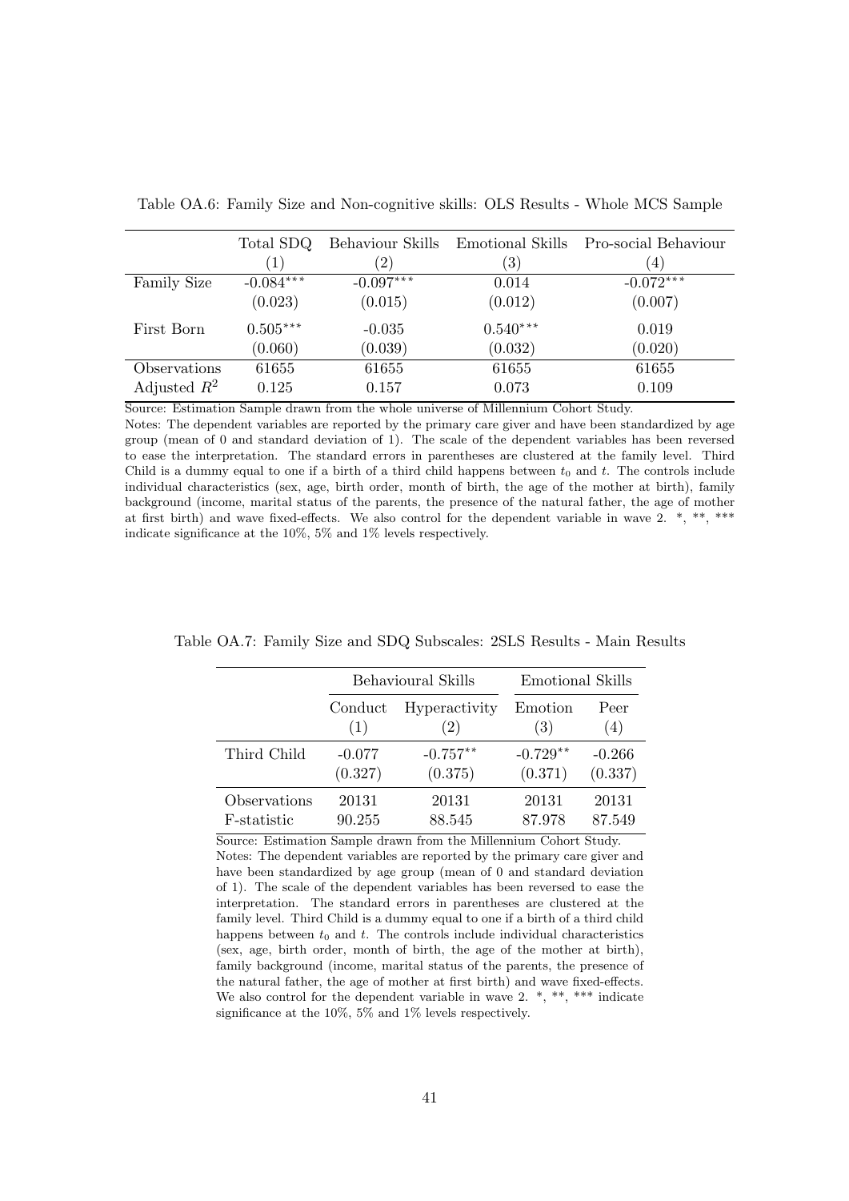Table OA.6: Family Size and Non-cognitive skills: OLS Results - Whole MCS Sample

| | Total SDQ | Behaviour Skills | Emotional Skills | Pro-social Behaviour |
|---|---|---|---|---|
| | (1) | (2) | (3) | (4) |
| Family Size | -0.084*** | -0.097*** | 0.014 | -0.072*** |
| | (0.023) | (0.015) | (0.012) | (0.007) |
| First Born | 0.505*** | -0.035 | 0.540*** | 0.019 |
| | (0.060) | (0.039) | (0.032) | (0.020) |
| Observations | 61655 | 61655 | 61655 | 61655 |
| Adjusted $R^2$ | 0.125 | 0.157 | 0.073 | 0.109 |

Source: Estimation Sample drawn from the whole universe of Millennium Cohort Study.

Notes: The dependent variables are reported by the primary care giver and have been standardized by age group (mean of 0 and standard deviation of 1). The scale of the dependent variables has been reversed to ease the interpretation. The standard errors in parentheses are clustered at the family level. Third Child is a dummy equal to one if a birth of a third child happens between $t_0$ and $t$. The controls include individual characteristics (sex, age, birth order, month of birth, the age of the mother at birth), family background (income, marital status of the parents, the presence of the natural father, the age of mother at first birth) and wave fixed-effects. We also control for the dependent variable in wave 2. *, **, *** indicate significance at the 10%, 5% and 1% levels respectively.

Table OA.7: Family Size and SDQ Subscales: 2SLS Results - Main Results

| | Behavioural Skills | | Emotional Skills | |
|---|---|---|---|---|
| | Conduct | Hyperactivity | Emotion | Peer |
| | (1) | (2) | (3) | (4) |
| Third Child | -0.077 | -0.757** | -0.729** | -0.266 |
| | (0.327) | (0.375) | (0.371) | (0.337) |
| Observations | 20131 | 20131 | 20131 | 20131 |
| F-statistic | 90.255 | 88.545 | 87.978 | 87.549 |

Source: Estimation Sample drawn from the Millennium Cohort Study.

Notes: The dependent variables are reported by the primary care giver and have been standardized by age group (mean of 0 and standard deviation of 1). The scale of the dependent variables has been reversed to ease the interpretation. The standard errors in parentheses are clustered at the family level. Third Child is a dummy equal to one if a birth of a third child happens between $t_0$ and $t$. The controls include individual characteristics (sex, age, birth order, month of birth, the age of the mother at birth), family background (income, marital status of the parents, the presence of the natural father, the age of mother at first birth) and wave fixed-effects. We also control for the dependent variable in wave 2. *, **, *** indicate significance at the 10%, 5% and 1% levels respectively.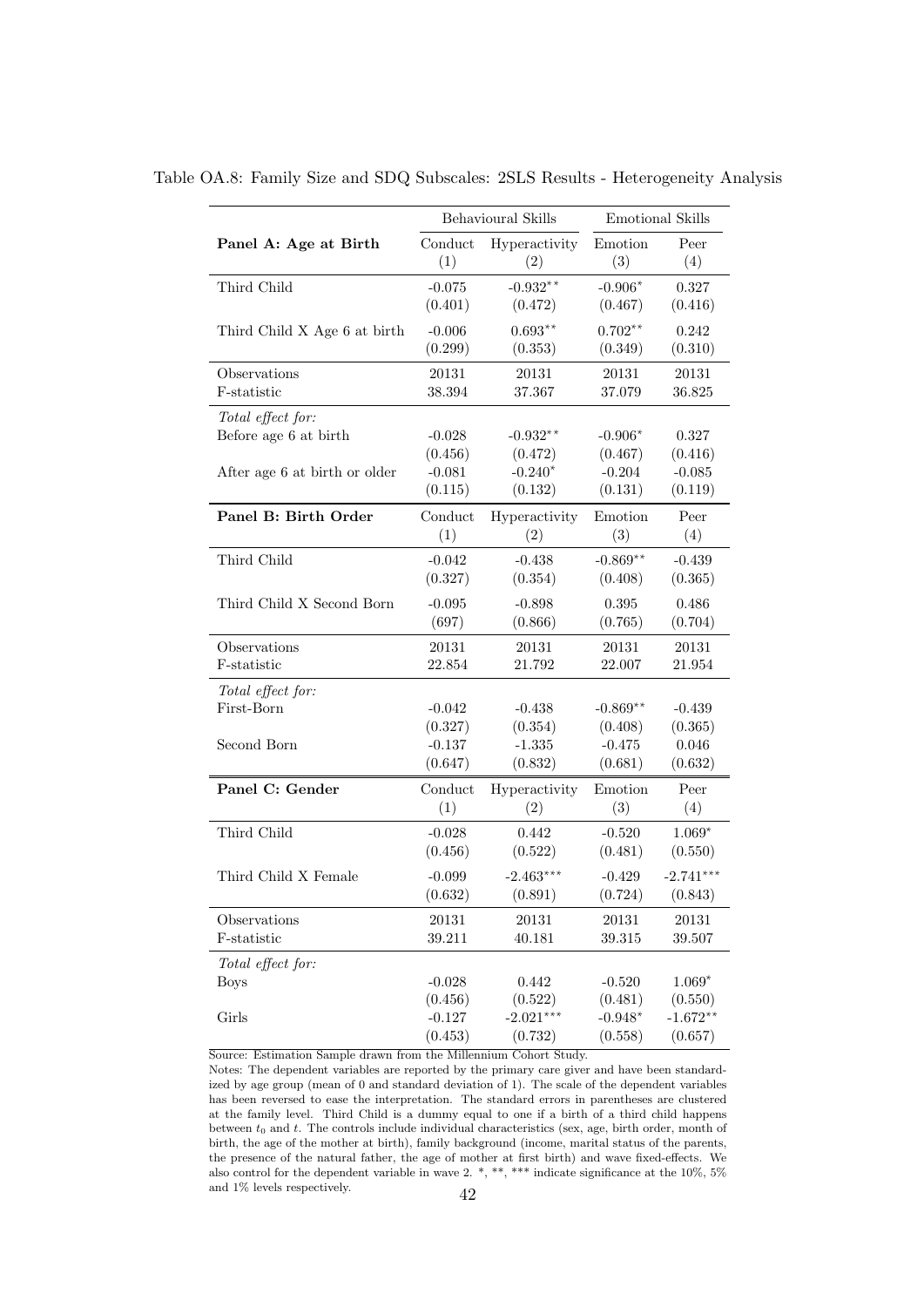Table OA.8: Family Size and SDQ Subscales: 2SLS Results - Heterogeneity Analysis

| | Behavioural Skills | | Emotional Skills | |
|---|---|---|---|---|
| **Panel A: Age at Birth** | Conduct (1) | Hyperactivity (2) | Emotion (3) | Peer (4) |
| Third Child | -0.075 | -0.932** | -0.906* | 0.327 |
| | (0.401) | (0.472) | (0.467) | (0.416) |
| Third Child X Age 6 at birth | -0.006 | 0.693** | 0.702** | 0.242 |
| | (0.299) | (0.353) | (0.349) | (0.310) |
| Observations | 20131 | 20131 | 20131 | 20131 |
| F-statistic | 38.394 | 37.367 | 37.079 | 36.825 |
| *Total effect for:* | | | | |
| Before age 6 at birth | -0.028 | -0.932** | -0.906* | 0.327 |
| | (0.456) | (0.472) | (0.467) | (0.416) |
| After age 6 at birth or older | -0.081 | -0.240* | -0.204 | -0.085 |
| | (0.115) | (0.132) | (0.131) | (0.119) |
| **Panel B: Birth Order** | Conduct (1) | Hyperactivity (2) | Emotion (3) | Peer (4) |
| Third Child | -0.042 | -0.438 | -0.869** | -0.439 |
| | (0.327) | (0.354) | (0.408) | (0.365) |
| Third Child X Second Born | -0.095 | -0.898 | 0.395 | 0.486 |
| | (697) | (0.866) | (0.765) | (0.704) |
| Observations | 20131 | 20131 | 20131 | 20131 |
| F-statistic | 22.854 | 21.792 | 22.007 | 21.954 |
| *Total effect for:* | | | | |
| First-Born | -0.042 | -0.438 | -0.869** | -0.439 |
| | (0.327) | (0.354) | (0.408) | (0.365) |
| Second Born | -0.137 | -1.335 | -0.475 | 0.046 |
| | (0.647) | (0.832) | (0.681) | (0.632) |
| **Panel C: Gender** | Conduct (1) | Hyperactivity (2) | Emotion (3) | Peer (4) |
| Third Child | -0.028 | 0.442 | -0.520 | 1.069* |
| | (0.456) | (0.522) | (0.481) | (0.550) |
| Third Child X Female | -0.099 | -2.463*** | -0.429 | -2.741*** |
| | (0.632) | (0.891) | (0.724) | (0.843) |
| Observations | 20131 | 20131 | 20131 | 20131 |
| F-statistic | 39.211 | 40.181 | 39.315 | 39.507 |
| *Total effect for:* | | | | |
| Boys | -0.028 | 0.442 | -0.520 | 1.069* |
| | (0.456) | (0.522) | (0.481) | (0.550) |
| Girls | -0.127 | -2.021*** | -0.948* | -1.672** |
| | (0.453) | (0.732) | (0.558) | (0.657) |

Source: Estimation Sample drawn from the Millennium Cohort Study.

Notes: The dependent variables are reported by the primary care giver and have been standardized by age group (mean of 0 and standard deviation of 1). The scale of the dependent variables has been reversed to ease the interpretation. The standard errors in parentheses are clustered at the family level. Third Child is a dummy equal to one if a birth of a third child happens between $t_0$ and $t$. The controls include individual characteristics (sex, age, birth order, month of birth, the age of the mother at birth), family background (income, marital status of the parents, the presence of the natural father, the age of mother at first birth) and wave fixed-effects. We also control for the dependent variable in wave 2. *, **, *** indicate significance at the 10%, 5% and 1% levels respectively.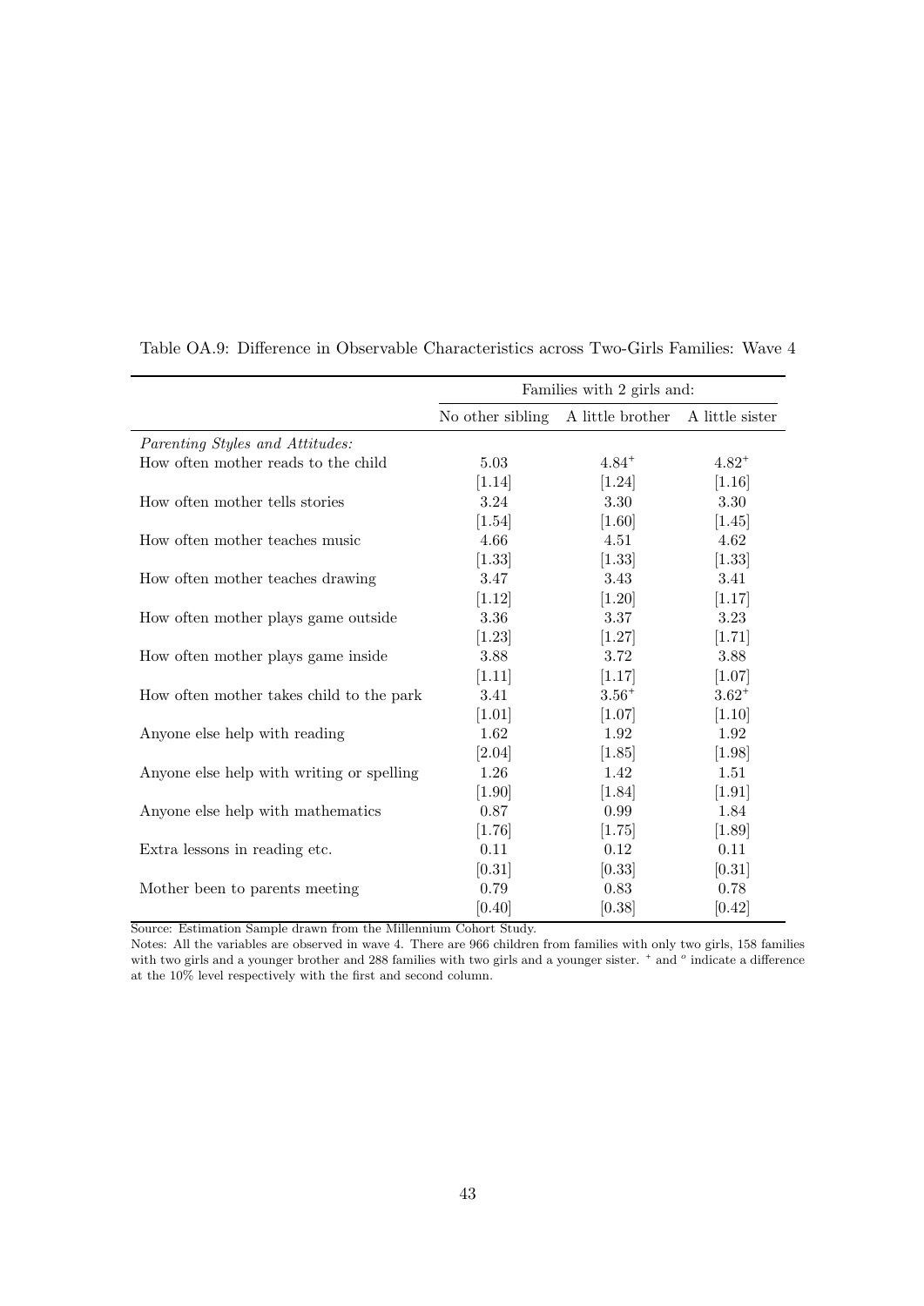Table OA.9: Difference in Observable Characteristics across Two-Girls Families: Wave 4

| | Families with 2 girls and: | | |
|---|---|---|---|
| | No other sibling | A little brother | A little sister |
| *Parenting Styles and Attitudes:* | | | |
| How often mother reads to the child | 5.03 | $4.84^{+}$ | $4.82^{+}$ |
| | [1.14] | [1.24] | [1.16] |
| How often mother tells stories | 3.24 | 3.30 | 3.30 |
| | [1.54] | [1.60] | [1.45] |
| How often mother teaches music | 4.66 | 4.51 | 4.62 |
| | [1.33] | [1.33] | [1.33] |
| How often mother teaches drawing | 3.47 | 3.43 | 3.41 |
| | [1.12] | [1.20] | [1.17] |
| How often mother plays game outside | 3.36 | 3.37 | 3.23 |
| | [1.23] | [1.27] | [1.71] |
| How often mother plays game inside | 3.88 | 3.72 | 3.88 |
| | [1.11] | [1.17] | [1.07] |
| How often mother takes child to the park | 3.41 | $3.56^{+}$ | $3.62^{+}$ |
| | [1.01] | [1.07] | [1.10] |
| Anyone else help with reading | 1.62 | 1.92 | 1.92 |
| | [2.04] | [1.85] | [1.98] |
| Anyone else help with writing or spelling | 1.26 | 1.42 | 1.51 |
| | [1.90] | [1.84] | [1.91] |
| Anyone else help with mathematics | 0.87 | 0.99 | 1.84 |
| | [1.76] | [1.75] | [1.89] |
| Extra lessons in reading etc. | 0.11 | 0.12 | 0.11 |
| | [0.31] | [0.33] | [0.31] |
| Mother been to parents meeting | 0.79 | 0.83 | 0.78 |
| | [0.40] | [0.38] | [0.42] |

Source: Estimation Sample drawn from the Millennium Cohort Study.

Notes: All the variables are observed in wave 4. There are 966 children from families with only two girls, 158 families with two girls and a younger brother and 288 families with two girls and a younger sister. $^{+}$ and $^{o}$ indicate a difference at the 10% level respectively with the first and second column.